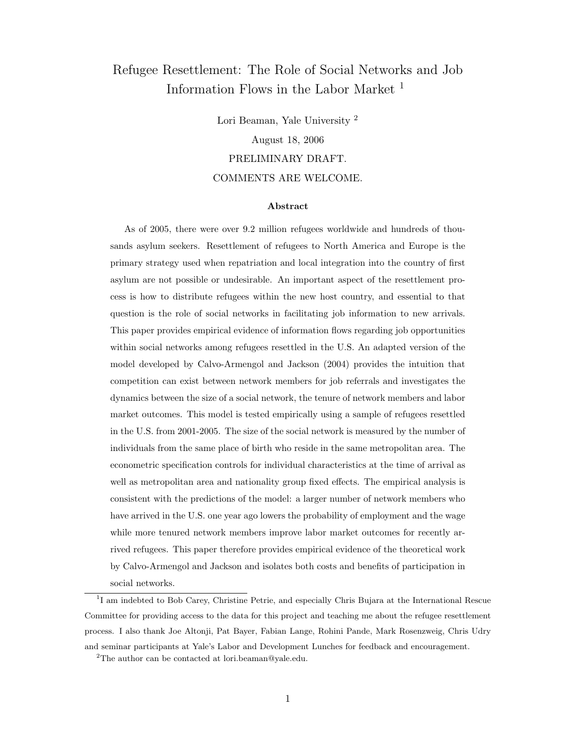# Refugee Resettlement: The Role of Social Networks and Job Information Flows in the Labor Market [1]

Lori Beaman, Yale University [2]

August 18, 2006

PRELIMINARY DRAFT.

COMMENTS ARE WELCOME.

### Abstract

As of 2005, there were over 9.2 million refugees worldwide and hundreds of thousands asylum seekers. Resettlement of refugees to North America and Europe is the primary strategy used when repatriation and local integration into the country of first asylum are not possible or undesirable. An important aspect of the resettlement process is how to distribute refugees within the new host country, and essential to that question is the role of social networks in facilitating job information to new arrivals. This paper provides empirical evidence of information flows regarding job opportunities within social networks among refugees resettled in the U.S. An adapted version of the model developed by Calvo-Armengol and Jackson (2004) provides the intuition that competition can exist between network members for job referrals and investigates the dynamics between the size of a social network, the tenure of network members and labor market outcomes. This model is tested empirically using a sample of refugees resettled in the U.S. from 2001-2005. The size of the social network is measured by the number of individuals from the same place of birth who reside in the same metropolitan area. The econometric specification controls for individual characteristics at the time of arrival as well as metropolitan area and nationality group fixed effects. The empirical analysis is consistent with the predictions of the model: a larger number of network members who have arrived in the U.S. one year ago lowers the probability of employment and the wage while more tenured network members improve labor market outcomes for recently arrived refugees. This paper therefore provides empirical evidence of the theoretical work by Calvo-Armengol and Jackson and isolates both costs and benefits of participation in social networks.

---

[1] I am indebted to Bob Carey, Christine Petrie, and especially Chris Bujara at the International Rescue Committee for providing access to the data for this project and teaching me about the refugee resettlement process. I also thank Joe Altonji, Pat Bayer, Fabian Lange, Rohini Pande, Mark Rosenzweig, Chris Udry and seminar participants at Yale's Labor and Development Lunches for feedback and encouragement.

[2] The author can be contacted at lori.beaman@yale.edu.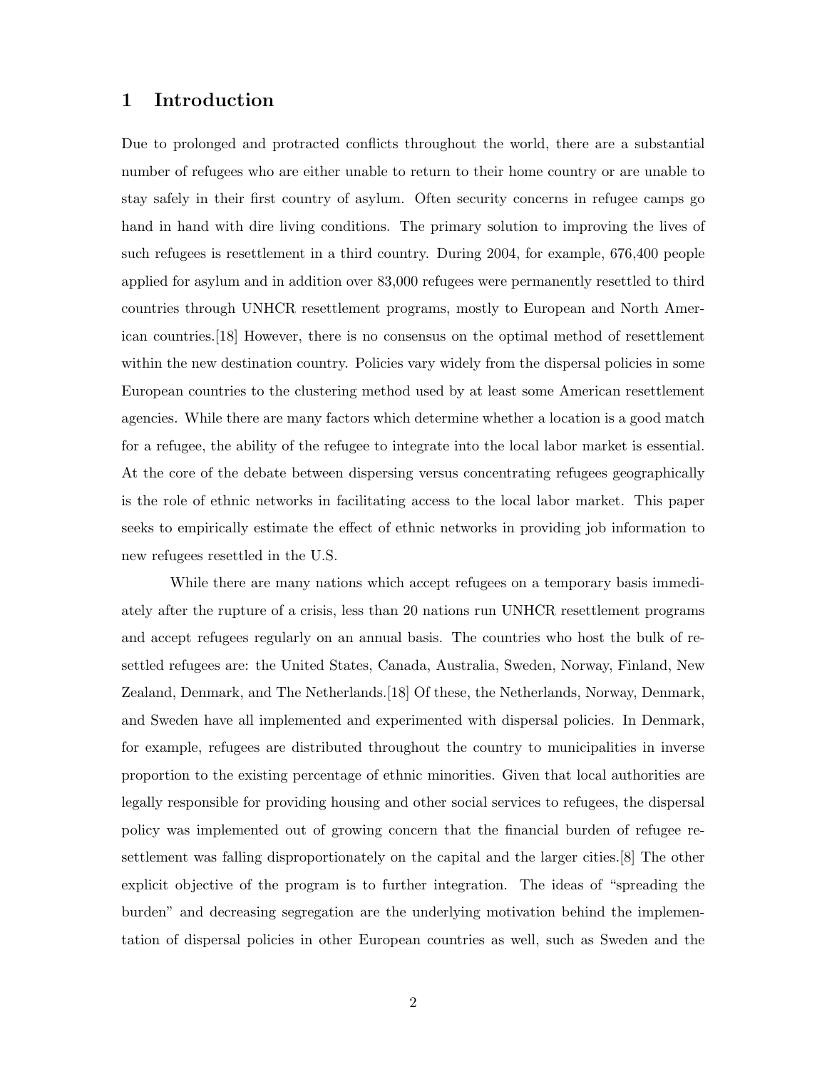# 1 Introduction

Due to prolonged and protracted conflicts throughout the world, there are a substantial number of refugees who are either unable to return to their home country or are unable to stay safely in their first country of asylum. Often security concerns in refugee camps go hand in hand with dire living conditions. The primary solution to improving the lives of such refugees is resettlement in a third country. During 2004, for example, 676,400 people applied for asylum and in addition over 83,000 refugees were permanently resettled to third countries through UNHCR resettlement programs, mostly to European and North American countries.[18] However, there is no consensus on the optimal method of resettlement within the new destination country. Policies vary widely from the dispersal policies in some European countries to the clustering method used by at least some American resettlement agencies. While there are many factors which determine whether a location is a good match for a refugee, the ability of the refugee to integrate into the local labor market is essential. At the core of the debate between dispersing versus concentrating refugees geographically is the role of ethnic networks in facilitating access to the local labor market. This paper seeks to empirically estimate the effect of ethnic networks in providing job information to new refugees resettled in the U.S.

While there are many nations which accept refugees on a temporary basis immediately after the rupture of a crisis, less than 20 nations run UNHCR resettlement programs and accept refugees regularly on an annual basis. The countries who host the bulk of resettled refugees are: the United States, Canada, Australia, Sweden, Norway, Finland, New Zealand, Denmark, and The Netherlands.[18] Of these, the Netherlands, Norway, Denmark, and Sweden have all implemented and experimented with dispersal policies. In Denmark, for example, refugees are distributed throughout the country to municipalities in inverse proportion to the existing percentage of ethnic minorities. Given that local authorities are legally responsible for providing housing and other social services to refugees, the dispersal policy was implemented out of growing concern that the financial burden of refugee resettlement was falling disproportionately on the capital and the larger cities.[8] The other explicit objective of the program is to further integration. The ideas of "spreading the burden" and decreasing segregation are the underlying motivation behind the implementation of dispersal policies in other European countries as well, such as Sweden and the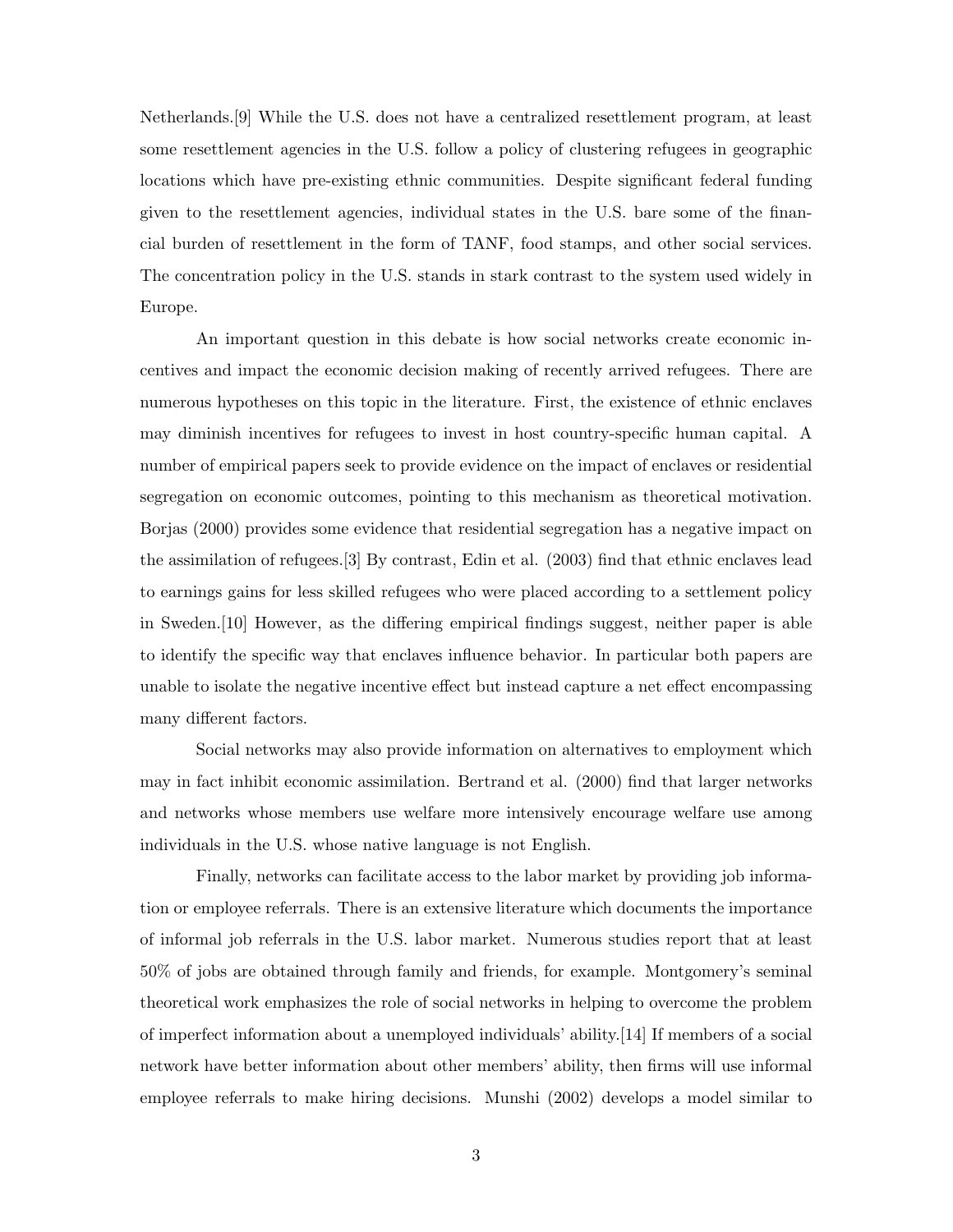Netherlands.[9] While the U.S. does not have a centralized resettlement program, at least some resettlement agencies in the U.S. follow a policy of clustering refugees in geographic locations which have pre-existing ethnic communities. Despite significant federal funding given to the resettlement agencies, individual states in the U.S. bare some of the financial burden of resettlement in the form of TANF, food stamps, and other social services. The concentration policy in the U.S. stands in stark contrast to the system used widely in Europe.

An important question in this debate is how social networks create economic incentives and impact the economic decision making of recently arrived refugees. There are numerous hypotheses on this topic in the literature. First, the existence of ethnic enclaves may diminish incentives for refugees to invest in host country-specific human capital. A number of empirical papers seek to provide evidence on the impact of enclaves or residential segregation on economic outcomes, pointing to this mechanism as theoretical motivation. Borjas (2000) provides some evidence that residential segregation has a negative impact on the assimilation of refugees.[3] By contrast, Edin et al. (2003) find that ethnic enclaves lead to earnings gains for less skilled refugees who were placed according to a settlement policy in Sweden.[10] However, as the differing empirical findings suggest, neither paper is able to identify the specific way that enclaves influence behavior. In particular both papers are unable to isolate the negative incentive effect but instead capture a net effect encompassing many different factors.

Social networks may also provide information on alternatives to employment which may in fact inhibit economic assimilation. Bertrand et al. (2000) find that larger networks and networks whose members use welfare more intensively encourage welfare use among individuals in the U.S. whose native language is not English.

Finally, networks can facilitate access to the labor market by providing job information or employee referrals. There is an extensive literature which documents the importance of informal job referrals in the U.S. labor market. Numerous studies report that at least 50% of jobs are obtained through family and friends, for example. Montgomery's seminal theoretical work emphasizes the role of social networks in helping to overcome the problem of imperfect information about a unemployed individuals' ability.[14] If members of a social network have better information about other members' ability, then firms will use informal employee referrals to make hiring decisions. Munshi (2002) develops a model similar to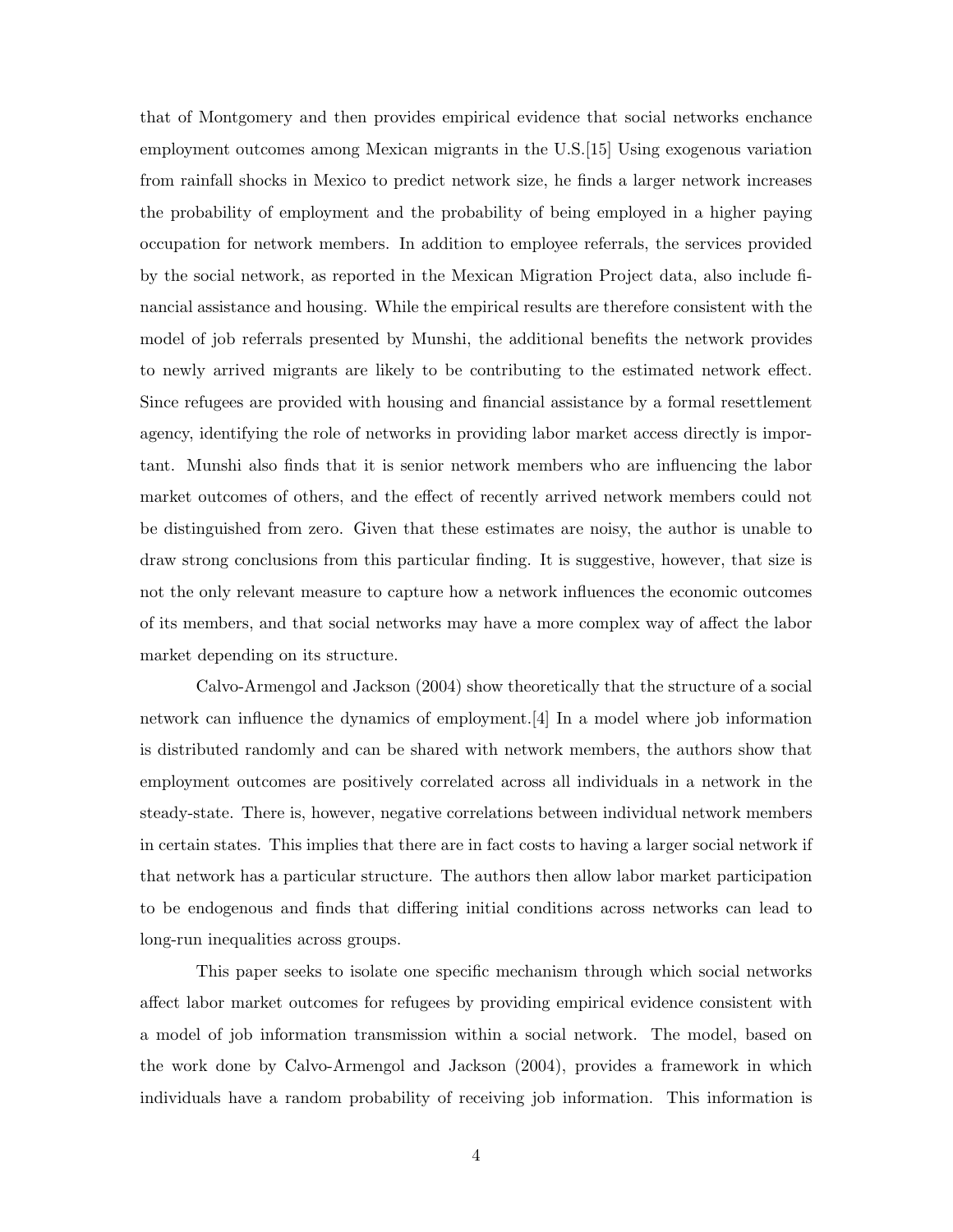that of Montgomery and then provides empirical evidence that social networks enchance employment outcomes among Mexican migrants in the U.S.[15] Using exogenous variation from rainfall shocks in Mexico to predict network size, he finds a larger network increases the probability of employment and the probability of being employed in a higher paying occupation for network members. In addition to employee referrals, the services provided by the social network, as reported in the Mexican Migration Project data, also include financial assistance and housing. While the empirical results are therefore consistent with the model of job referrals presented by Munshi, the additional benefits the network provides to newly arrived migrants are likely to be contributing to the estimated network effect. Since refugees are provided with housing and financial assistance by a formal resettlement agency, identifying the role of networks in providing labor market access directly is important. Munshi also finds that it is senior network members who are influencing the labor market outcomes of others, and the effect of recently arrived network members could not be distinguished from zero. Given that these estimates are noisy, the author is unable to draw strong conclusions from this particular finding. It is suggestive, however, that size is not the only relevant measure to capture how a network influences the economic outcomes of its members, and that social networks may have a more complex way of affect the labor market depending on its structure.

Calvo-Armengol and Jackson (2004) show theoretically that the structure of a social network can influence the dynamics of employment.[4] In a model where job information is distributed randomly and can be shared with network members, the authors show that employment outcomes are positively correlated across all individuals in a network in the steady-state. There is, however, negative correlations between individual network members in certain states. This implies that there are in fact costs to having a larger social network if that network has a particular structure. The authors then allow labor market participation to be endogenous and finds that differing initial conditions across networks can lead to long-run inequalities across groups.

This paper seeks to isolate one specific mechanism through which social networks affect labor market outcomes for refugees by providing empirical evidence consistent with a model of job information transmission within a social network. The model, based on the work done by Calvo-Armengol and Jackson (2004), provides a framework in which individuals have a random probability of receiving job information. This information is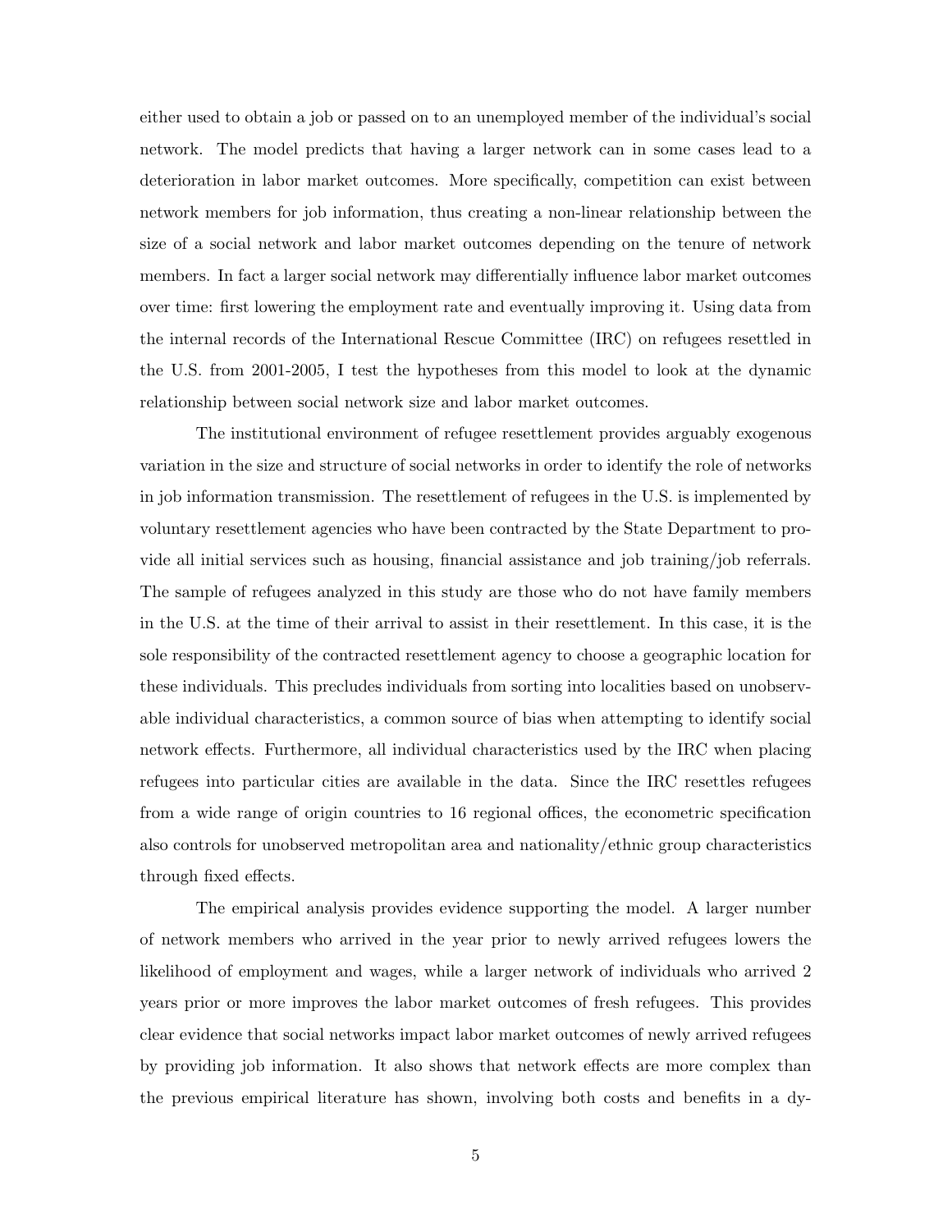either used to obtain a job or passed on to an unemployed member of the individual's social network. The model predicts that having a larger network can in some cases lead to a deterioration in labor market outcomes. More specifically, competition can exist between network members for job information, thus creating a non-linear relationship between the size of a social network and labor market outcomes depending on the tenure of network members. In fact a larger social network may differentially influence labor market outcomes over time: first lowering the employment rate and eventually improving it. Using data from the internal records of the International Rescue Committee (IRC) on refugees resettled in the U.S. from 2001-2005, I test the hypotheses from this model to look at the dynamic relationship between social network size and labor market outcomes.

The institutional environment of refugee resettlement provides arguably exogenous variation in the size and structure of social networks in order to identify the role of networks in job information transmission. The resettlement of refugees in the U.S. is implemented by voluntary resettlement agencies who have been contracted by the State Department to provide all initial services such as housing, financial assistance and job training/job referrals. The sample of refugees analyzed in this study are those who do not have family members in the U.S. at the time of their arrival to assist in their resettlement. In this case, it is the sole responsibility of the contracted resettlement agency to choose a geographic location for these individuals. This precludes individuals from sorting into localities based on unobservable individual characteristics, a common source of bias when attempting to identify social network effects. Furthermore, all individual characteristics used by the IRC when placing refugees into particular cities are available in the data. Since the IRC resettles refugees from a wide range of origin countries to 16 regional offices, the econometric specification also controls for unobserved metropolitan area and nationality/ethnic group characteristics through fixed effects.

The empirical analysis provides evidence supporting the model. A larger number of network members who arrived in the year prior to newly arrived refugees lowers the likelihood of employment and wages, while a larger network of individuals who arrived 2 years prior or more improves the labor market outcomes of fresh refugees. This provides clear evidence that social networks impact labor market outcomes of newly arrived refugees by providing job information. It also shows that network effects are more complex than the previous empirical literature has shown, involving both costs and benefits in a dy-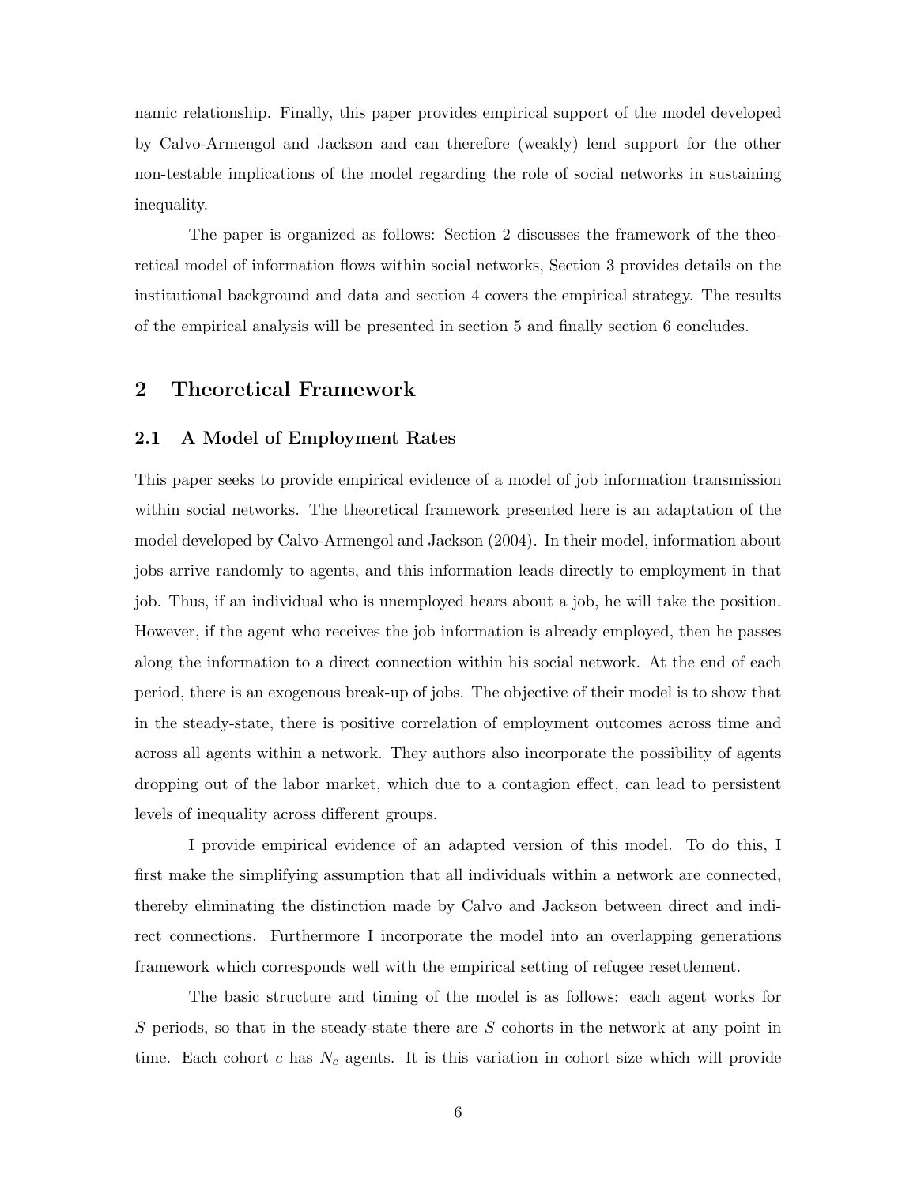namic relationship. Finally, this paper provides empirical support of the model developed by Calvo-Armengol and Jackson and can therefore (weakly) lend support for the other non-testable implications of the model regarding the role of social networks in sustaining inequality.

The paper is organized as follows: Section 2 discusses the framework of the theoretical model of information flows within social networks, Section 3 provides details on the institutional background and data and section 4 covers the empirical strategy. The results of the empirical analysis will be presented in section 5 and finally section 6 concludes.

## 2 Theoretical Framework

### 2.1 A Model of Employment Rates

This paper seeks to provide empirical evidence of a model of job information transmission within social networks. The theoretical framework presented here is an adaptation of the model developed by Calvo-Armengol and Jackson (2004). In their model, information about jobs arrive randomly to agents, and this information leads directly to employment in that job. Thus, if an individual who is unemployed hears about a job, he will take the position. However, if the agent who receives the job information is already employed, then he passes along the information to a direct connection within his social network. At the end of each period, there is an exogenous break-up of jobs. The objective of their model is to show that in the steady-state, there is positive correlation of employment outcomes across time and across all agents within a network. They authors also incorporate the possibility of agents dropping out of the labor market, which due to a contagion effect, can lead to persistent levels of inequality across different groups.

I provide empirical evidence of an adapted version of this model. To do this, I first make the simplifying assumption that all individuals within a network are connected, thereby eliminating the distinction made by Calvo and Jackson between direct and indirect connections. Furthermore I incorporate the model into an overlapping generations framework which corresponds well with the empirical setting of refugee resettlement.

The basic structure and timing of the model is as follows: each agent works for $S$ periods, so that in the steady-state there are $S$ cohorts in the network at any point in time. Each cohort $c$ has $N_c$ agents. It is this variation in cohort size which will provide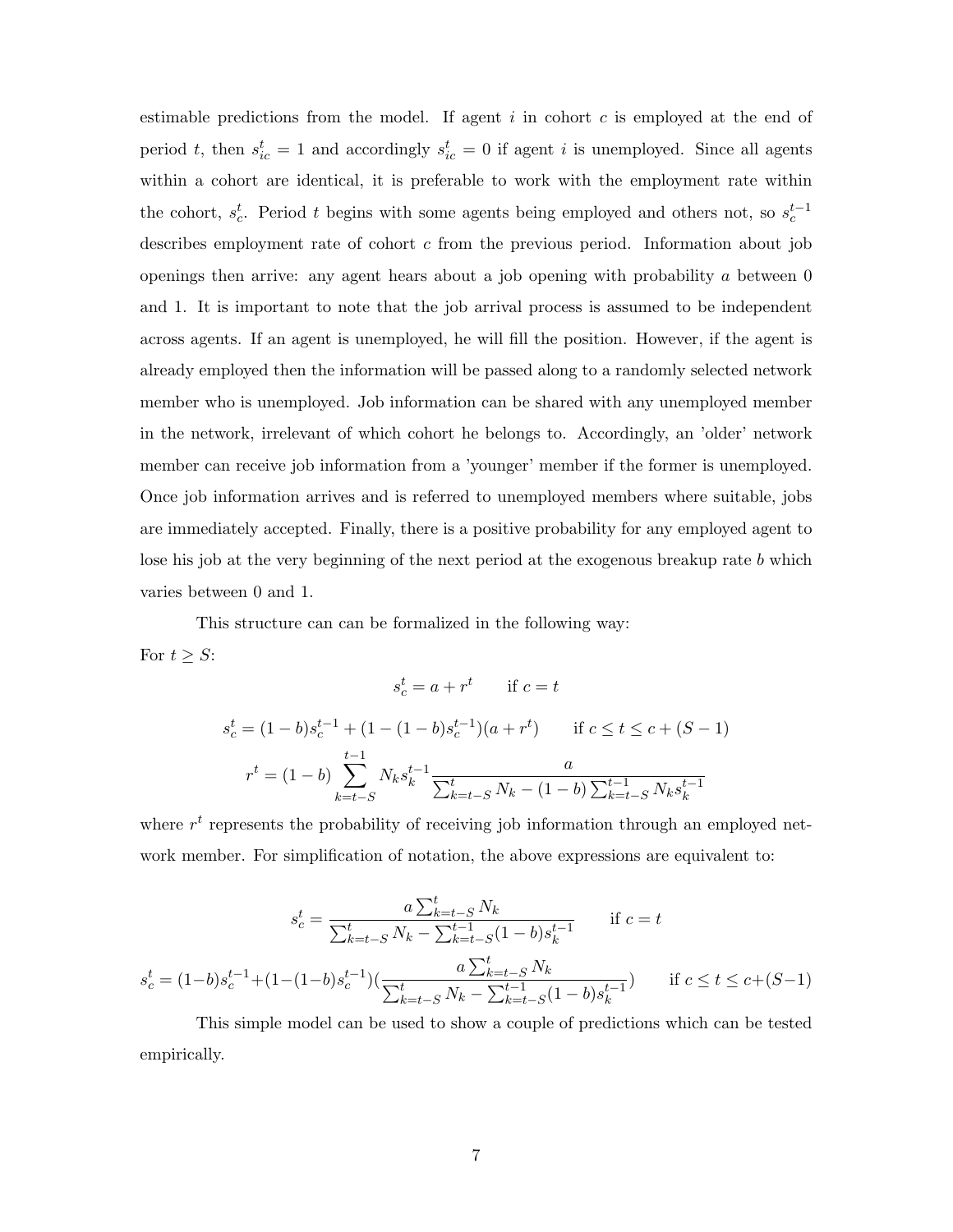estimable predictions from the model. If agent $i$ in cohort $c$ is employed at the end of period $t$, then $s_{ic}^t = 1$ and accordingly $s_{ic}^t = 0$ if agent $i$ is unemployed. Since all agents within a cohort are identical, it is preferable to work with the employment rate within the cohort, $s_c^t$. Period $t$ begins with some agents being employed and others not, so $s_c^{t-1}$ describes employment rate of cohort $c$ from the previous period. Information about job openings then arrive: any agent hears about a job opening with probability $a$ between 0 and 1. It is important to note that the job arrival process is assumed to be independent across agents. If an agent is unemployed, he will fill the position. However, if the agent is already employed then the information will be passed along to a randomly selected network member who is unemployed. Job information can be shared with any unemployed member in the network, irrelevant of which cohort he belongs to. Accordingly, an 'older' network member can receive job information from a 'younger' member if the former is unemployed. Once job information arrives and is referred to unemployed members where suitable, jobs are immediately accepted. Finally, there is a positive probability for any employed agent to lose his job at the very beginning of the next period at the exogenous breakup rate $b$ which varies between 0 and 1.

This structure can can be formalized in the following way:

For $t \geq S$:

$$s_c^t = a + r^t \qquad \text{if } c = t$$

$$s_c^t = (1-b)s_c^{t-1} + (1-(1-b)s_c^{t-1})(a + r^t) \qquad \text{if } c \leq t \leq c + (S-1)$$

$$r^t = (1-b)\sum_{k=t-S}^{t-1} N_k s_k^{t-1} \frac{a}{\sum_{k=t-S}^{t} N_k - (1-b)\sum_{k=t-S}^{t-1} N_k s_k^{t-1}}$$

where $r^t$ represents the probability of receiving job information through an employed network member. For simplification of notation, the above expressions are equivalent to:

$$s_c^t = \frac{a\sum_{k=t-S}^{t} N_k}{\sum_{k=t-S}^{t} N_k - \sum_{k=t-S}^{t-1}(1-b)s_k^{t-1}} \qquad \text{if } c = t$$

$$s_c^t = (1-b)s_c^{t-1} + (1-(1-b)s_c^{t-1})\left(\frac{a\sum_{k=t-S}^{t} N_k}{\sum_{k=t-S}^{t} N_k - \sum_{k=t-S}^{t-1}(1-b)s_k^{t-1}}\right) \qquad \text{if } c \leq t \leq c+(S-1)$$

This simple model can be used to show a couple of predictions which can be tested empirically.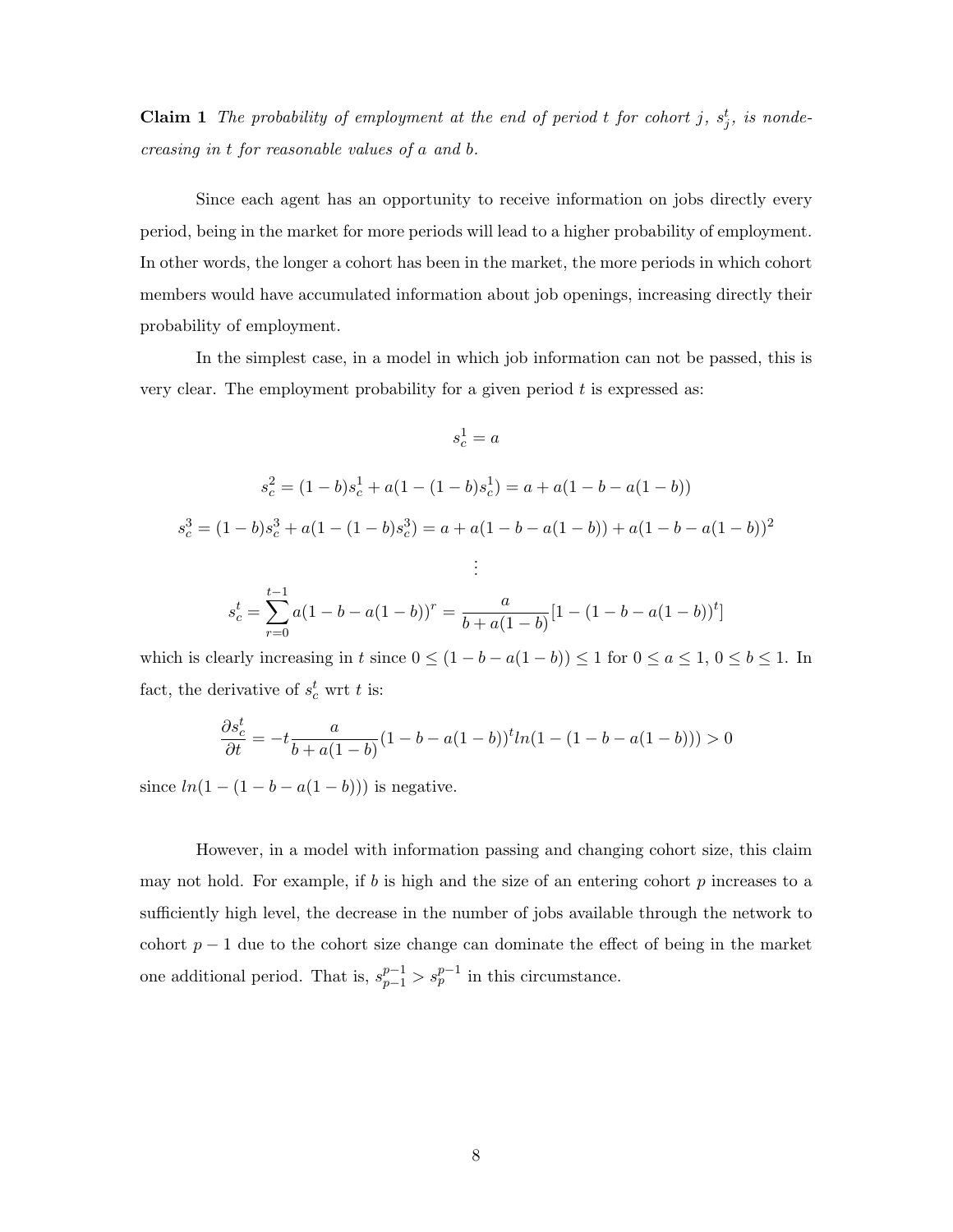**Claim 1** *The probability of employment at the end of period $t$ for cohort $j$, $s_j^t$, is nondecreasing in $t$ for reasonable values of $a$ and $b$.*

Since each agent has an opportunity to receive information on jobs directly every period, being in the market for more periods will lead to a higher probability of employment. In other words, the longer a cohort has been in the market, the more periods in which cohort members would have accumulated information about job openings, increasing directly their probability of employment.

In the simplest case, in a model in which job information can not be passed, this is very clear. The employment probability for a given period $t$ is expressed as:

$$s_c^1 = a$$

$$s_c^2 = (1-b)s_c^1 + a(1-(1-b)s_c^1) = a + a(1-b-a(1-b))$$

$$s_c^3 = (1-b)s_c^3 + a(1-(1-b)s_c^3) = a + a(1-b-a(1-b)) + a(1-b-a(1-b))^2$$

$$\vdots$$

$$s_c^t = \sum_{r=0}^{t-1} a(1-b-a(1-b))^r = \frac{a}{b+a(1-b)}[1-(1-b-a(1-b))^t]$$

which is clearly increasing in $t$ since $0 \leq (1-b-a(1-b)) \leq 1$ for $0 \leq a \leq 1$, $0 \leq b \leq 1$. In fact, the derivative of $s_c^t$ wrt $t$ is:

$$\frac{\partial s_c^t}{\partial t} = -t\frac{a}{b+a(1-b)}(1-b-a(1-b))^t ln(1-(1-b-a(1-b))) > 0$$

since $ln(1-(1-b-a(1-b)))$ is negative.

However, in a model with information passing and changing cohort size, this claim may not hold. For example, if $b$ is high and the size of an entering cohort $p$ increases to a sufficiently high level, the decrease in the number of jobs available through the network to cohort $p-1$ due to the cohort size change can dominate the effect of being in the market one additional period. That is, $s_{p-1}^{p-1} > s_p^{p-1}$ in this circumstance.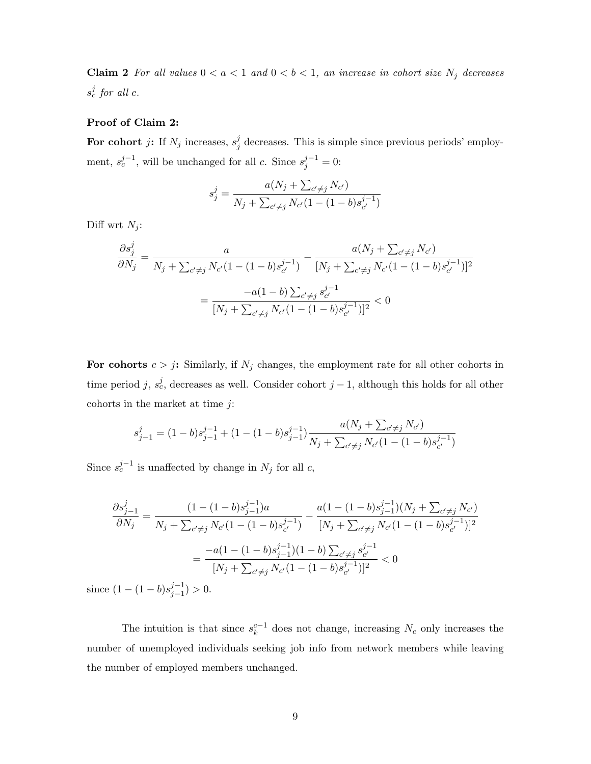**Claim 2** *For all values $0 < a < 1$ and $0 < b < 1$, an increase in cohort size $N_j$ decreases $s_c^j$ for all $c$.*

**Proof of Claim 2:**

**For cohort $j$:** If $N_j$ increases, $s_j^j$ decreases. This is simple since previous periods' employment, $s_c^{j-1}$, will be unchanged for all $c$. Since $s_j^{j-1} = 0$:

$$s_j^j = \frac{a(N_j + \sum_{c' \neq j} N_{c'})}{N_j + \sum_{c' \neq j} N_{c'}(1 - (1-b)s_{c'}^{j-1})}$$

Diff wrt $N_j$:

$$\frac{\partial s_j^j}{\partial N_j} = \frac{a}{N_j + \sum_{c' \neq j} N_{c'}(1 - (1-b)s_{c'}^{j-1})} - \frac{a(N_j + \sum_{c' \neq j} N_{c'})}{[N_j + \sum_{c' \neq j} N_{c'}(1 - (1-b)s_{c'}^{j-1})]^2}$$

$$= \frac{-a(1-b)\sum_{c' \neq j} s_{c'}^{j-1}}{[N_j + \sum_{c' \neq j} N_{c'}(1 - (1-b)s_{c'}^{j-1})]^2} < 0$$

**For cohorts $c > j$:** Similarly, if $N_j$ changes, the employment rate for all other cohorts in time period $j$, $s_c^j$, decreases as well. Consider cohort $j-1$, although this holds for all other cohorts in the market at time $j$:

$$s_{j-1}^j = (1-b)s_{j-1}^{j-1} + (1 - (1-b)s_{j-1}^{j-1})\frac{a(N_j + \sum_{c' \neq j} N_{c'})}{N_j + \sum_{c' \neq j} N_{c'}(1 - (1-b)s_{c'}^{j-1})}$$

Since $s_c^{j-1}$ is unaffected by change in $N_j$ for all $c$,

$$\frac{\partial s_{j-1}^j}{\partial N_j} = \frac{(1 - (1-b)s_{j-1}^{j-1})a}{N_j + \sum_{c' \neq j} N_{c'}(1 - (1-b)s_{c'}^{j-1})} - \frac{a(1 - (1-b)s_{j-1}^{j-1})(N_j + \sum_{c' \neq j} N_{c'})}{[N_j + \sum_{c' \neq j} N_{c'}(1 - (1-b)s_{c'}^{j-1})]^2}$$

$$= \frac{-a(1 - (1-b)s_{j-1}^{j-1})(1-b)\sum_{c' \neq j} s_{c'}^{j-1}}{[N_j + \sum_{c' \neq j} N_{c'}(1 - (1-b)s_{c'}^{j-1})]^2} < 0$$

since $(1 - (1-b)s_{j-1}^{j-1}) > 0$.

The intuition is that since $s_k^{c-1}$ does not change, increasing $N_c$ only increases the number of unemployed individuals seeking job info from network members while leaving the number of employed members unchanged.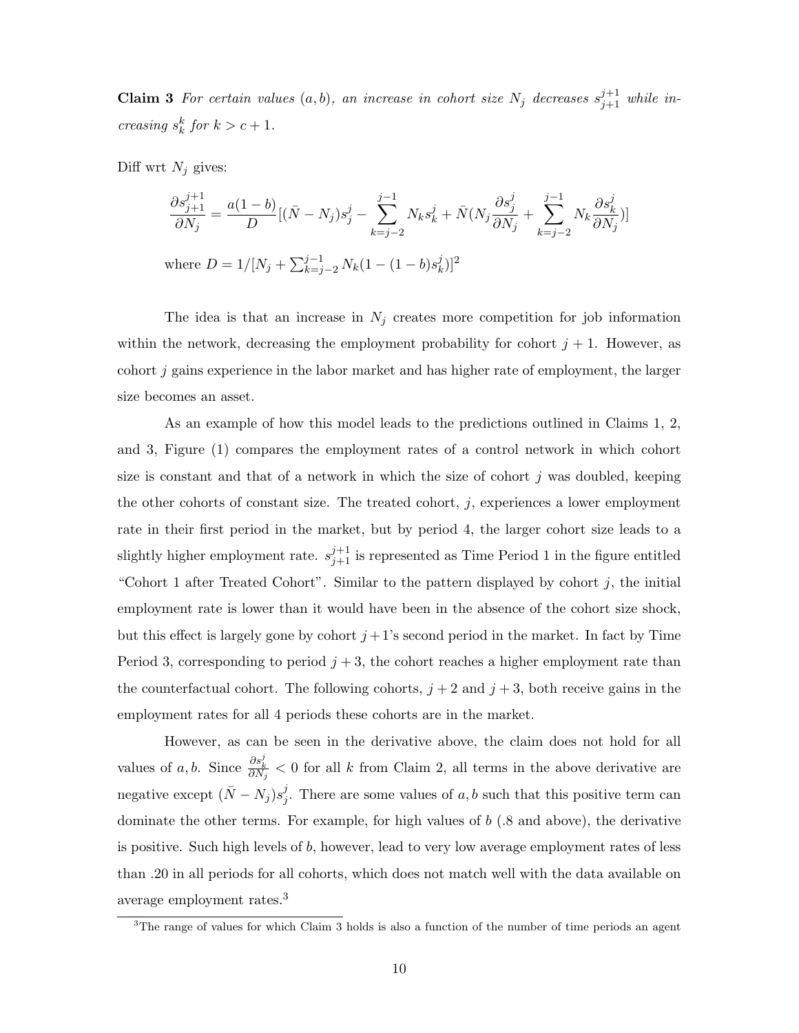**Claim 3** *For certain values $(a, b)$, an increase in cohort size $N_j$ decreases $s_{j+1}^{j+1}$ while increasing $s_k^k$ for $k > c + 1$.*

Diff wrt $N_j$ gives:

$$\frac{\partial s_{j+1}^{j+1}}{\partial N_j} = \frac{a(1-b)}{D}[(\bar{N} - N_j)s_j^j - \sum_{k=j-2}^{j-1} N_k s_k^j + \bar{N}(N_j \frac{\partial s_j^j}{\partial N_j} + \sum_{k=j-2}^{j-1} N_k \frac{\partial s_k^j}{\partial N_j})]$$

where $D = 1/[N_j + \sum_{k=j-2}^{j-1} N_k(1-(1-b)s_k^j)]^2$

The idea is that an increase in $N_j$ creates more competition for job information within the network, decreasing the employment probability for cohort $j+1$. However, as cohort $j$ gains experience in the labor market and has higher rate of employment, the larger size becomes an asset.

As an example of how this model leads to the predictions outlined in Claims 1, 2, and 3, Figure (1) compares the employment rates of a control network in which cohort size is constant and that of a network in which the size of cohort $j$ was doubled, keeping the other cohorts of constant size. The treated cohort, $j$, experiences a lower employment rate in their first period in the market, but by period 4, the larger cohort size leads to a slightly higher employment rate. $s_{j+1}^{j+1}$ is represented as Time Period 1 in the figure entitled "Cohort 1 after Treated Cohort". Similar to the pattern displayed by cohort $j$, the initial employment rate is lower than it would have been in the absence of the cohort size shock, but this effect is largely gone by cohort $j+1$'s second period in the market. In fact by Time Period 3, corresponding to period $j+3$, the cohort reaches a higher employment rate than the counterfactual cohort. The following cohorts, $j+2$ and $j+3$, both receive gains in the employment rates for all 4 periods these cohorts are in the market.

However, as can be seen in the derivative above, the claim does not hold for all values of $a, b$. Since $\frac{\partial s_k^j}{\partial N_j} < 0$ for all $k$ from Claim 2, all terms in the above derivative are negative except $(\bar{N} - N_j)s_j^j$. There are some values of $a, b$ such that this positive term can dominate the other terms. For example, for high values of $b$ (.8 and above), the derivative is positive. Such high levels of $b$, however, lead to very low average employment rates of less than .20 in all periods for all cohorts, which does not match well with the data available on average employment rates.[3]

[3] The range of values for which Claim 3 holds is also a function of the number of time periods an agent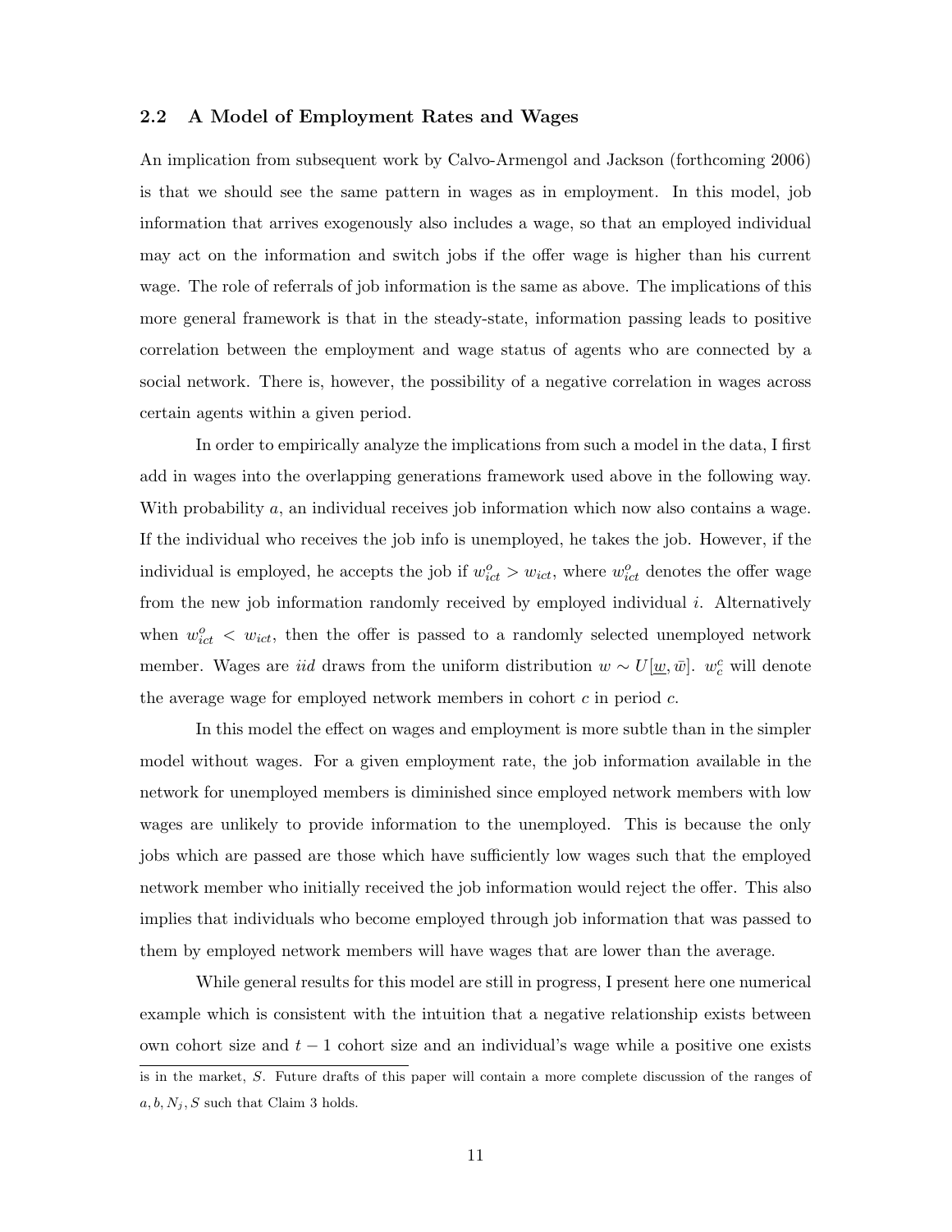### 2.2 A Model of Employment Rates and Wages

An implication from subsequent work by Calvo-Armengol and Jackson (forthcoming 2006) is that we should see the same pattern in wages as in employment. In this model, job information that arrives exogenously also includes a wage, so that an employed individual may act on the information and switch jobs if the offer wage is higher than his current wage. The role of referrals of job information is the same as above. The implications of this more general framework is that in the steady-state, information passing leads to positive correlation between the employment and wage status of agents who are connected by a social network. There is, however, the possibility of a negative correlation in wages across certain agents within a given period.

In order to empirically analyze the implications from such a model in the data, I first add in wages into the overlapping generations framework used above in the following way. With probability $a$, an individual receives job information which now also contains a wage. If the individual who receives the job info is unemployed, he takes the job. However, if the individual is employed, he accepts the job if $w^o_{ict} > w_{ict}$, where $w^o_{ict}$ denotes the offer wage from the new job information randomly received by employed individual $i$. Alternatively when $w^o_{ict} < w_{ict}$, then the offer is passed to a randomly selected unemployed network member. Wages are *iid* draws from the uniform distribution $w \sim U[\underline{w}, \bar{w}]$. $w^c_c$ will denote the average wage for employed network members in cohort $c$ in period $c$.

In this model the effect on wages and employment is more subtle than in the simpler model without wages. For a given employment rate, the job information available in the network for unemployed members is diminished since employed network members with low wages are unlikely to provide information to the unemployed. This is because the only jobs which are passed are those which have sufficiently low wages such that the employed network member who initially received the job information would reject the offer. This also implies that individuals who become employed through job information that was passed to them by employed network members will have wages that are lower than the average.

While general results for this model are still in progress, I present here one numerical example which is consistent with the intuition that a negative relationship exists between own cohort size and $t-1$ cohort size and an individual's wage while a positive one exists

is in the market, $S$. Future drafts of this paper will contain a more complete discussion of the ranges of $a, b, N_j, S$ such that Claim 3 holds.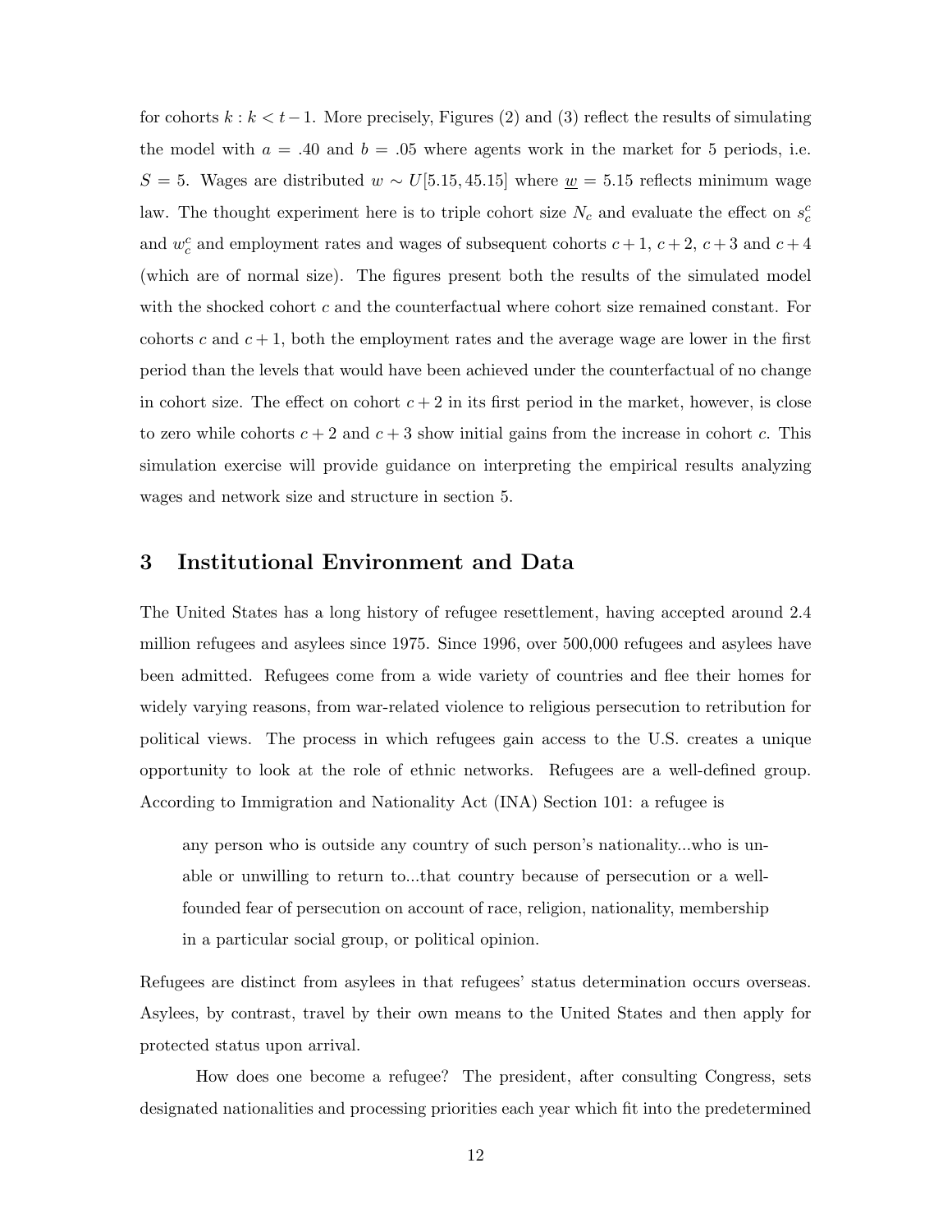for cohorts $k : k < t-1$. More precisely, Figures (2) and (3) reflect the results of simulating the model with $a = .40$ and $b = .05$ where agents work in the market for 5 periods, i.e. $S = 5$. Wages are distributed $w \sim U[5.15, 45.15]$ where $\underline{w} = 5.15$ reflects minimum wage law. The thought experiment here is to triple cohort size $N_c$ and evaluate the effect on $s_c^c$ and $w_c^c$ and employment rates and wages of subsequent cohorts $c+1$, $c+2$, $c+3$ and $c+4$ (which are of normal size). The figures present both the results of the simulated model with the shocked cohort $c$ and the counterfactual where cohort size remained constant. For cohorts $c$ and $c+1$, both the employment rates and the average wage are lower in the first period than the levels that would have been achieved under the counterfactual of no change in cohort size. The effect on cohort $c+2$ in its first period in the market, however, is close to zero while cohorts $c+2$ and $c+3$ show initial gains from the increase in cohort $c$. This simulation exercise will provide guidance on interpreting the empirical results analyzing wages and network size and structure in section 5.

## 3 Institutional Environment and Data

The United States has a long history of refugee resettlement, having accepted around 2.4 million refugees and asylees since 1975. Since 1996, over 500,000 refugees and asylees have been admitted. Refugees come from a wide variety of countries and flee their homes for widely varying reasons, from war-related violence to religious persecution to retribution for political views. The process in which refugees gain access to the U.S. creates a unique opportunity to look at the role of ethnic networks. Refugees are a well-defined group. According to Immigration and Nationality Act (INA) Section 101: a refugee is

> any person who is outside any country of such person's nationality...who is unable or unwilling to return to...that country because of persecution or a well-founded fear of persecution on account of race, religion, nationality, membership in a particular social group, or political opinion.

Refugees are distinct from asylees in that refugees' status determination occurs overseas. Asylees, by contrast, travel by their own means to the United States and then apply for protected status upon arrival.

How does one become a refugee? The president, after consulting Congress, sets designated nationalities and processing priorities each year which fit into the predetermined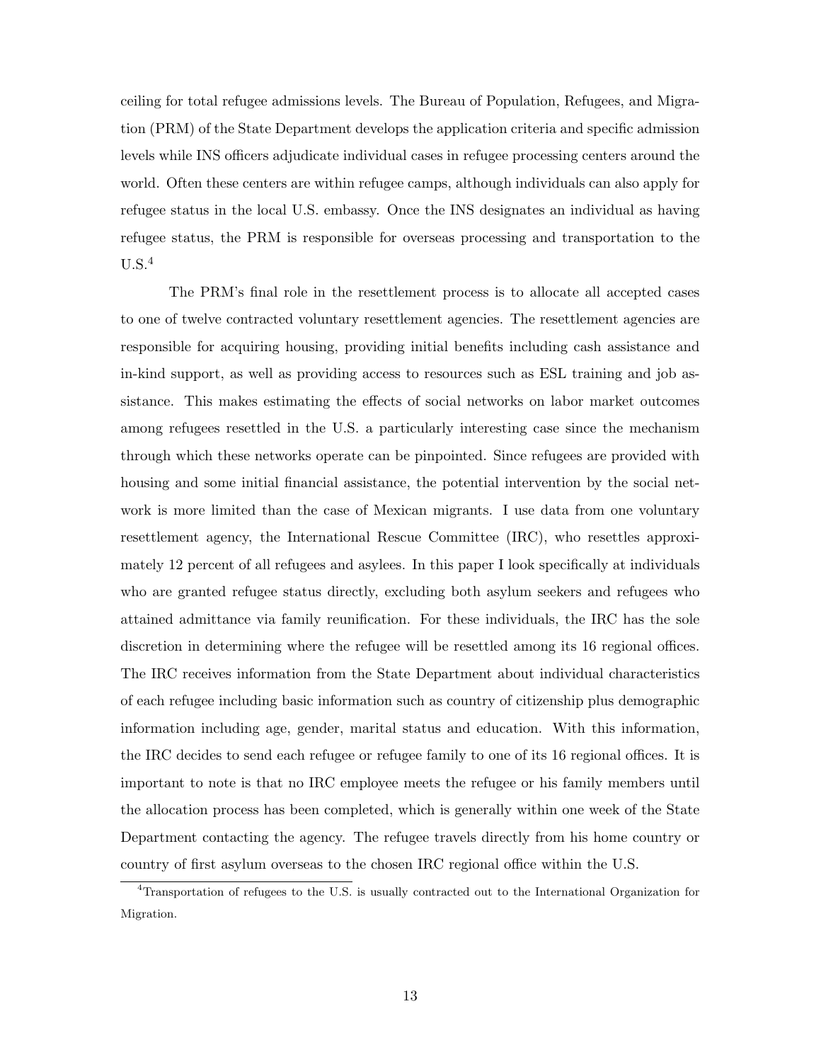ceiling for total refugee admissions levels. The Bureau of Population, Refugees, and Migration (PRM) of the State Department develops the application criteria and specific admission levels while INS officers adjudicate individual cases in refugee processing centers around the world. Often these centers are within refugee camps, although individuals can also apply for refugee status in the local U.S. embassy. Once the INS designates an individual as having refugee status, the PRM is responsible for overseas processing and transportation to the U.S.[4]

The PRM's final role in the resettlement process is to allocate all accepted cases to one of twelve contracted voluntary resettlement agencies. The resettlement agencies are responsible for acquiring housing, providing initial benefits including cash assistance and in-kind support, as well as providing access to resources such as ESL training and job assistance. This makes estimating the effects of social networks on labor market outcomes among refugees resettled in the U.S. a particularly interesting case since the mechanism through which these networks operate can be pinpointed. Since refugees are provided with housing and some initial financial assistance, the potential intervention by the social network is more limited than the case of Mexican migrants. I use data from one voluntary resettlement agency, the International Rescue Committee (IRC), who resettles approximately 12 percent of all refugees and asylees. In this paper I look specifically at individuals who are granted refugee status directly, excluding both asylum seekers and refugees who attained admittance via family reunification. For these individuals, the IRC has the sole discretion in determining where the refugee will be resettled among its 16 regional offices. The IRC receives information from the State Department about individual characteristics of each refugee including basic information such as country of citizenship plus demographic information including age, gender, marital status and education. With this information, the IRC decides to send each refugee or refugee family to one of its 16 regional offices. It is important to note is that no IRC employee meets the refugee or his family members until the allocation process has been completed, which is generally within one week of the State Department contacting the agency. The refugee travels directly from his home country or country of first asylum overseas to the chosen IRC regional office within the U.S.

[4]Transportation of refugees to the U.S. is usually contracted out to the International Organization for Migration.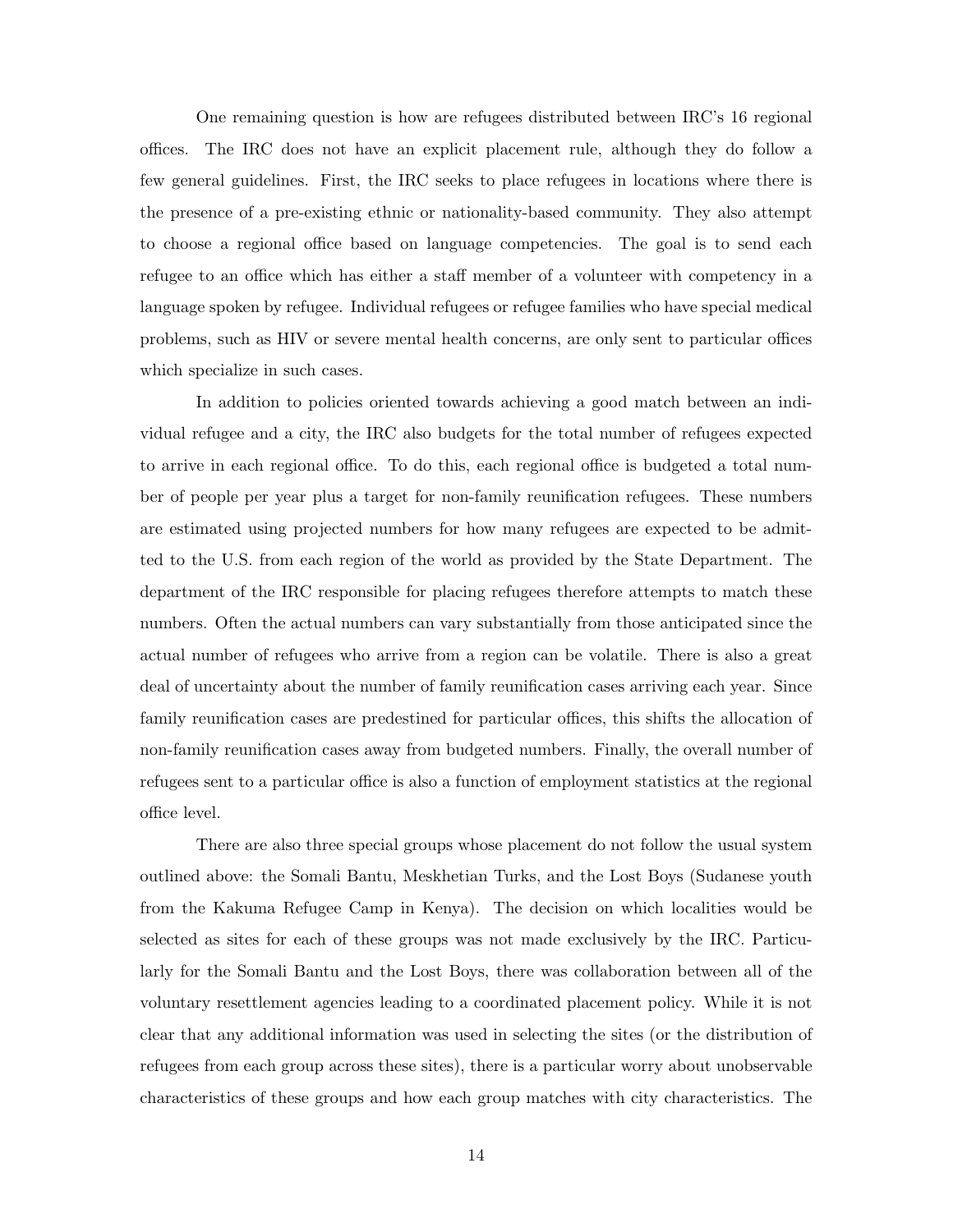One remaining question is how are refugees distributed between IRC's 16 regional offices. The IRC does not have an explicit placement rule, although they do follow a few general guidelines. First, the IRC seeks to place refugees in locations where there is the presence of a pre-existing ethnic or nationality-based community. They also attempt to choose a regional office based on language competencies. The goal is to send each refugee to an office which has either a staff member of a volunteer with competency in a language spoken by refugee. Individual refugees or refugee families who have special medical problems, such as HIV or severe mental health concerns, are only sent to particular offices which specialize in such cases.

In addition to policies oriented towards achieving a good match between an individual refugee and a city, the IRC also budgets for the total number of refugees expected to arrive in each regional office. To do this, each regional office is budgeted a total number of people per year plus a target for non-family reunification refugees. These numbers are estimated using projected numbers for how many refugees are expected to be admitted to the U.S. from each region of the world as provided by the State Department. The department of the IRC responsible for placing refugees therefore attempts to match these numbers. Often the actual numbers can vary substantially from those anticipated since the actual number of refugees who arrive from a region can be volatile. There is also a great deal of uncertainty about the number of family reunification cases arriving each year. Since family reunification cases are predestined for particular offices, this shifts the allocation of non-family reunification cases away from budgeted numbers. Finally, the overall number of refugees sent to a particular office is also a function of employment statistics at the regional office level.

There are also three special groups whose placement do not follow the usual system outlined above: the Somali Bantu, Meskhetian Turks, and the Lost Boys (Sudanese youth from the Kakuma Refugee Camp in Kenya). The decision on which localities would be selected as sites for each of these groups was not made exclusively by the IRC. Particularly for the Somali Bantu and the Lost Boys, there was collaboration between all of the voluntary resettlement agencies leading to a coordinated placement policy. While it is not clear that any additional information was used in selecting the sites (or the distribution of refugees from each group across these sites), there is a particular worry about unobservable characteristics of these groups and how each group matches with city characteristics. The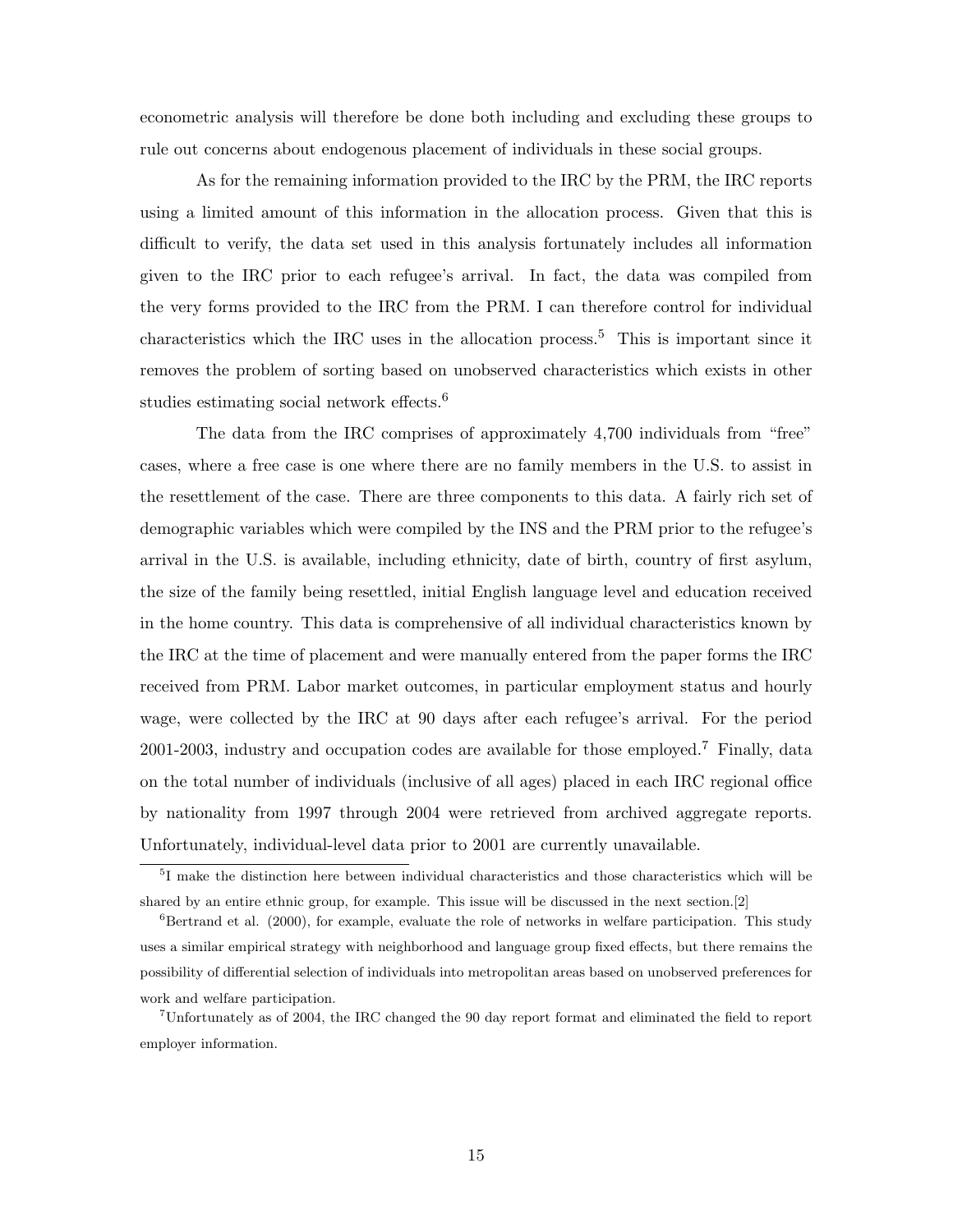econometric analysis will therefore be done both including and excluding these groups to rule out concerns about endogenous placement of individuals in these social groups.

As for the remaining information provided to the IRC by the PRM, the IRC reports using a limited amount of this information in the allocation process. Given that this is difficult to verify, the data set used in this analysis fortunately includes all information given to the IRC prior to each refugee's arrival. In fact, the data was compiled from the very forms provided to the IRC from the PRM. I can therefore control for individual characteristics which the IRC uses in the allocation process.[5] This is important since it removes the problem of sorting based on unobserved characteristics which exists in other studies estimating social network effects.[6]

The data from the IRC comprises of approximately 4,700 individuals from "free" cases, where a free case is one where there are no family members in the U.S. to assist in the resettlement of the case. There are three components to this data. A fairly rich set of demographic variables which were compiled by the INS and the PRM prior to the refugee's arrival in the U.S. is available, including ethnicity, date of birth, country of first asylum, the size of the family being resettled, initial English language level and education received in the home country. This data is comprehensive of all individual characteristics known by the IRC at the time of placement and were manually entered from the paper forms the IRC received from PRM. Labor market outcomes, in particular employment status and hourly wage, were collected by the IRC at 90 days after each refugee's arrival. For the period 2001-2003, industry and occupation codes are available for those employed.[7] Finally, data on the total number of individuals (inclusive of all ages) placed in each IRC regional office by nationality from 1997 through 2004 were retrieved from archived aggregate reports. Unfortunately, individual-level data prior to 2001 are currently unavailable.

---

[5] I make the distinction here between individual characteristics and those characteristics which will be shared by an entire ethnic group, for example. This issue will be discussed in the next section.[2]

[6] Bertrand et al. (2000), for example, evaluate the role of networks in welfare participation. This study uses a similar empirical strategy with neighborhood and language group fixed effects, but there remains the possibility of differential selection of individuals into metropolitan areas based on unobserved preferences for work and welfare participation.

[7] Unfortunately as of 2004, the IRC changed the 90 day report format and eliminated the field to report employer information.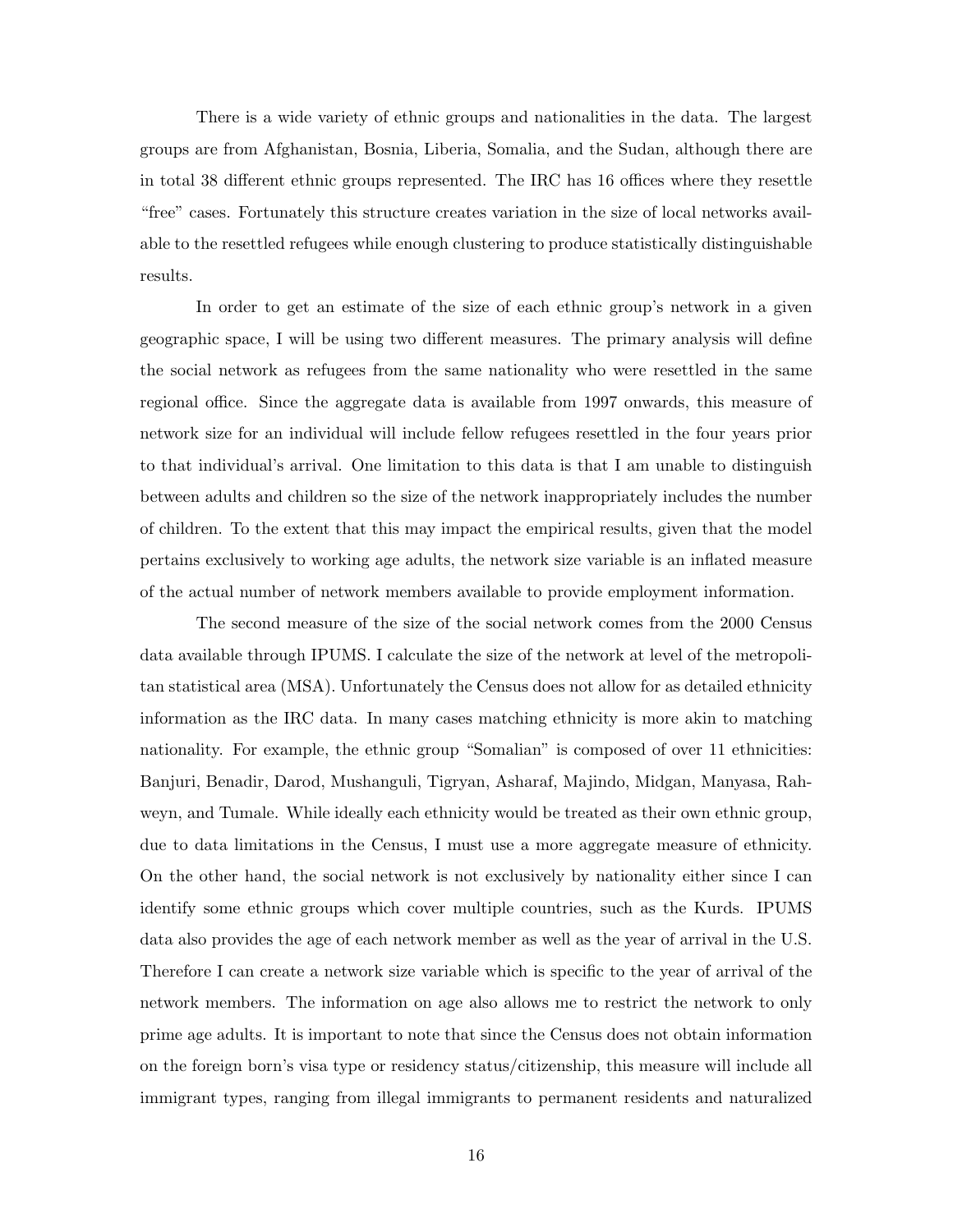There is a wide variety of ethnic groups and nationalities in the data. The largest groups are from Afghanistan, Bosnia, Liberia, Somalia, and the Sudan, although there are in total 38 different ethnic groups represented. The IRC has 16 offices where they resettle "free" cases. Fortunately this structure creates variation in the size of local networks available to the resettled refugees while enough clustering to produce statistically distinguishable results.

In order to get an estimate of the size of each ethnic group's network in a given geographic space, I will be using two different measures. The primary analysis will define the social network as refugees from the same nationality who were resettled in the same regional office. Since the aggregate data is available from 1997 onwards, this measure of network size for an individual will include fellow refugees resettled in the four years prior to that individual's arrival. One limitation to this data is that I am unable to distinguish between adults and children so the size of the network inappropriately includes the number of children. To the extent that this may impact the empirical results, given that the model pertains exclusively to working age adults, the network size variable is an inflated measure of the actual number of network members available to provide employment information.

The second measure of the size of the social network comes from the 2000 Census data available through IPUMS. I calculate the size of the network at level of the metropolitan statistical area (MSA). Unfortunately the Census does not allow for as detailed ethnicity information as the IRC data. In many cases matching ethnicity is more akin to matching nationality. For example, the ethnic group "Somalian" is composed of over 11 ethnicities: Banjuri, Benadir, Darod, Mushanguli, Tigryan, Asharaf, Majindo, Midgan, Manyasa, Rahweyn, and Tumale. While ideally each ethnicity would be treated as their own ethnic group, due to data limitations in the Census, I must use a more aggregate measure of ethnicity. On the other hand, the social network is not exclusively by nationality either since I can identify some ethnic groups which cover multiple countries, such as the Kurds. IPUMS data also provides the age of each network member as well as the year of arrival in the U.S. Therefore I can create a network size variable which is specific to the year of arrival of the network members. The information on age also allows me to restrict the network to only prime age adults. It is important to note that since the Census does not obtain information on the foreign born's visa type or residency status/citizenship, this measure will include all immigrant types, ranging from illegal immigrants to permanent residents and naturalized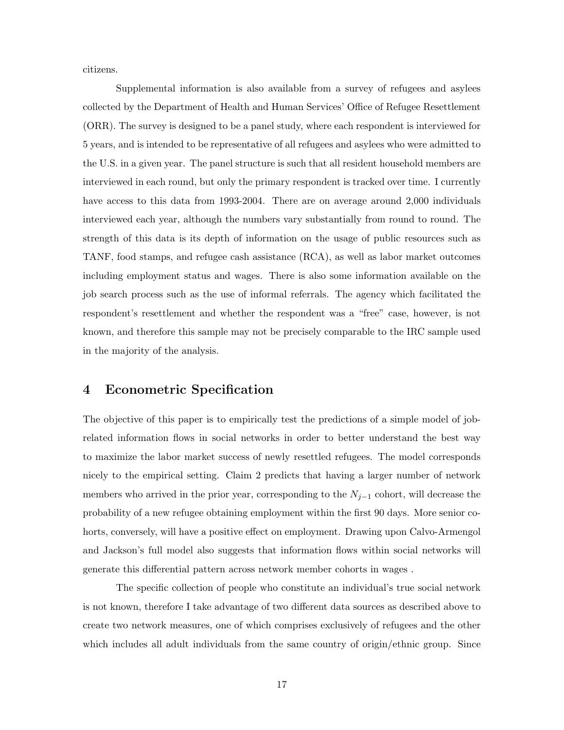citizens.

Supplemental information is also available from a survey of refugees and asylees collected by the Department of Health and Human Services' Office of Refugee Resettlement (ORR). The survey is designed to be a panel study, where each respondent is interviewed for 5 years, and is intended to be representative of all refugees and asylees who were admitted to the U.S. in a given year. The panel structure is such that all resident household members are interviewed in each round, but only the primary respondent is tracked over time. I currently have access to this data from 1993-2004. There are on average around 2,000 individuals interviewed each year, although the numbers vary substantially from round to round. The strength of this data is its depth of information on the usage of public resources such as TANF, food stamps, and refugee cash assistance (RCA), as well as labor market outcomes including employment status and wages. There is also some information available on the job search process such as the use of informal referrals. The agency which facilitated the respondent's resettlement and whether the respondent was a "free" case, however, is not known, and therefore this sample may not be precisely comparable to the IRC sample used in the majority of the analysis.

## 4 Econometric Specification

The objective of this paper is to empirically test the predictions of a simple model of job-related information flows in social networks in order to better understand the best way to maximize the labor market success of newly resettled refugees. The model corresponds nicely to the empirical setting. Claim 2 predicts that having a larger number of network members who arrived in the prior year, corresponding to the $N_{j-1}$ cohort, will decrease the probability of a new refugee obtaining employment within the first 90 days. More senior cohorts, conversely, will have a positive effect on employment. Drawing upon Calvo-Armengol and Jackson's full model also suggests that information flows within social networks will generate this differential pattern across network member cohorts in wages .

The specific collection of people who constitute an individual's true social network is not known, therefore I take advantage of two different data sources as described above to create two network measures, one of which comprises exclusively of refugees and the other which includes all adult individuals from the same country of origin/ethnic group. Since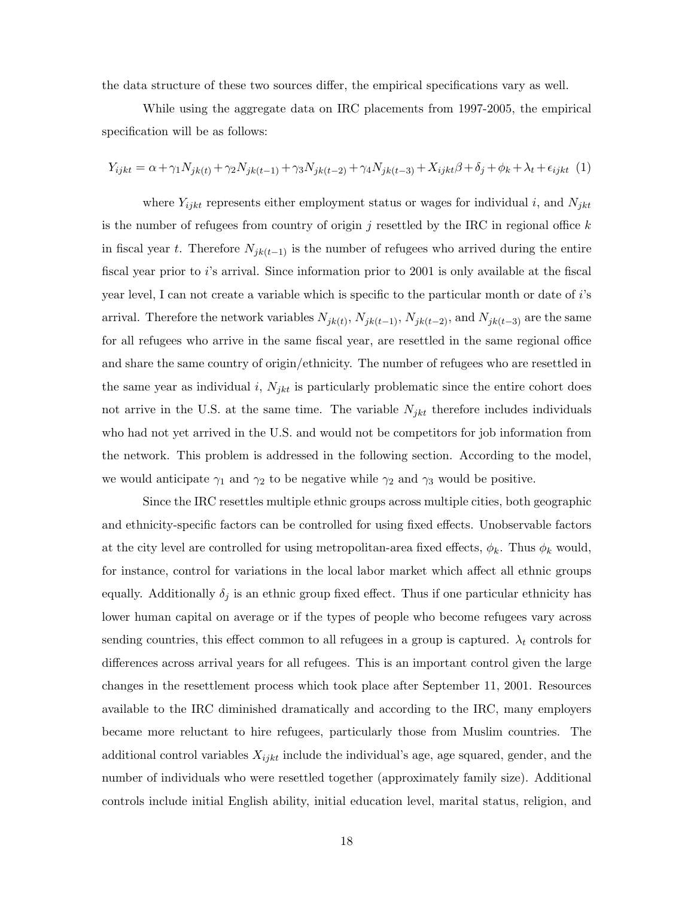the data structure of these two sources differ, the empirical specifications vary as well.

While using the aggregate data on IRC placements from 1997-2005, the empirical specification will be as follows:

$$Y_{ijkt} = \alpha + \gamma_1 N_{jk(t)} + \gamma_2 N_{jk(t-1)} + \gamma_3 N_{jk(t-2)} + \gamma_4 N_{jk(t-3)} + X_{ijkt}\beta + \delta_j + \phi_k + \lambda_t + \epsilon_{ijkt} \quad (1)$$

where $Y_{ijkt}$ represents either employment status or wages for individual $i$, and $N_{jkt}$ is the number of refugees from country of origin $j$ resettled by the IRC in regional office $k$ in fiscal year $t$. Therefore $N_{jk(t-1)}$ is the number of refugees who arrived during the entire fiscal year prior to $i$'s arrival. Since information prior to 2001 is only available at the fiscal year level, I can not create a variable which is specific to the particular month or date of $i$'s arrival. Therefore the network variables $N_{jk(t)}$, $N_{jk(t-1)}$, $N_{jk(t-2)}$, and $N_{jk(t-3)}$ are the same for all refugees who arrive in the same fiscal year, are resettled in the same regional office and share the same country of origin/ethnicity. The number of refugees who are resettled in the same year as individual $i$, $N_{jkt}$ is particularly problematic since the entire cohort does not arrive in the U.S. at the same time. The variable $N_{jkt}$ therefore includes individuals who had not yet arrived in the U.S. and would not be competitors for job information from the network. This problem is addressed in the following section. According to the model, we would anticipate $\gamma_1$ and $\gamma_2$ to be negative while $\gamma_2$ and $\gamma_3$ would be positive.

Since the IRC resettles multiple ethnic groups across multiple cities, both geographic and ethnicity-specific factors can be controlled for using fixed effects. Unobservable factors at the city level are controlled for using metropolitan-area fixed effects, $\phi_k$. Thus $\phi_k$ would, for instance, control for variations in the local labor market which affect all ethnic groups equally. Additionally $\delta_j$ is an ethnic group fixed effect. Thus if one particular ethnicity has lower human capital on average or if the types of people who become refugees vary across sending countries, this effect common to all refugees in a group is captured. $\lambda_t$ controls for differences across arrival years for all refugees. This is an important control given the large changes in the resettlement process which took place after September 11, 2001. Resources available to the IRC diminished dramatically and according to the IRC, many employers became more reluctant to hire refugees, particularly those from Muslim countries. The additional control variables $X_{ijkt}$ include the individual's age, age squared, gender, and the number of individuals who were resettled together (approximately family size). Additional controls include initial English ability, initial education level, marital status, religion, and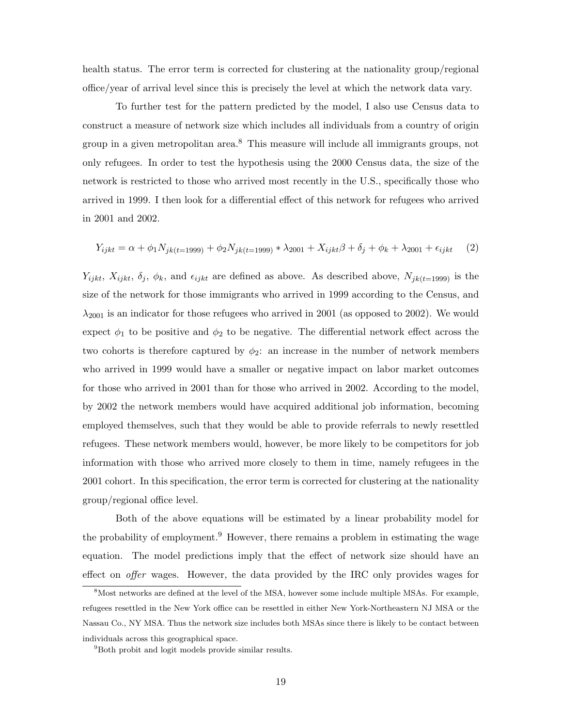health status. The error term is corrected for clustering at the nationality group/regional office/year of arrival level since this is precisely the level at which the network data vary.

To further test for the pattern predicted by the model, I also use Census data to construct a measure of network size which includes all individuals from a country of origin group in a given metropolitan area.[8] This measure will include all immigrants groups, not only refugees. In order to test the hypothesis using the 2000 Census data, the size of the network is restricted to those who arrived most recently in the U.S., specifically those who arrived in 1999. I then look for a differential effect of this network for refugees who arrived in 2001 and 2002.

$$Y_{ijkt} = \alpha + \phi_1 N_{jk(t=1999)} + \phi_2 N_{jk(t=1999)} * \lambda_{2001} + X_{ijkt}\beta + \delta_j + \phi_k + \lambda_{2001} + \epsilon_{ijkt} \qquad (2)$$

$Y_{ijkt}$, $X_{ijkt}$, $\delta_j$, $\phi_k$, and $\epsilon_{ijkt}$ are defined as above. As described above, $N_{jk(t=1999)}$ is the size of the network for those immigrants who arrived in 1999 according to the Census, and $\lambda_{2001}$ is an indicator for those refugees who arrived in 2001 (as opposed to 2002). We would expect $\phi_1$ to be positive and $\phi_2$ to be negative. The differential network effect across the two cohorts is therefore captured by $\phi_2$: an increase in the number of network members who arrived in 1999 would have a smaller or negative impact on labor market outcomes for those who arrived in 2001 than for those who arrived in 2002. According to the model, by 2002 the network members would have acquired additional job information, becoming employed themselves, such that they would be able to provide referrals to newly resettled refugees. These network members would, however, be more likely to be competitors for job information with those who arrived more closely to them in time, namely refugees in the 2001 cohort. In this specification, the error term is corrected for clustering at the nationality group/regional office level.

Both of the above equations will be estimated by a linear probability model for the probability of employment.[9] However, there remains a problem in estimating the wage equation. The model predictions imply that the effect of network size should have an effect on *offer* wages. However, the data provided by the IRC only provides wages for

[8] Most networks are defined at the level of the MSA, however some include multiple MSAs. For example, refugees resettled in the New York office can be resettled in either New York-Northeastern NJ MSA or the Nassau Co., NY MSA. Thus the network size includes both MSAs since there is likely to be contact between individuals across this geographical space.

[9] Both probit and logit models provide similar results.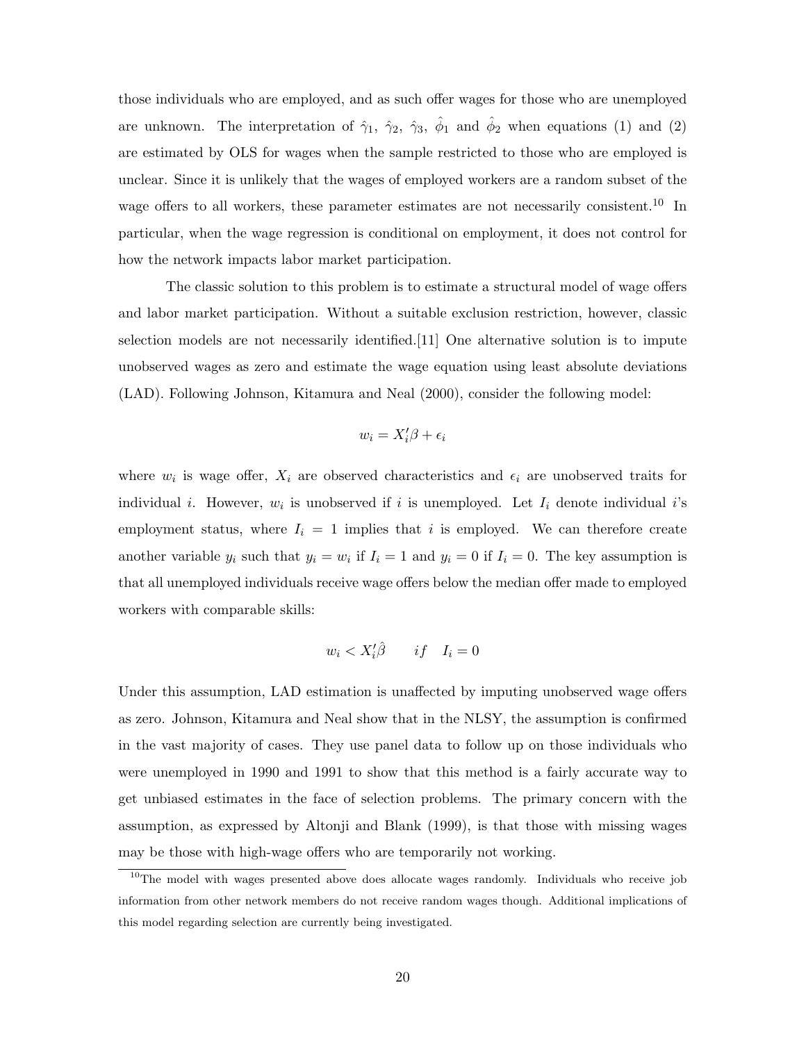those individuals who are employed, and as such offer wages for those who are unemployed are unknown. The interpretation of $\hat{\gamma}_1$, $\hat{\gamma}_2$, $\hat{\gamma}_3$, $\hat{\phi}_1$ and $\hat{\phi}_2$ when equations (1) and (2) are estimated by OLS for wages when the sample restricted to those who are employed is unclear. Since it is unlikely that the wages of employed workers are a random subset of the wage offers to all workers, these parameter estimates are not necessarily consistent.[10] In particular, when the wage regression is conditional on employment, it does not control for how the network impacts labor market participation.

The classic solution to this problem is to estimate a structural model of wage offers and labor market participation. Without a suitable exclusion restriction, however, classic selection models are not necessarily identified.[11] One alternative solution is to impute unobserved wages as zero and estimate the wage equation using least absolute deviations (LAD). Following Johnson, Kitamura and Neal (2000), consider the following model:

$$w_i = X_i'\beta + \epsilon_i$$

where $w_i$ is wage offer, $X_i$ are observed characteristics and $\epsilon_i$ are unobserved traits for individual $i$. However, $w_i$ is unobserved if $i$ is unemployed. Let $I_i$ denote individual $i$'s employment status, where $I_i = 1$ implies that $i$ is employed. We can therefore create another variable $y_i$ such that $y_i = w_i$ if $I_i = 1$ and $y_i = 0$ if $I_i = 0$. The key assumption is that all unemployed individuals receive wage offers below the median offer made to employed workers with comparable skills:

$$w_i < X_i'\hat{\beta} \qquad if \quad I_i = 0$$

Under this assumption, LAD estimation is unaffected by imputing unobserved wage offers as zero. Johnson, Kitamura and Neal show that in the NLSY, the assumption is confirmed in the vast majority of cases. They use panel data to follow up on those individuals who were unemployed in 1990 and 1991 to show that this method is a fairly accurate way to get unbiased estimates in the face of selection problems. The primary concern with the assumption, as expressed by Altonji and Blank (1999), is that those with missing wages may be those with high-wage offers who are temporarily not working.

[10] The model with wages presented above does allocate wages randomly. Individuals who receive job information from other network members do not receive random wages though. Additional implications of this model regarding selection are currently being investigated.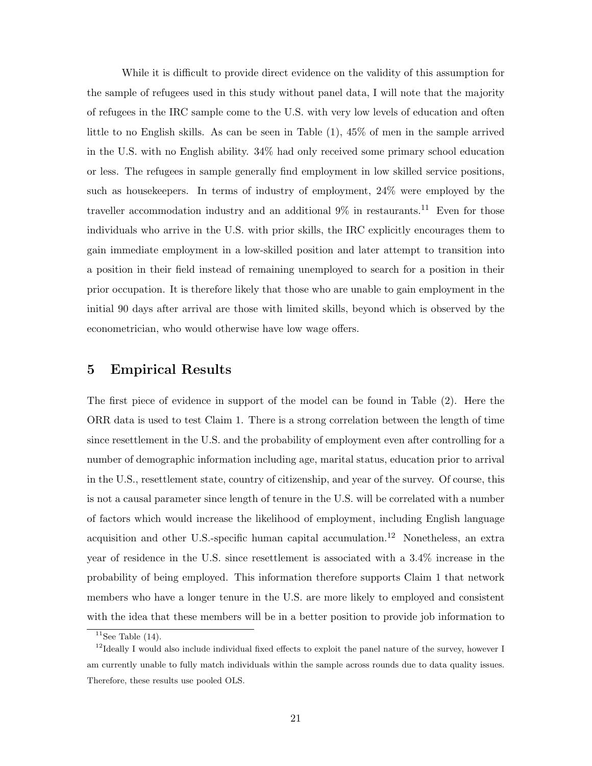While it is difficult to provide direct evidence on the validity of this assumption for the sample of refugees used in this study without panel data, I will note that the majority of refugees in the IRC sample come to the U.S. with very low levels of education and often little to no English skills. As can be seen in Table (1), 45% of men in the sample arrived in the U.S. with no English ability. 34% had only received some primary school education or less. The refugees in sample generally find employment in low skilled service positions, such as housekeepers. In terms of industry of employment, 24% were employed by the traveller accommodation industry and an additional 9% in restaurants.[11] Even for those individuals who arrive in the U.S. with prior skills, the IRC explicitly encourages them to gain immediate employment in a low-skilled position and later attempt to transition into a position in their field instead of remaining unemployed to search for a position in their prior occupation. It is therefore likely that those who are unable to gain employment in the initial 90 days after arrival are those with limited skills, beyond which is observed by the econometrician, who would otherwise have low wage offers.

# 5 Empirical Results

The first piece of evidence in support of the model can be found in Table (2). Here the ORR data is used to test Claim 1. There is a strong correlation between the length of time since resettlement in the U.S. and the probability of employment even after controlling for a number of demographic information including age, marital status, education prior to arrival in the U.S., resettlement state, country of citizenship, and year of the survey. Of course, this is not a causal parameter since length of tenure in the U.S. will be correlated with a number of factors which would increase the likelihood of employment, including English language acquisition and other U.S.-specific human capital accumulation.[12] Nonetheless, an extra year of residence in the U.S. since resettlement is associated with a 3.4% increase in the probability of being employed. This information therefore supports Claim 1 that network members who have a longer tenure in the U.S. are more likely to employed and consistent with the idea that these members will be in a better position to provide job information to

[11] See Table (14).

[12] Ideally I would also include individual fixed effects to exploit the panel nature of the survey, however I am currently unable to fully match individuals within the sample across rounds due to data quality issues. Therefore, these results use pooled OLS.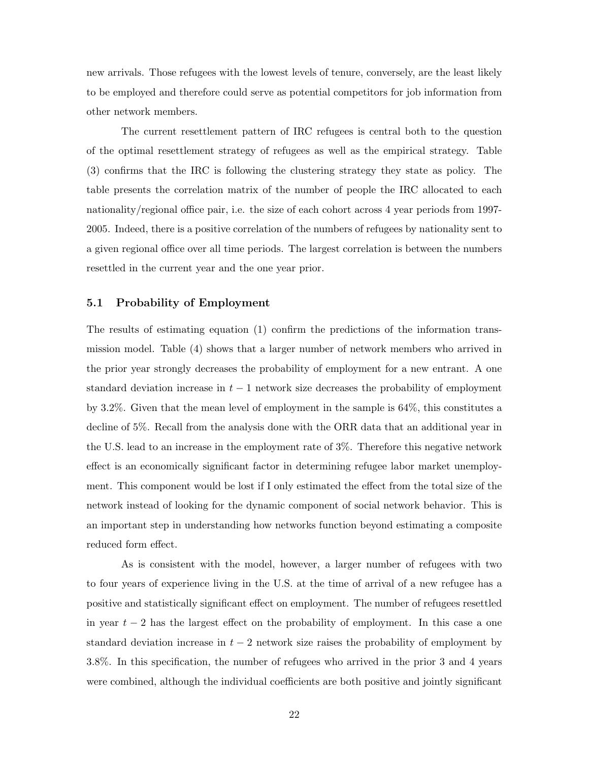new arrivals. Those refugees with the lowest levels of tenure, conversely, are the least likely to be employed and therefore could serve as potential competitors for job information from other network members.

The current resettlement pattern of IRC refugees is central both to the question of the optimal resettlement strategy of refugees as well as the empirical strategy. Table (3) confirms that the IRC is following the clustering strategy they state as policy. The table presents the correlation matrix of the number of people the IRC allocated to each nationality/regional office pair, i.e. the size of each cohort across 4 year periods from 1997-2005. Indeed, there is a positive correlation of the numbers of refugees by nationality sent to a given regional office over all time periods. The largest correlation is between the numbers resettled in the current year and the one year prior.

### 5.1 Probability of Employment

The results of estimating equation (1) confirm the predictions of the information transmission model. Table (4) shows that a larger number of network members who arrived in the prior year strongly decreases the probability of employment for a new entrant. A one standard deviation increase in $t-1$ network size decreases the probability of employment by 3.2%. Given that the mean level of employment in the sample is 64%, this constitutes a decline of 5%. Recall from the analysis done with the ORR data that an additional year in the U.S. lead to an increase in the employment rate of 3%. Therefore this negative network effect is an economically significant factor in determining refugee labor market unemployment. This component would be lost if I only estimated the effect from the total size of the network instead of looking for the dynamic component of social network behavior. This is an important step in understanding how networks function beyond estimating a composite reduced form effect.

As is consistent with the model, however, a larger number of refugees with two to four years of experience living in the U.S. at the time of arrival of a new refugee has a positive and statistically significant effect on employment. The number of refugees resettled in year $t-2$ has the largest effect on the probability of employment. In this case a one standard deviation increase in $t-2$ network size raises the probability of employment by 3.8%. In this specification, the number of refugees who arrived in the prior 3 and 4 years were combined, although the individual coefficients are both positive and jointly significant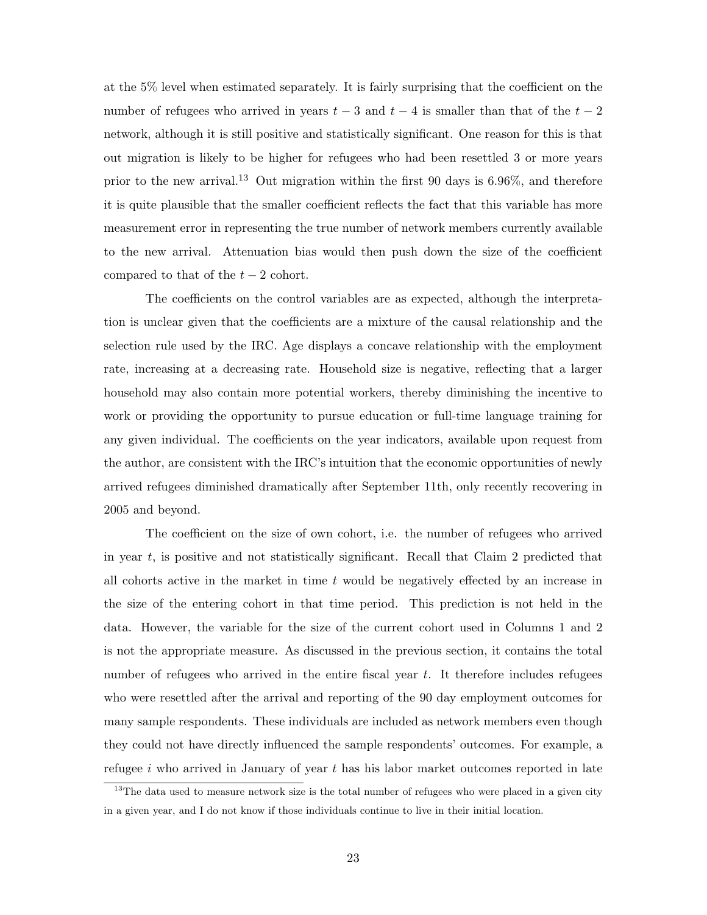at the 5% level when estimated separately. It is fairly surprising that the coefficient on the number of refugees who arrived in years $t-3$ and $t-4$ is smaller than that of the $t-2$ network, although it is still positive and statistically significant. One reason for this is that out migration is likely to be higher for refugees who had been resettled 3 or more years prior to the new arrival.[13] Out migration within the first 90 days is 6.96%, and therefore it is quite plausible that the smaller coefficient reflects the fact that this variable has more measurement error in representing the true number of network members currently available to the new arrival. Attenuation bias would then push down the size of the coefficient compared to that of the $t-2$ cohort.

The coefficients on the control variables are as expected, although the interpretation is unclear given that the coefficients are a mixture of the causal relationship and the selection rule used by the IRC. Age displays a concave relationship with the employment rate, increasing at a decreasing rate. Household size is negative, reflecting that a larger household may also contain more potential workers, thereby diminishing the incentive to work or providing the opportunity to pursue education or full-time language training for any given individual. The coefficients on the year indicators, available upon request from the author, are consistent with the IRC's intuition that the economic opportunities of newly arrived refugees diminished dramatically after September 11th, only recently recovering in 2005 and beyond.

The coefficient on the size of own cohort, i.e. the number of refugees who arrived in year $t$, is positive and not statistically significant. Recall that Claim 2 predicted that all cohorts active in the market in time $t$ would be negatively effected by an increase in the size of the entering cohort in that time period. This prediction is not held in the data. However, the variable for the size of the current cohort used in Columns 1 and 2 is not the appropriate measure. As discussed in the previous section, it contains the total number of refugees who arrived in the entire fiscal year $t$. It therefore includes refugees who were resettled after the arrival and reporting of the 90 day employment outcomes for many sample respondents. These individuals are included as network members even though they could not have directly influenced the sample respondents' outcomes. For example, a refugee $i$ who arrived in January of year $t$ has his labor market outcomes reported in late

[13] The data used to measure network size is the total number of refugees who were placed in a given city in a given year, and I do not know if those individuals continue to live in their initial location.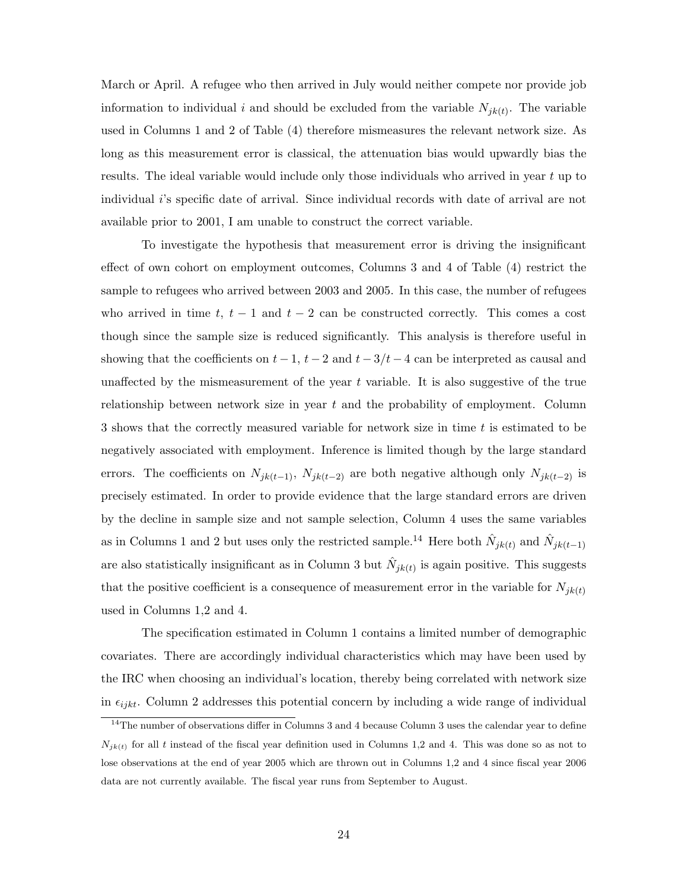March or April. A refugee who then arrived in July would neither compete nor provide job information to individual $i$ and should be excluded from the variable $N_{jk(t)}$. The variable used in Columns 1 and 2 of Table (4) therefore mismeasures the relevant network size. As long as this measurement error is classical, the attenuation bias would upwardly bias the results. The ideal variable would include only those individuals who arrived in year $t$ up to individual $i$'s specific date of arrival. Since individual records with date of arrival are not available prior to 2001, I am unable to construct the correct variable.

To investigate the hypothesis that measurement error is driving the insignificant effect of own cohort on employment outcomes, Columns 3 and 4 of Table (4) restrict the sample to refugees who arrived between 2003 and 2005. In this case, the number of refugees who arrived in time $t$, $t-1$ and $t-2$ can be constructed correctly. This comes a cost though since the sample size is reduced significantly. This analysis is therefore useful in showing that the coefficients on $t-1$, $t-2$ and $t-3/t-4$ can be interpreted as causal and unaffected by the mismeasurement of the year $t$ variable. It is also suggestive of the true relationship between network size in year $t$ and the probability of employment. Column 3 shows that the correctly measured variable for network size in time $t$ is estimated to be negatively associated with employment. Inference is limited though by the large standard errors. The coefficients on $N_{jk(t-1)}$, $N_{jk(t-2)}$ are both negative although only $N_{jk(t-2)}$ is precisely estimated. In order to provide evidence that the large standard errors are driven by the decline in sample size and not sample selection, Column 4 uses the same variables as in Columns 1 and 2 but uses only the restricted sample.[14] Here both $\hat{N}_{jk(t)}$ and $\hat{N}_{jk(t-1)}$ are also statistically insignificant as in Column 3 but $\hat{N}_{jk(t)}$ is again positive. This suggests that the positive coefficient is a consequence of measurement error in the variable for $N_{jk(t)}$ used in Columns 1,2 and 4.

The specification estimated in Column 1 contains a limited number of demographic covariates. There are accordingly individual characteristics which may have been used by the IRC when choosing an individual's location, thereby being correlated with network size in $\epsilon_{ijkt}$. Column 2 addresses this potential concern by including a wide range of individual

[14] The number of observations differ in Columns 3 and 4 because Column 3 uses the calendar year to define $N_{jk(t)}$ for all $t$ instead of the fiscal year definition used in Columns 1,2 and 4. This was done so as not to lose observations at the end of year 2005 which are thrown out in Columns 1,2 and 4 since fiscal year 2006 data are not currently available. The fiscal year runs from September to August.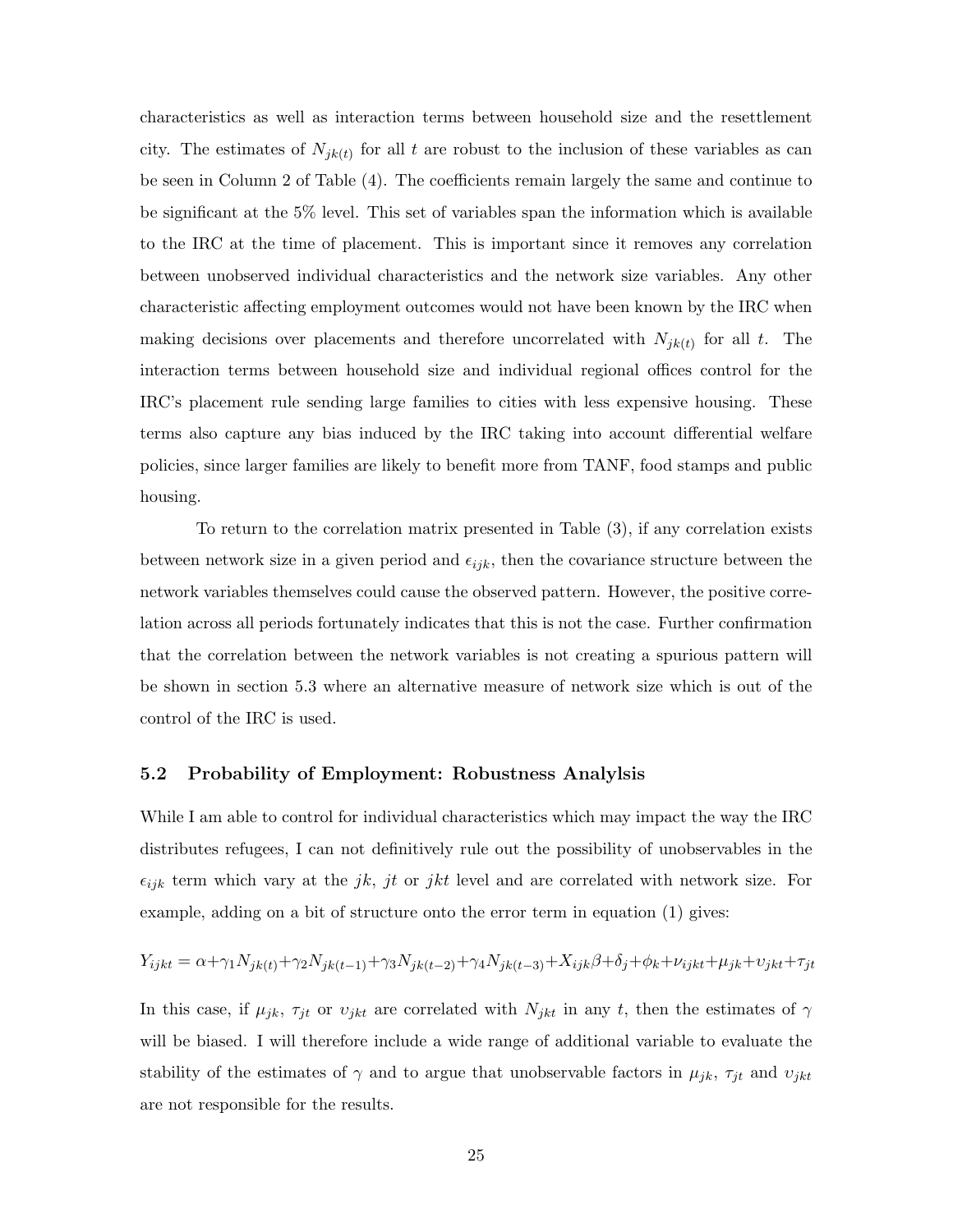characteristics as well as interaction terms between household size and the resettlement city. The estimates of $N_{jk(t)}$ for all $t$ are robust to the inclusion of these variables as can be seen in Column 2 of Table (4). The coefficients remain largely the same and continue to be significant at the 5% level. This set of variables span the information which is available to the IRC at the time of placement. This is important since it removes any correlation between unobserved individual characteristics and the network size variables. Any other characteristic affecting employment outcomes would not have been known by the IRC when making decisions over placements and therefore uncorrelated with $N_{jk(t)}$ for all $t$. The interaction terms between household size and individual regional offices control for the IRC's placement rule sending large families to cities with less expensive housing. These terms also capture any bias induced by the IRC taking into account differential welfare policies, since larger families are likely to benefit more from TANF, food stamps and public housing.

To return to the correlation matrix presented in Table (3), if any correlation exists between network size in a given period and $\epsilon_{ijk}$, then the covariance structure between the network variables themselves could cause the observed pattern. However, the positive correlation across all periods fortunately indicates that this is not the case. Further confirmation that the correlation between the network variables is not creating a spurious pattern will be shown in section 5.3 where an alternative measure of network size which is out of the control of the IRC is used.

### 5.2 Probability of Employment: Robustness Analylsis

While I am able to control for individual characteristics which may impact the way the IRC distributes refugees, I can not definitively rule out the possibility of unobservables in the $\epsilon_{ijk}$ term which vary at the $jk$, $jt$ or $jkt$ level and are correlated with network size. For example, adding on a bit of structure onto the error term in equation (1) gives:

$$Y_{ijkt} = \alpha + \gamma_1 N_{jk(t)} + \gamma_2 N_{jk(t-1)} + \gamma_3 N_{jk(t-2)} + \gamma_4 N_{jk(t-3)} + X_{ijk}\beta + \delta_j + \phi_k + \nu_{ijkt} + \mu_{jk} + \upsilon_{jkt} + \tau_{jt}$$

In this case, if $\mu_{jk}$, $\tau_{jt}$ or $\upsilon_{jkt}$ are correlated with $N_{jkt}$ in any $t$, then the estimates of $\gamma$ will be biased. I will therefore include a wide range of additional variable to evaluate the stability of the estimates of $\gamma$ and to argue that unobservable factors in $\mu_{jk}$, $\tau_{jt}$ and $\upsilon_{jkt}$ are not responsible for the results.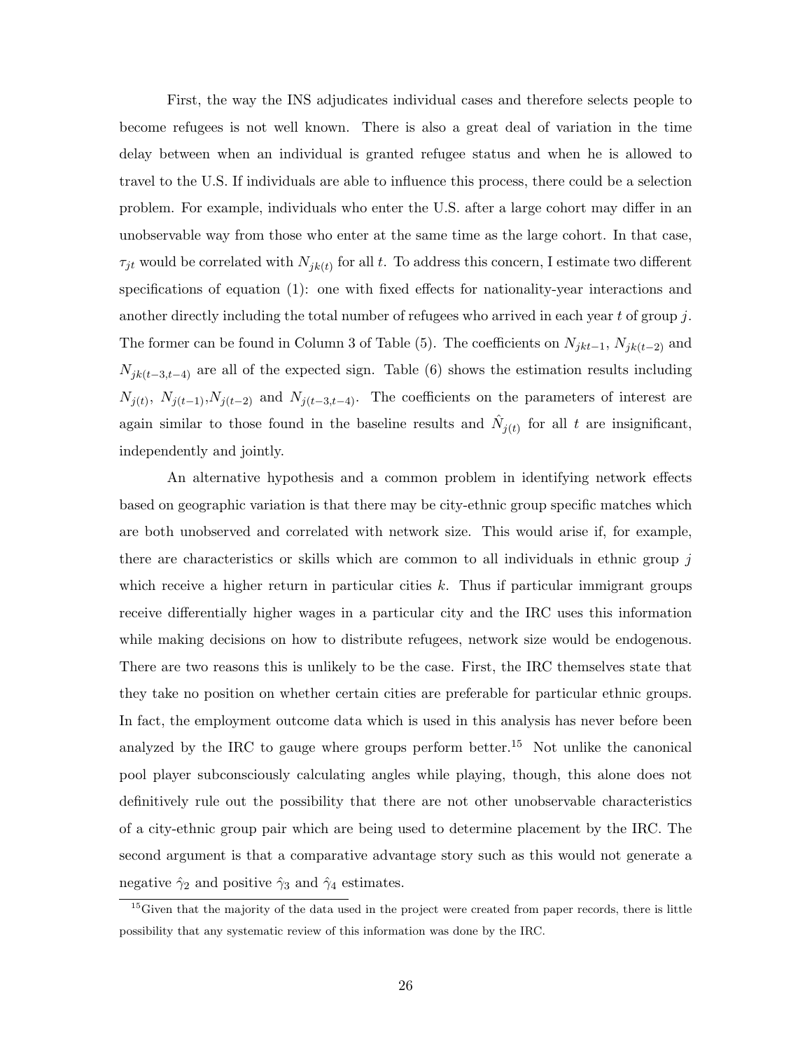First, the way the INS adjudicates individual cases and therefore selects people to become refugees is not well known. There is also a great deal of variation in the time delay between when an individual is granted refugee status and when he is allowed to travel to the U.S. If individuals are able to influence this process, there could be a selection problem. For example, individuals who enter the U.S. after a large cohort may differ in an unobservable way from those who enter at the same time as the large cohort. In that case, $\tau_{jt}$ would be correlated with $N_{jk(t)}$ for all $t$. To address this concern, I estimate two different specifications of equation (1): one with fixed effects for nationality-year interactions and another directly including the total number of refugees who arrived in each year $t$ of group $j$. The former can be found in Column 3 of Table (5). The coefficients on $N_{jkt-1}$, $N_{jk(t-2)}$ and $N_{jk(t-3,t-4)}$ are all of the expected sign. Table (6) shows the estimation results including $N_{j(t)}$, $N_{j(t-1)}$,$N_{j(t-2)}$ and $N_{j(t-3,t-4)}$. The coefficients on the parameters of interest are again similar to those found in the baseline results and $\hat{N}_{j(t)}$ for all $t$ are insignificant, independently and jointly.

An alternative hypothesis and a common problem in identifying network effects based on geographic variation is that there may be city-ethnic group specific matches which are both unobserved and correlated with network size. This would arise if, for example, there are characteristics or skills which are common to all individuals in ethnic group $j$ which receive a higher return in particular cities $k$. Thus if particular immigrant groups receive differentially higher wages in a particular city and the IRC uses this information while making decisions on how to distribute refugees, network size would be endogenous. There are two reasons this is unlikely to be the case. First, the IRC themselves state that they take no position on whether certain cities are preferable for particular ethnic groups. In fact, the employment outcome data which is used in this analysis has never before been analyzed by the IRC to gauge where groups perform better.[15] Not unlike the canonical pool player subconsciously calculating angles while playing, though, this alone does not definitively rule out the possibility that there are not other unobservable characteristics of a city-ethnic group pair which are being used to determine placement by the IRC. The second argument is that a comparative advantage story such as this would not generate a negative $\hat{\gamma}_2$ and positive $\hat{\gamma}_3$ and $\hat{\gamma}_4$ estimates.

[15] Given that the majority of the data used in the project were created from paper records, there is little possibility that any systematic review of this information was done by the IRC.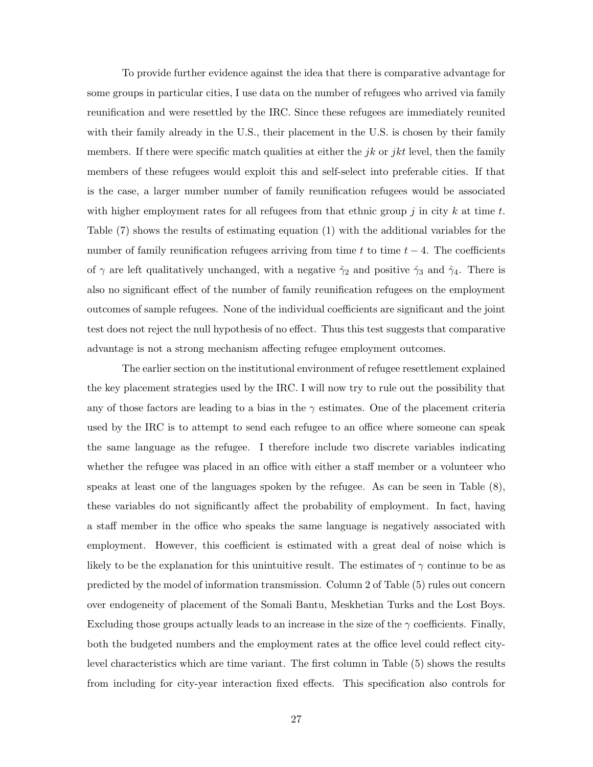To provide further evidence against the idea that there is comparative advantage for some groups in particular cities, I use data on the number of refugees who arrived via family reunification and were resettled by the IRC. Since these refugees are immediately reunited with their family already in the U.S., their placement in the U.S. is chosen by their family members. If there were specific match qualities at either the $jk$ or $jkt$ level, then the family members of these refugees would exploit this and self-select into preferable cities. If that is the case, a larger number number of family reunification refugees would be associated with higher employment rates for all refugees from that ethnic group $j$ in city $k$ at time $t$. Table (7) shows the results of estimating equation (1) with the additional variables for the number of family reunification refugees arriving from time $t$ to time $t-4$. The coefficients of $\gamma$ are left qualitatively unchanged, with a negative $\hat{\gamma}_2$ and positive $\hat{\gamma}_3$ and $\hat{\gamma}_4$. There is also no significant effect of the number of family reunification refugees on the employment outcomes of sample refugees. None of the individual coefficients are significant and the joint test does not reject the null hypothesis of no effect. Thus this test suggests that comparative advantage is not a strong mechanism affecting refugee employment outcomes.

The earlier section on the institutional environment of refugee resettlement explained the key placement strategies used by the IRC. I will now try to rule out the possibility that any of those factors are leading to a bias in the $\gamma$ estimates. One of the placement criteria used by the IRC is to attempt to send each refugee to an office where someone can speak the same language as the refugee. I therefore include two discrete variables indicating whether the refugee was placed in an office with either a staff member or a volunteer who speaks at least one of the languages spoken by the refugee. As can be seen in Table (8), these variables do not significantly affect the probability of employment. In fact, having a staff member in the office who speaks the same language is negatively associated with employment. However, this coefficient is estimated with a great deal of noise which is likely to be the explanation for this unintuitive result. The estimates of $\gamma$ continue to be as predicted by the model of information transmission. Column 2 of Table (5) rules out concern over endogeneity of placement of the Somali Bantu, Meskhetian Turks and the Lost Boys. Excluding those groups actually leads to an increase in the size of the $\gamma$ coefficients. Finally, both the budgeted numbers and the employment rates at the office level could reflect city-level characteristics which are time variant. The first column in Table (5) shows the results from including for city-year interaction fixed effects. This specification also controls for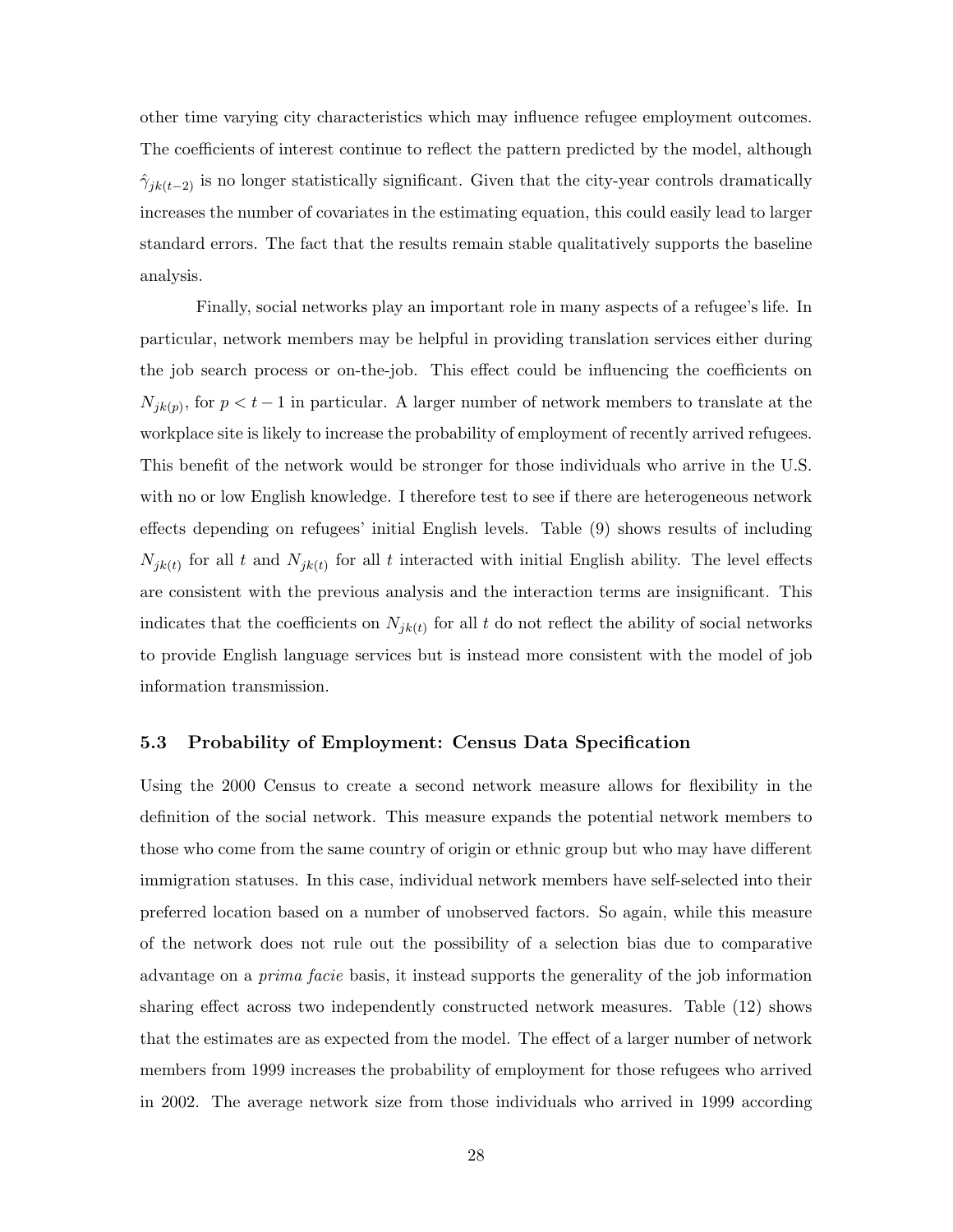other time varying city characteristics which may influence refugee employment outcomes. The coefficients of interest continue to reflect the pattern predicted by the model, although $\hat{\gamma}_{jk(t-2)}$ is no longer statistically significant. Given that the city-year controls dramatically increases the number of covariates in the estimating equation, this could easily lead to larger standard errors. The fact that the results remain stable qualitatively supports the baseline analysis.

Finally, social networks play an important role in many aspects of a refugee's life. In particular, network members may be helpful in providing translation services either during the job search process or on-the-job. This effect could be influencing the coefficients on $N_{jk(p)}$, for $p < t-1$ in particular. A larger number of network members to translate at the workplace site is likely to increase the probability of employment of recently arrived refugees. This benefit of the network would be stronger for those individuals who arrive in the U.S. with no or low English knowledge. I therefore test to see if there are heterogeneous network effects depending on refugees' initial English levels. Table (9) shows results of including $N_{jk(t)}$ for all $t$ and $N_{jk(t)}$ for all $t$ interacted with initial English ability. The level effects are consistent with the previous analysis and the interaction terms are insignificant. This indicates that the coefficients on $N_{jk(t)}$ for all $t$ do not reflect the ability of social networks to provide English language services but is instead more consistent with the model of job information transmission.

### 5.3 Probability of Employment: Census Data Specification

Using the 2000 Census to create a second network measure allows for flexibility in the definition of the social network. This measure expands the potential network members to those who come from the same country of origin or ethnic group but who may have different immigration statuses. In this case, individual network members have self-selected into their preferred location based on a number of unobserved factors. So again, while this measure of the network does not rule out the possibility of a selection bias due to comparative advantage on a *prima facie* basis, it instead supports the generality of the job information sharing effect across two independently constructed network measures. Table (12) shows that the estimates are as expected from the model. The effect of a larger number of network members from 1999 increases the probability of employment for those refugees who arrived in 2002. The average network size from those individuals who arrived in 1999 according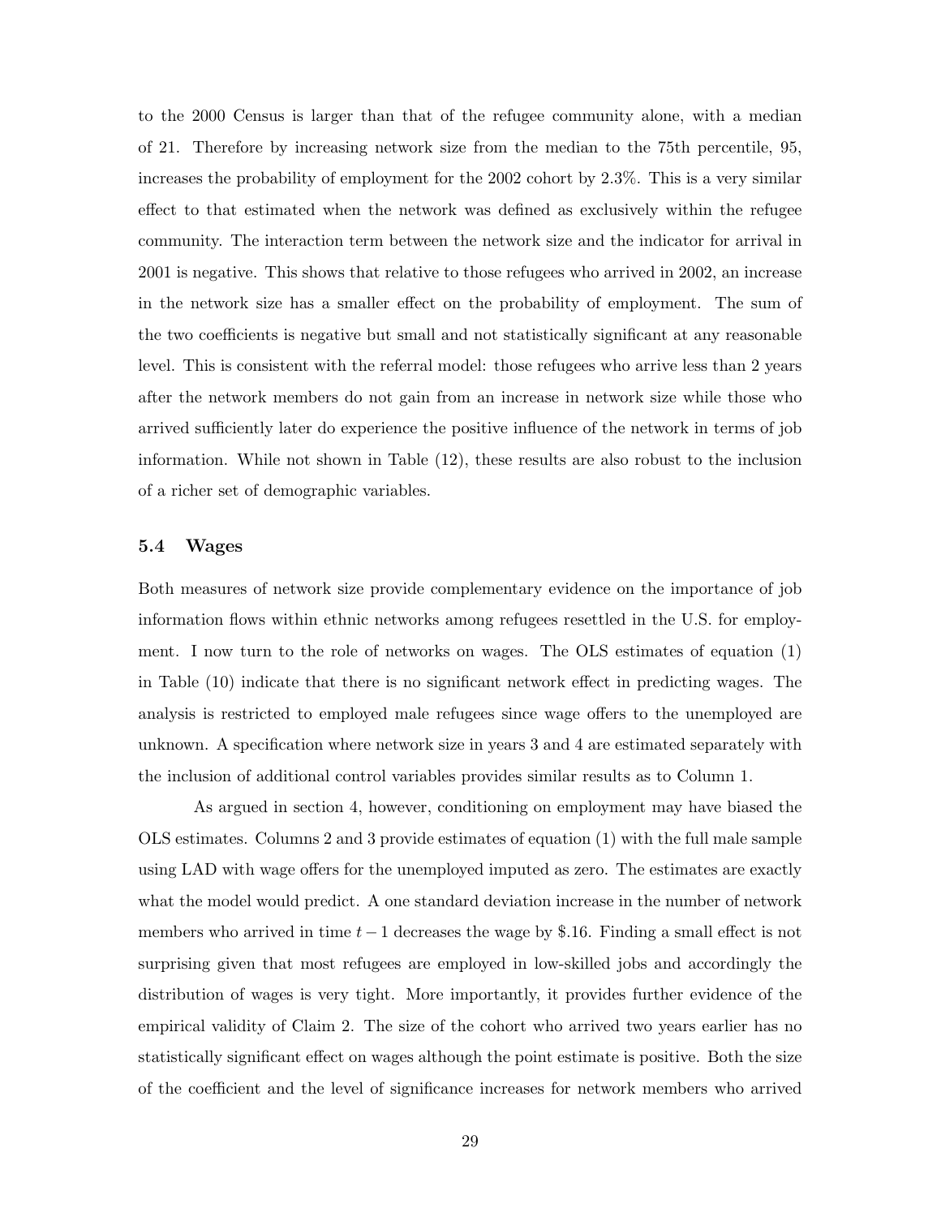to the 2000 Census is larger than that of the refugee community alone, with a median of 21. Therefore by increasing network size from the median to the 75th percentile, 95, increases the probability of employment for the 2002 cohort by 2.3%. This is a very similar effect to that estimated when the network was defined as exclusively within the refugee community. The interaction term between the network size and the indicator for arrival in 2001 is negative. This shows that relative to those refugees who arrived in 2002, an increase in the network size has a smaller effect on the probability of employment. The sum of the two coefficients is negative but small and not statistically significant at any reasonable level. This is consistent with the referral model: those refugees who arrive less than 2 years after the network members do not gain from an increase in network size while those who arrived sufficiently later do experience the positive influence of the network in terms of job information. While not shown in Table (12), these results are also robust to the inclusion of a richer set of demographic variables.

### 5.4 Wages

Both measures of network size provide complementary evidence on the importance of job information flows within ethnic networks among refugees resettled in the U.S. for employment. I now turn to the role of networks on wages. The OLS estimates of equation (1) in Table (10) indicate that there is no significant network effect in predicting wages. The analysis is restricted to employed male refugees since wage offers to the unemployed are unknown. A specification where network size in years 3 and 4 are estimated separately with the inclusion of additional control variables provides similar results as to Column 1.

As argued in section 4, however, conditioning on employment may have biased the OLS estimates. Columns 2 and 3 provide estimates of equation (1) with the full male sample using LAD with wage offers for the unemployed imputed as zero. The estimates are exactly what the model would predict. A one standard deviation increase in the number of network members who arrived in time $t-1$ decreases the wage by $.16. Finding a small effect is not surprising given that most refugees are employed in low-skilled jobs and accordingly the distribution of wages is very tight. More importantly, it provides further evidence of the empirical validity of Claim 2. The size of the cohort who arrived two years earlier has no statistically significant effect on wages although the point estimate is positive. Both the size of the coefficient and the level of significance increases for network members who arrived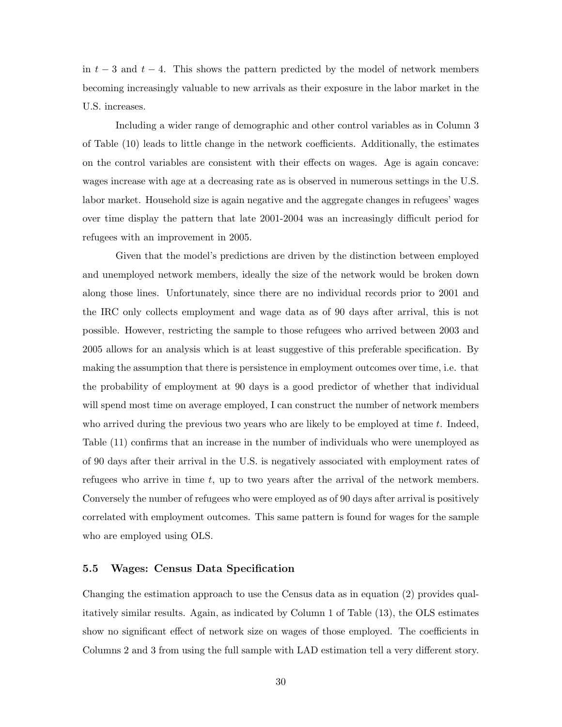in $t-3$ and $t-4$. This shows the pattern predicted by the model of network members becoming increasingly valuable to new arrivals as their exposure in the labor market in the U.S. increases.

Including a wider range of demographic and other control variables as in Column 3 of Table (10) leads to little change in the network coefficients. Additionally, the estimates on the control variables are consistent with their effects on wages. Age is again concave: wages increase with age at a decreasing rate as is observed in numerous settings in the U.S. labor market. Household size is again negative and the aggregate changes in refugees' wages over time display the pattern that late 2001-2004 was an increasingly difficult period for refugees with an improvement in 2005.

Given that the model's predictions are driven by the distinction between employed and unemployed network members, ideally the size of the network would be broken down along those lines. Unfortunately, since there are no individual records prior to 2001 and the IRC only collects employment and wage data as of 90 days after arrival, this is not possible. However, restricting the sample to those refugees who arrived between 2003 and 2005 allows for an analysis which is at least suggestive of this preferable specification. By making the assumption that there is persistence in employment outcomes over time, i.e. that the probability of employment at 90 days is a good predictor of whether that individual will spend most time on average employed, I can construct the number of network members who arrived during the previous two years who are likely to be employed at time $t$. Indeed, Table (11) confirms that an increase in the number of individuals who were unemployed as of 90 days after their arrival in the U.S. is negatively associated with employment rates of refugees who arrive in time $t$, up to two years after the arrival of the network members. Conversely the number of refugees who were employed as of 90 days after arrival is positively correlated with employment outcomes. This same pattern is found for wages for the sample who are employed using OLS.

### 5.5 Wages: Census Data Specification

Changing the estimation approach to use the Census data as in equation (2) provides qualitatively similar results. Again, as indicated by Column 1 of Table (13), the OLS estimates show no significant effect of network size on wages of those employed. The coefficients in Columns 2 and 3 from using the full sample with LAD estimation tell a very different story.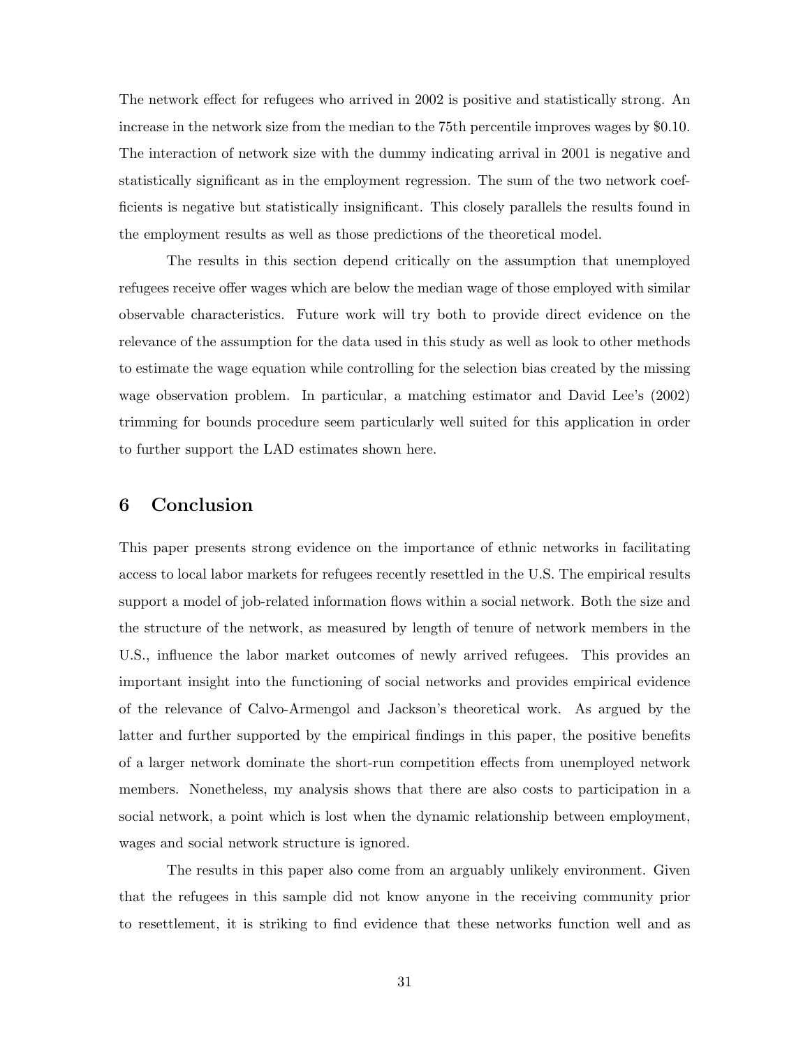The network effect for refugees who arrived in 2002 is positive and statistically strong. An increase in the network size from the median to the 75th percentile improves wages by $0.10. The interaction of network size with the dummy indicating arrival in 2001 is negative and statistically significant as in the employment regression. The sum of the two network coefficients is negative but statistically insignificant. This closely parallels the results found in the employment results as well as those predictions of the theoretical model.

The results in this section depend critically on the assumption that unemployed refugees receive offer wages which are below the median wage of those employed with similar observable characteristics. Future work will try both to provide direct evidence on the relevance of the assumption for the data used in this study as well as look to other methods to estimate the wage equation while controlling for the selection bias created by the missing wage observation problem. In particular, a matching estimator and David Lee's (2002) trimming for bounds procedure seem particularly well suited for this application in order to further support the LAD estimates shown here.

## 6 Conclusion

This paper presents strong evidence on the importance of ethnic networks in facilitating access to local labor markets for refugees recently resettled in the U.S. The empirical results support a model of job-related information flows within a social network. Both the size and the structure of the network, as measured by length of tenure of network members in the U.S., influence the labor market outcomes of newly arrived refugees. This provides an important insight into the functioning of social networks and provides empirical evidence of the relevance of Calvo-Armengol and Jackson's theoretical work. As argued by the latter and further supported by the empirical findings in this paper, the positive benefits of a larger network dominate the short-run competition effects from unemployed network members. Nonetheless, my analysis shows that there are also costs to participation in a social network, a point which is lost when the dynamic relationship between employment, wages and social network structure is ignored.

The results in this paper also come from an arguably unlikely environment. Given that the refugees in this sample did not know anyone in the receiving community prior to resettlement, it is striking to find evidence that these networks function well and as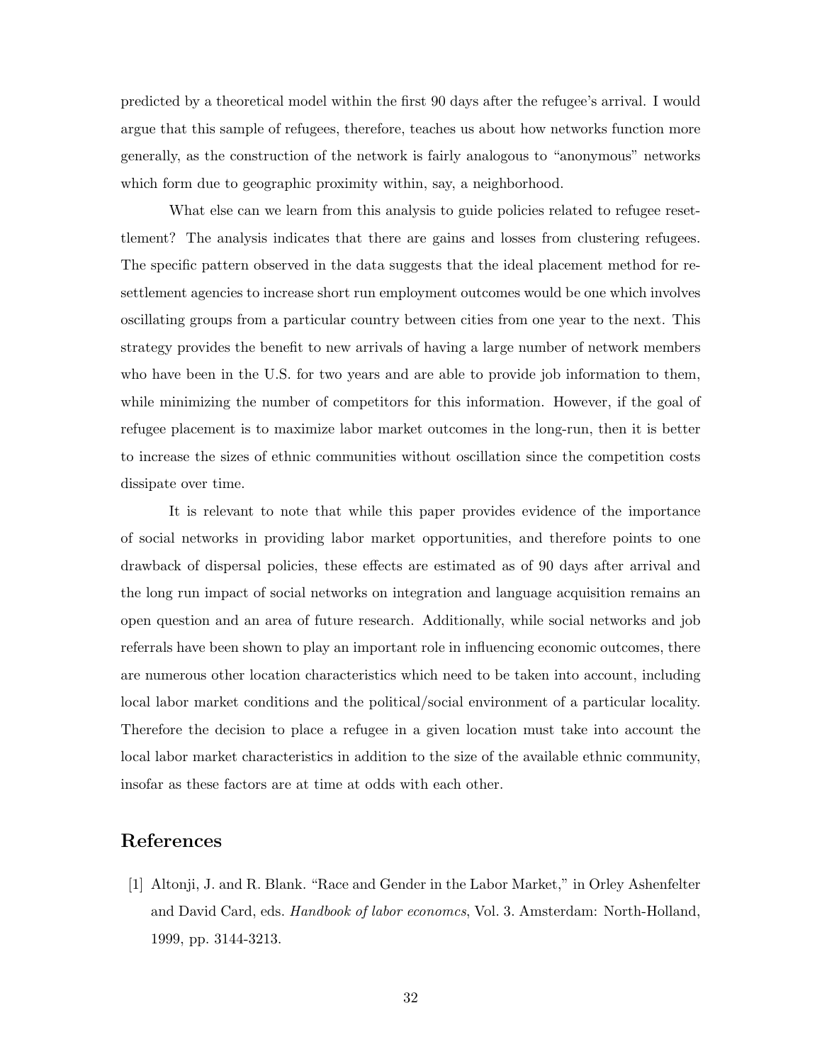predicted by a theoretical model within the first 90 days after the refugee's arrival. I would argue that this sample of refugees, therefore, teaches us about how networks function more generally, as the construction of the network is fairly analogous to "anonymous" networks which form due to geographic proximity within, say, a neighborhood.

What else can we learn from this analysis to guide policies related to refugee resettlement? The analysis indicates that there are gains and losses from clustering refugees. The specific pattern observed in the data suggests that the ideal placement method for resettlement agencies to increase short run employment outcomes would be one which involves oscillating groups from a particular country between cities from one year to the next. This strategy provides the benefit to new arrivals of having a large number of network members who have been in the U.S. for two years and are able to provide job information to them, while minimizing the number of competitors for this information. However, if the goal of refugee placement is to maximize labor market outcomes in the long-run, then it is better to increase the sizes of ethnic communities without oscillation since the competition costs dissipate over time.

It is relevant to note that while this paper provides evidence of the importance of social networks in providing labor market opportunities, and therefore points to one drawback of dispersal policies, these effects are estimated as of 90 days after arrival and the long run impact of social networks on integration and language acquisition remains an open question and an area of future research. Additionally, while social networks and job referrals have been shown to play an important role in influencing economic outcomes, there are numerous other location characteristics which need to be taken into account, including local labor market conditions and the political/social environment of a particular locality. Therefore the decision to place a refugee in a given location must take into account the local labor market characteristics in addition to the size of the available ethnic community, insofar as these factors are at time at odds with each other.

## References

[1] Altonji, J. and R. Blank. "Race and Gender in the Labor Market," in Orley Ashenfelter and David Card, eds. *Handbook of labor economcs*, Vol. 3. Amsterdam: North-Holland, 1999, pp. 3144-3213.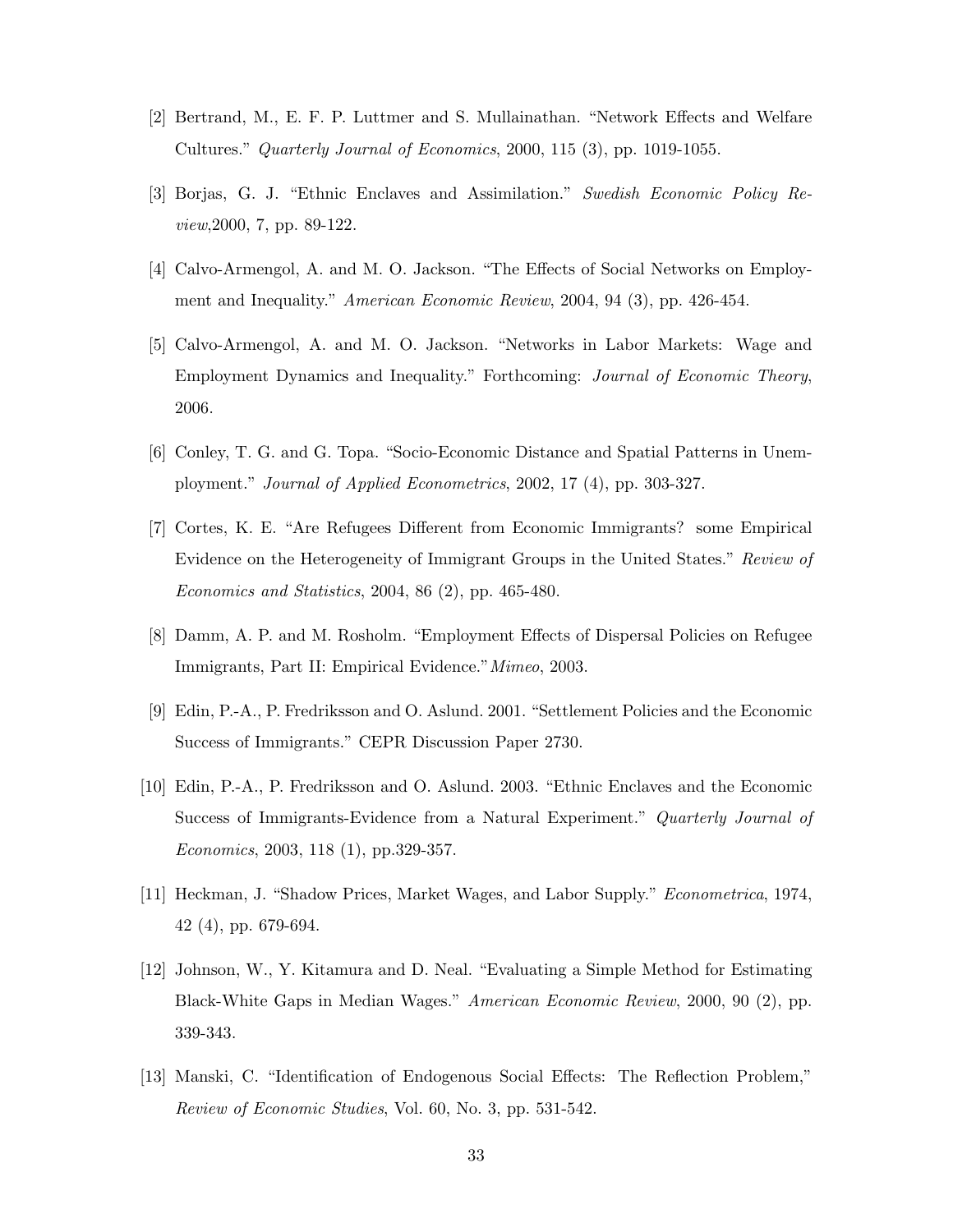[2] Bertrand, M., E. F. P. Luttmer and S. Mullainathan. "Network Effects and Welfare Cultures." *Quarterly Journal of Economics*, 2000, 115 (3), pp. 1019-1055.

[3] Borjas, G. J. "Ethnic Enclaves and Assimilation." *Swedish Economic Policy Review*,2000, 7, pp. 89-122.

[4] Calvo-Armengol, A. and M. O. Jackson. "The Effects of Social Networks on Employment and Inequality." *American Economic Review*, 2004, 94 (3), pp. 426-454.

[5] Calvo-Armengol, A. and M. O. Jackson. "Networks in Labor Markets: Wage and Employment Dynamics and Inequality." Forthcoming: *Journal of Economic Theory*, 2006.

[6] Conley, T. G. and G. Topa. "Socio-Economic Distance and Spatial Patterns in Unemployment." *Journal of Applied Econometrics*, 2002, 17 (4), pp. 303-327.

[7] Cortes, K. E. "Are Refugees Different from Economic Immigrants? some Empirical Evidence on the Heterogeneity of Immigrant Groups in the United States." *Review of Economics and Statistics*, 2004, 86 (2), pp. 465-480.

[8] Damm, A. P. and M. Rosholm. "Employment Effects of Dispersal Policies on Refugee Immigrants, Part II: Empirical Evidence."*Mimeo*, 2003.

[9] Edin, P.-A., P. Fredriksson and O. Aslund. 2001. "Settlement Policies and the Economic Success of Immigrants." CEPR Discussion Paper 2730.

[10] Edin, P.-A., P. Fredriksson and O. Aslund. 2003. "Ethnic Enclaves and the Economic Success of Immigrants-Evidence from a Natural Experiment." *Quarterly Journal of Economics*, 2003, 118 (1), pp.329-357.

[11] Heckman, J. "Shadow Prices, Market Wages, and Labor Supply." *Econometrica*, 1974, 42 (4), pp. 679-694.

[12] Johnson, W., Y. Kitamura and D. Neal. "Evaluating a Simple Method for Estimating Black-White Gaps in Median Wages." *American Economic Review*, 2000, 90 (2), pp. 339-343.

[13] Manski, C. "Identification of Endogenous Social Effects: The Reflection Problem," *Review of Economic Studies*, Vol. 60, No. 3, pp. 531-542.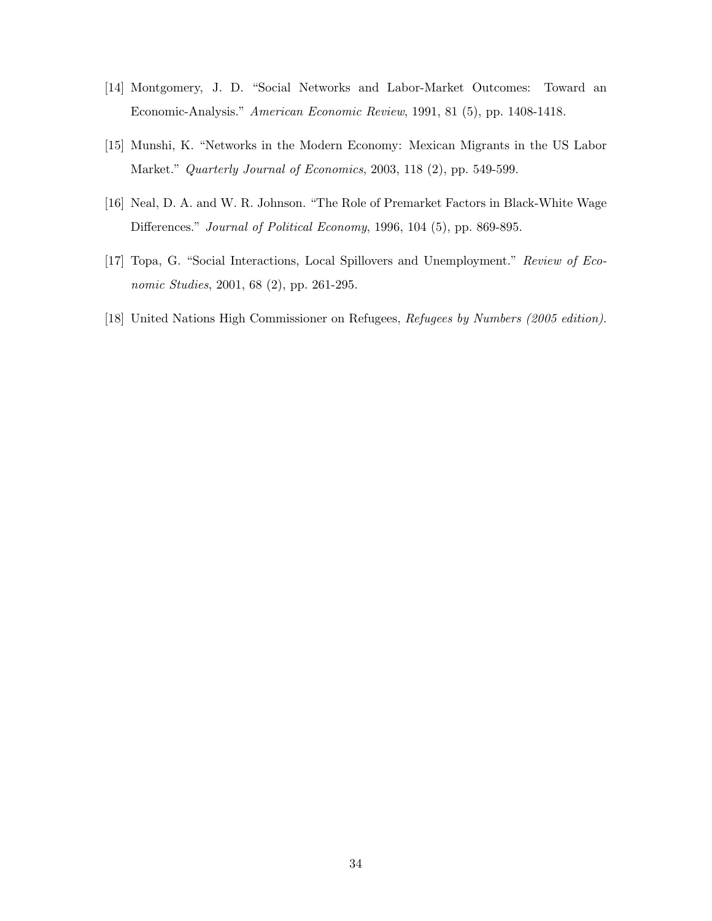[14] Montgomery, J. D. "Social Networks and Labor-Market Outcomes: Toward an Economic-Analysis." *American Economic Review*, 1991, 81 (5), pp. 1408-1418.

[15] Munshi, K. "Networks in the Modern Economy: Mexican Migrants in the US Labor Market." *Quarterly Journal of Economics*, 2003, 118 (2), pp. 549-599.

[16] Neal, D. A. and W. R. Johnson. "The Role of Premarket Factors in Black-White Wage Differences." *Journal of Political Economy*, 1996, 104 (5), pp. 869-895.

[17] Topa, G. "Social Interactions, Local Spillovers and Unemployment." *Review of Economic Studies*, 2001, 68 (2), pp. 261-295.

[18] United Nations High Commissioner on Refugees, *Refugees by Numbers (2005 edition)*.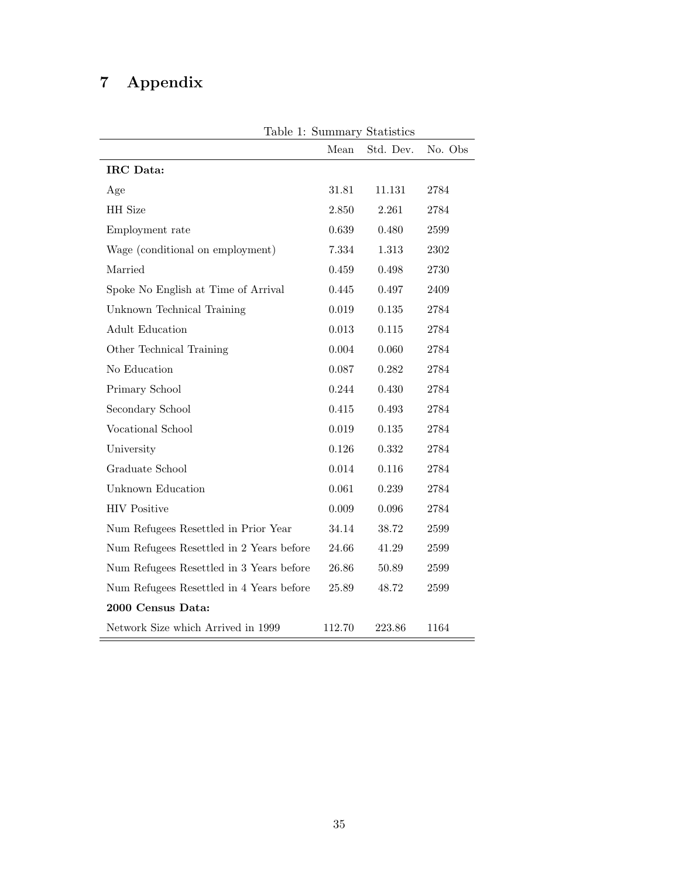# 7 Appendix

Table 1: Summary Statistics

| | Mean | Std. Dev. | No. Obs |
|---|---|---|---|
| **IRC Data:** | | | |
| Age | 31.81 | 11.131 | 2784 |
| HH Size | 2.850 | 2.261 | 2784 |
| Employment rate | 0.639 | 0.480 | 2599 |
| Wage (conditional on employment) | 7.334 | 1.313 | 2302 |
| Married | 0.459 | 0.498 | 2730 |
| Spoke No English at Time of Arrival | 0.445 | 0.497 | 2409 |
| Unknown Technical Training | 0.019 | 0.135 | 2784 |
| Adult Education | 0.013 | 0.115 | 2784 |
| Other Technical Training | 0.004 | 0.060 | 2784 |
| No Education | 0.087 | 0.282 | 2784 |
| Primary School | 0.244 | 0.430 | 2784 |
| Secondary School | 0.415 | 0.493 | 2784 |
| Vocational School | 0.019 | 0.135 | 2784 |
| University | 0.126 | 0.332 | 2784 |
| Graduate School | 0.014 | 0.116 | 2784 |
| Unknown Education | 0.061 | 0.239 | 2784 |
| HIV Positive | 0.009 | 0.096 | 2784 |
| Num Refugees Resettled in Prior Year | 34.14 | 38.72 | 2599 |
| Num Refugees Resettled in 2 Years before | 24.66 | 41.29 | 2599 |
| Num Refugees Resettled in 3 Years before | 26.86 | 50.89 | 2599 |
| Num Refugees Resettled in 4 Years before | 25.89 | 48.72 | 2599 |
| **2000 Census Data:** | | | |
| Network Size which Arrived in 1999 | 112.70 | 223.86 | 1164 |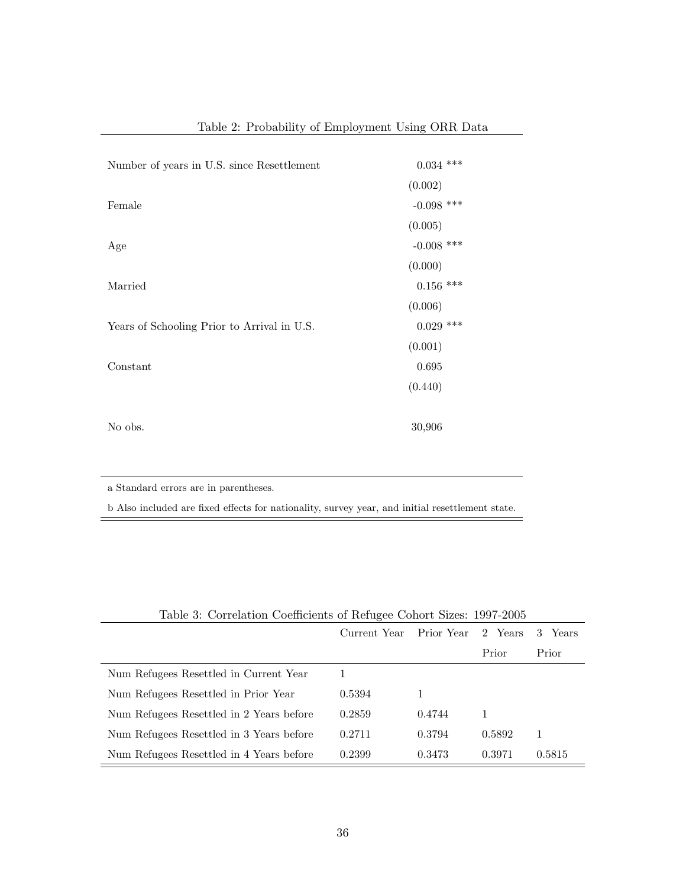Table 2: Probability of Employment Using ORR Data

| | |
|---|---|
| Number of years in U.S. since Resettlement | 0.034 *** |
| | (0.002) |
| Female | -0.098 *** |
| | (0.005) |
| Age | -0.008 *** |
| | (0.000) |
| Married | 0.156 *** |
| | (0.006) |
| Years of Schooling Prior to Arrival in U.S. | 0.029 *** |
| | (0.001) |
| Constant | 0.695 |
| | (0.440) |
| No obs. | 30,906 |

a Standard errors are in parentheses.

b Also included are fixed effects for nationality, survey year, and initial resettlement state.

Table 3: Correlation Coefficients of Refugee Cohort Sizes: 1997-2005

| | Current Year | Prior Year | 2 Years Prior | 3 Years Prior |
|---|---|---|---|---|
| Num Refugees Resettled in Current Year | 1 | | | |
| Num Refugees Resettled in Prior Year | 0.5394 | 1 | | |
| Num Refugees Resettled in 2 Years before | 0.2859 | 0.4744 | 1 | |
| Num Refugees Resettled in 3 Years before | 0.2711 | 0.3794 | 0.5892 | 1 |
| Num Refugees Resettled in 4 Years before | 0.2399 | 0.3473 | 0.3971 | 0.5815 |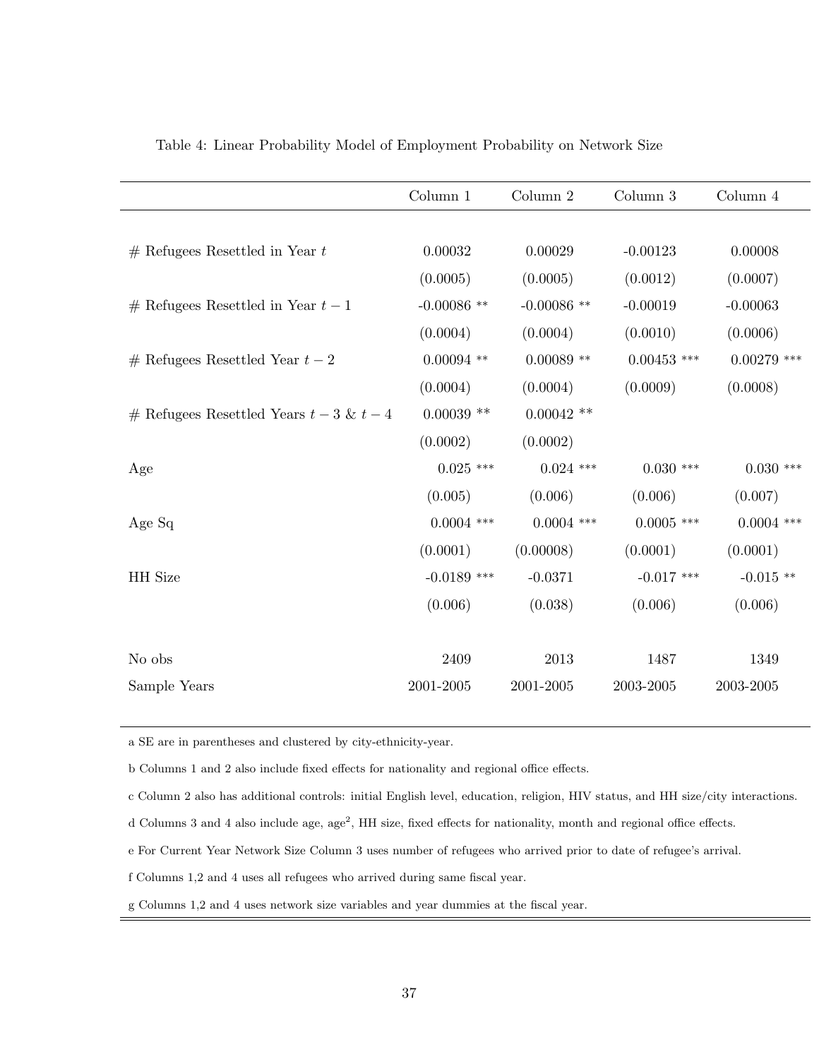Table 4: Linear Probability Model of Employment Probability on Network Size

| | Column 1 | Column 2 | Column 3 | Column 4 |
|---|---|---|---|---|
| # Refugees Resettled in Year $t$ | 0.00032 | 0.00029 | -0.00123 | 0.00008 |
| | (0.0005) | (0.0005) | (0.0012) | (0.0007) |
| # Refugees Resettled in Year $t-1$ | -0.00086 ** | -0.00086 ** | -0.00019 | -0.00063 |
| | (0.0004) | (0.0004) | (0.0010) | (0.0006) |
| # Refugees Resettled Year $t-2$ | 0.00094 ** | 0.00089 ** | 0.00453 *** | 0.00279 *** |
| | (0.0004) | (0.0004) | (0.0009) | (0.0008) |
| # Refugees Resettled Years $t-3$ & $t-4$ | 0.00039 ** | 0.00042 ** | | |
| | (0.0002) | (0.0002) | | |
| Age | 0.025 *** | 0.024 *** | 0.030 *** | 0.030 *** |
| | (0.005) | (0.006) | (0.006) | (0.007) |
| Age Sq | 0.0004 *** | 0.0004 *** | 0.0005 *** | 0.0004 *** |
| | (0.0001) | (0.00008) | (0.0001) | (0.0001) |
| HH Size | -0.0189 *** | -0.0371 | -0.017 *** | -0.015 ** |
| | (0.006) | (0.038) | (0.006) | (0.006) |
| No obs | 2409 | 2013 | 1487 | 1349 |
| Sample Years | 2001-2005 | 2001-2005 | 2003-2005 | 2003-2005 |

a SE are in parentheses and clustered by city-ethnicity-year.

b Columns 1 and 2 also include fixed effects for nationality and regional office effects.

c Column 2 also has additional controls: initial English level, education, religion, HIV status, and HH size/city interactions.

d Columns 3 and 4 also include age, age$^2$, HH size, fixed effects for nationality, month and regional office effects.

e For Current Year Network Size Column 3 uses number of refugees who arrived prior to date of refugee's arrival.

f Columns 1,2 and 4 uses all refugees who arrived during same fiscal year.

g Columns 1,2 and 4 uses network size variables and year dummies at the fiscal year.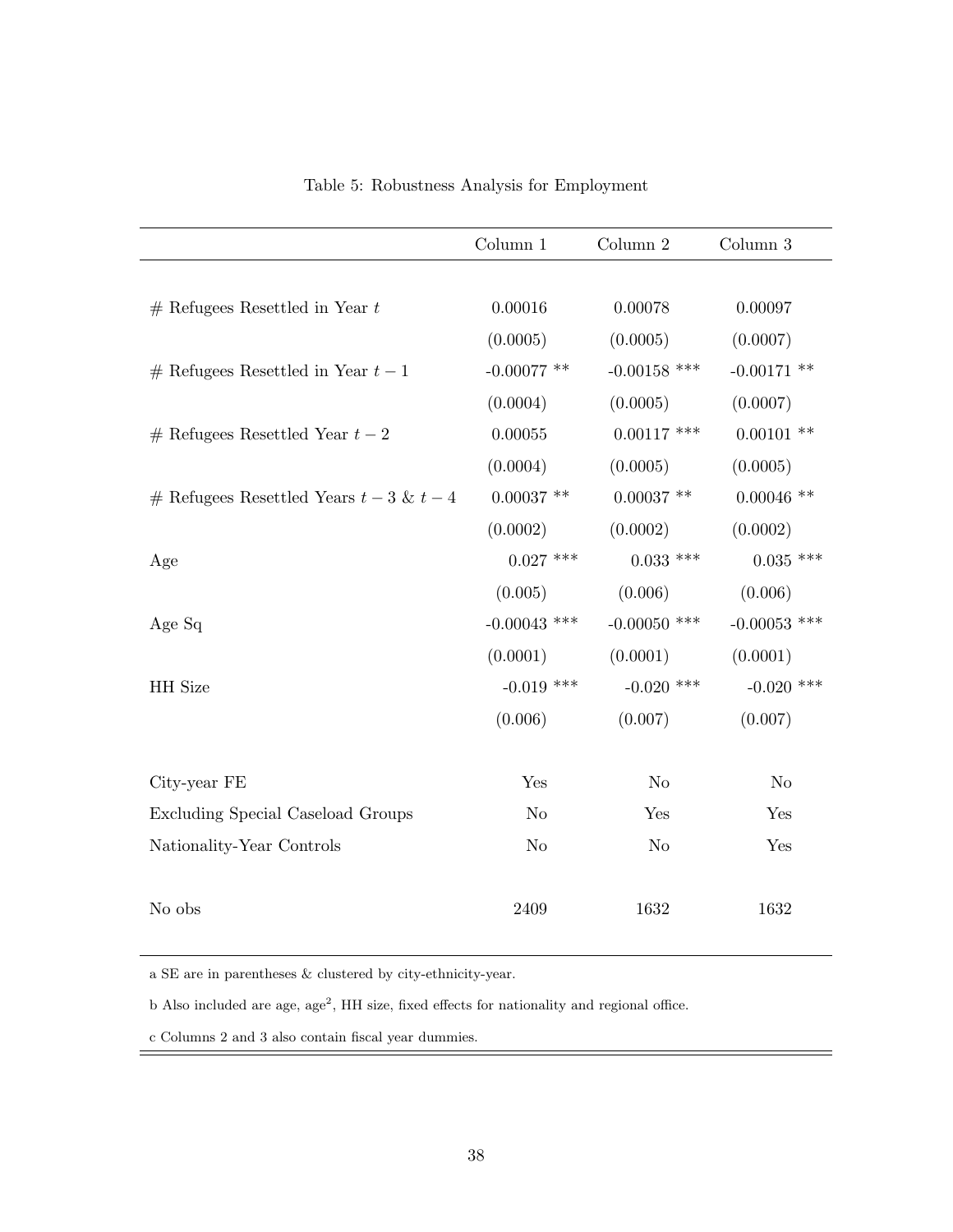Table 5: Robustness Analysis for Employment

| | Column 1 | Column 2 | Column 3 |
|---|---|---|---|
| # Refugees Resettled in Year $t$ | 0.00016 | 0.00078 | 0.00097 |
| | (0.0005) | (0.0005) | (0.0007) |
| # Refugees Resettled in Year $t-1$ | -0.00077 ** | -0.00158 *** | -0.00171 ** |
| | (0.0004) | (0.0005) | (0.0007) |
| # Refugees Resettled Year $t-2$ | 0.00055 | 0.00117 *** | 0.00101 ** |
| | (0.0004) | (0.0005) | (0.0005) |
| # Refugees Resettled Years $t-3$ & $t-4$ | 0.00037 ** | 0.00037 ** | 0.00046 ** |
| | (0.0002) | (0.0002) | (0.0002) |
| Age | 0.027 *** | 0.033 *** | 0.035 *** |
| | (0.005) | (0.006) | (0.006) |
| Age Sq | -0.00043 *** | -0.00050 *** | -0.00053 *** |
| | (0.0001) | (0.0001) | (0.0001) |
| HH Size | -0.019 *** | -0.020 *** | -0.020 *** |
| | (0.006) | (0.007) | (0.007) |
| City-year FE | Yes | No | No |
| Excluding Special Caseload Groups | No | Yes | Yes |
| Nationality-Year Controls | No | No | Yes |
| No obs | 2409 | 1632 | 1632 |

a SE are in parentheses & clustered by city-ethnicity-year.

b Also included are age, age$^2$, HH size, fixed effects for nationality and regional office.

c Columns 2 and 3 also contain fiscal year dummies.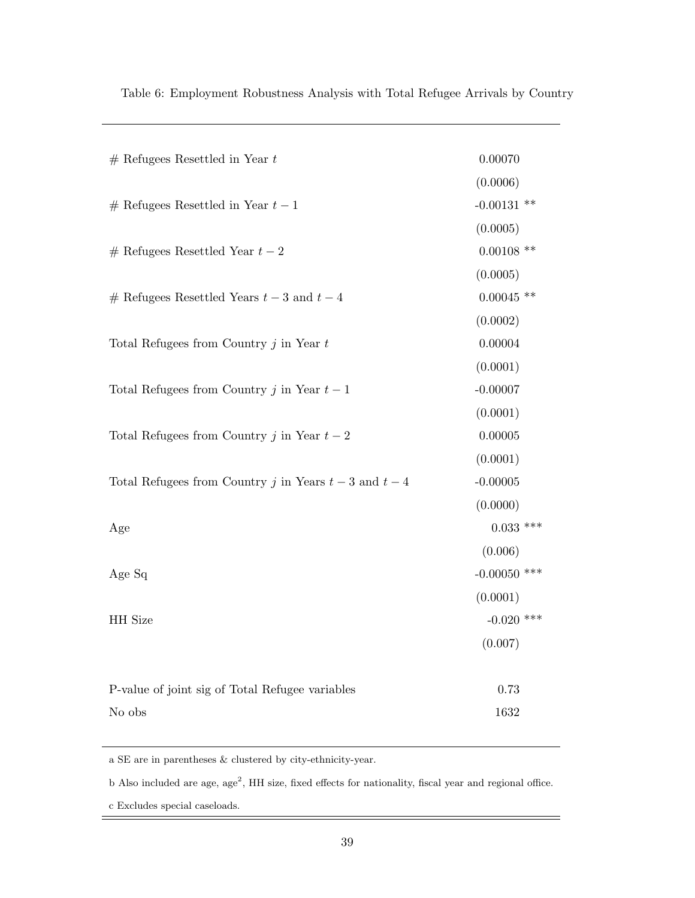Table 6: Employment Robustness Analysis with Total Refugee Arrivals by Country

| | |
|---|---|
| # Refugees Resettled in Year $t$ | 0.00070 |
| | (0.0006) |
| # Refugees Resettled in Year $t-1$ | -0.00131 ** |
| | (0.0005) |
| # Refugees Resettled Year $t-2$ | 0.00108 ** |
| | (0.0005) |
| # Refugees Resettled Years $t-3$ and $t-4$ | 0.00045 ** |
| | (0.0002) |
| Total Refugees from Country $j$ in Year $t$ | 0.00004 |
| | (0.0001) |
| Total Refugees from Country $j$ in Year $t-1$ | -0.00007 |
| | (0.0001) |
| Total Refugees from Country $j$ in Year $t-2$ | 0.00005 |
| | (0.0001) |
| Total Refugees from Country $j$ in Years $t-3$ and $t-4$ | -0.00005 |
| | (0.0000) |
| Age | 0.033 *** |
| | (0.006) |
| Age Sq | -0.00050 *** |
| | (0.0001) |
| HH Size | -0.020 *** |
| | (0.007) |
| P-value of joint sig of Total Refugee variables | 0.73 |
| No obs | 1632 |

a SE are in parentheses & clustered by city-ethnicity-year.

b Also included are age, age$^2$, HH size, fixed effects for nationality, fiscal year and regional office.

c Excludes special caseloads.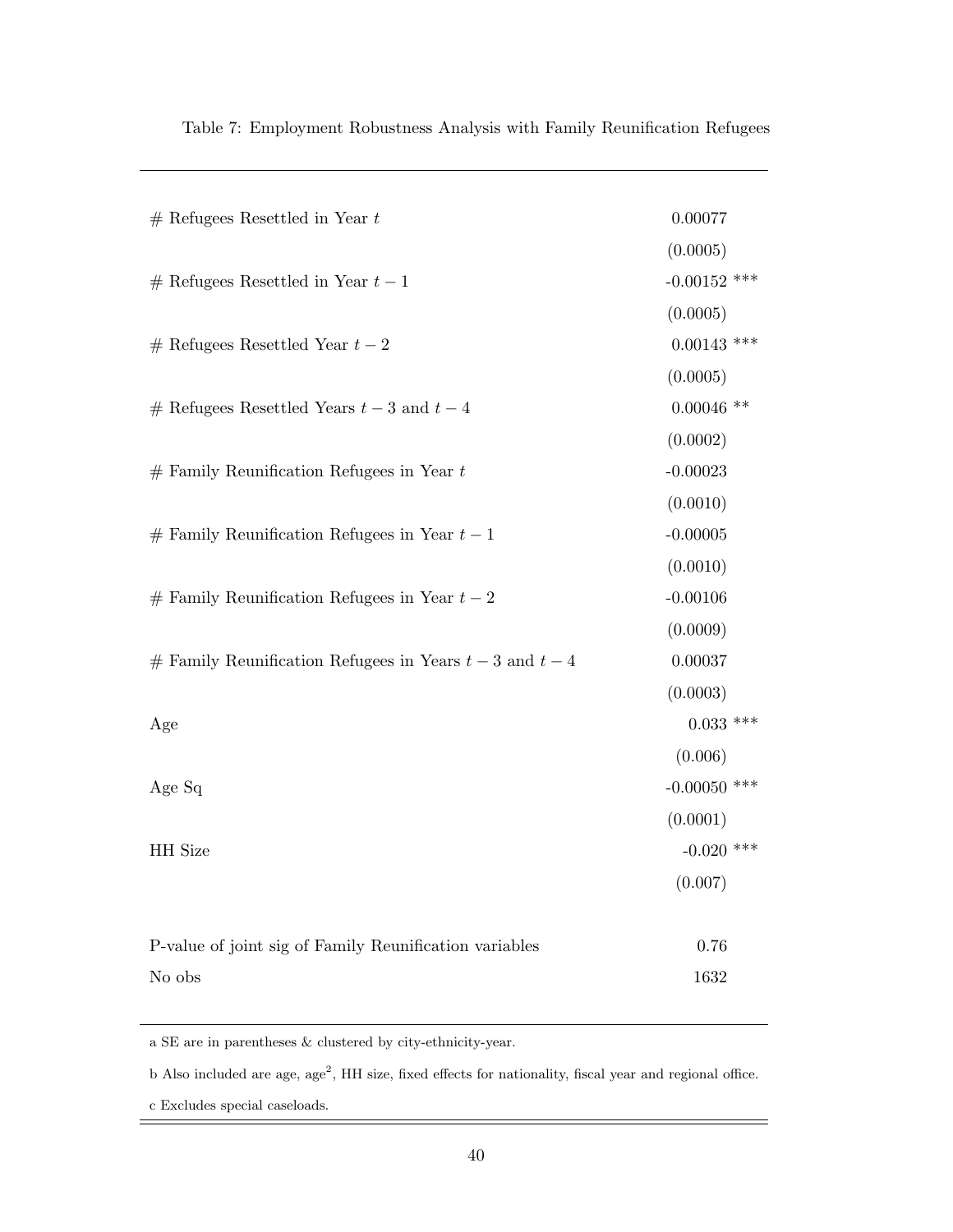Table 7: Employment Robustness Analysis with Family Reunification Refugees

| | |
|---|---|
| # Refugees Resettled in Year $t$ | 0.00077 |
| | (0.0005) |
| # Refugees Resettled in Year $t-1$ | -0.00152 *** |
| | (0.0005) |
| # Refugees Resettled Year $t-2$ | 0.00143 *** |
| | (0.0005) |
| # Refugees Resettled Years $t-3$ and $t-4$ | 0.00046 ** |
| | (0.0002) |
| # Family Reunification Refugees in Year $t$ | -0.00023 |
| | (0.0010) |
| # Family Reunification Refugees in Year $t-1$ | -0.00005 |
| | (0.0010) |
| # Family Reunification Refugees in Year $t-2$ | -0.00106 |
| | (0.0009) |
| # Family Reunification Refugees in Years $t-3$ and $t-4$ | 0.00037 |
| | (0.0003) |
| Age | 0.033 *** |
| | (0.006) |
| Age Sq | -0.00050 *** |
| | (0.0001) |
| HH Size | -0.020 *** |
| | (0.007) |
| P-value of joint sig of Family Reunification variables | 0.76 |
| No obs | 1632 |

a SE are in parentheses & clustered by city-ethnicity-year.

b Also included are age, age$^2$, HH size, fixed effects for nationality, fiscal year and regional office.

c Excludes special caseloads.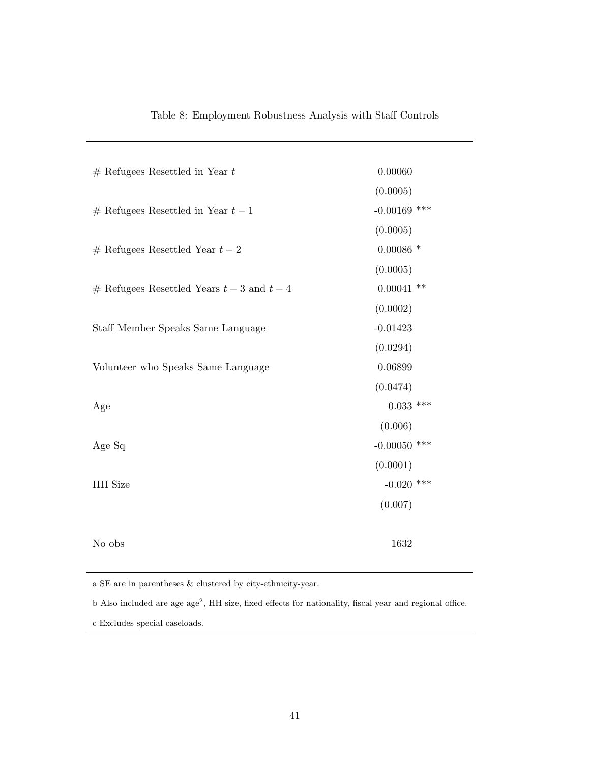Table 8: Employment Robustness Analysis with Staff Controls

| | |
|---|---|
| # Refugees Resettled in Year $t$ | 0.00060 |
| | (0.0005) |
| # Refugees Resettled in Year $t-1$ | -0.00169 *** |
| | (0.0005) |
| # Refugees Resettled Year $t-2$ | 0.00086 * |
| | (0.0005) |
| # Refugees Resettled Years $t-3$ and $t-4$ | 0.00041 ** |
| | (0.0002) |
| Staff Member Speaks Same Language | -0.01423 |
| | (0.0294) |
| Volunteer who Speaks Same Language | 0.06899 |
| | (0.0474) |
| Age | 0.033 *** |
| | (0.006) |
| Age Sq | -0.00050 *** |
| | (0.0001) |
| HH Size | -0.020 *** |
| | (0.007) |
| No obs | 1632 |

a SE are in parentheses & clustered by city-ethnicity-year.

b Also included are age age$^2$, HH size, fixed effects for nationality, fiscal year and regional office.

c Excludes special caseloads.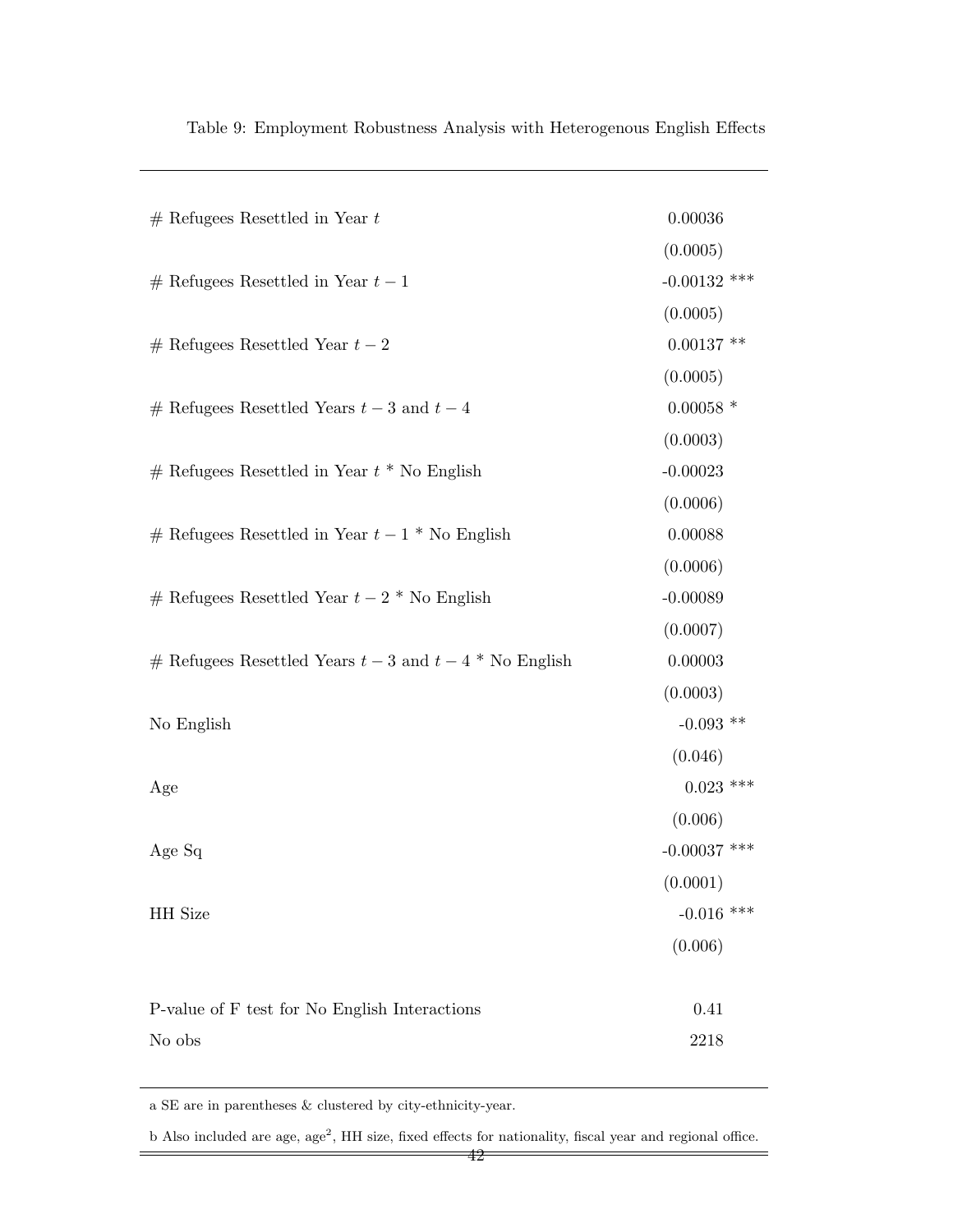Table 9: Employment Robustness Analysis with Heterogenous English Effects

| | |
|---|---|
| # Refugees Resettled in Year $t$ | 0.00036 |
| | (0.0005) |
| # Refugees Resettled in Year $t-1$ | -0.00132 *** |
| | (0.0005) |
| # Refugees Resettled Year $t-2$ | 0.00137 ** |
| | (0.0005) |
| # Refugees Resettled Years $t-3$ and $t-4$ | 0.00058 * |
| | (0.0003) |
| # Refugees Resettled in Year $t$ * No English | -0.00023 |
| | (0.0006) |
| # Refugees Resettled in Year $t-1$ * No English | 0.00088 |
| | (0.0006) |
| # Refugees Resettled Year $t-2$ * No English | -0.00089 |
| | (0.0007) |
| # Refugees Resettled Years $t-3$ and $t-4$ * No English | 0.00003 |
| | (0.0003) |
| No English | -0.093 ** |
| | (0.046) |
| Age | 0.023 *** |
| | (0.006) |
| Age Sq | -0.00037 *** |
| | (0.0001) |
| HH Size | -0.016 *** |
| | (0.006) |
| | |
| P-value of F test for No English Interactions | 0.41 |
| No obs | 2218 |

a SE are in parentheses & clustered by city-ethnicity-year.

b Also included are age, age$^2$, HH size, fixed effects for nationality, fiscal year and regional office.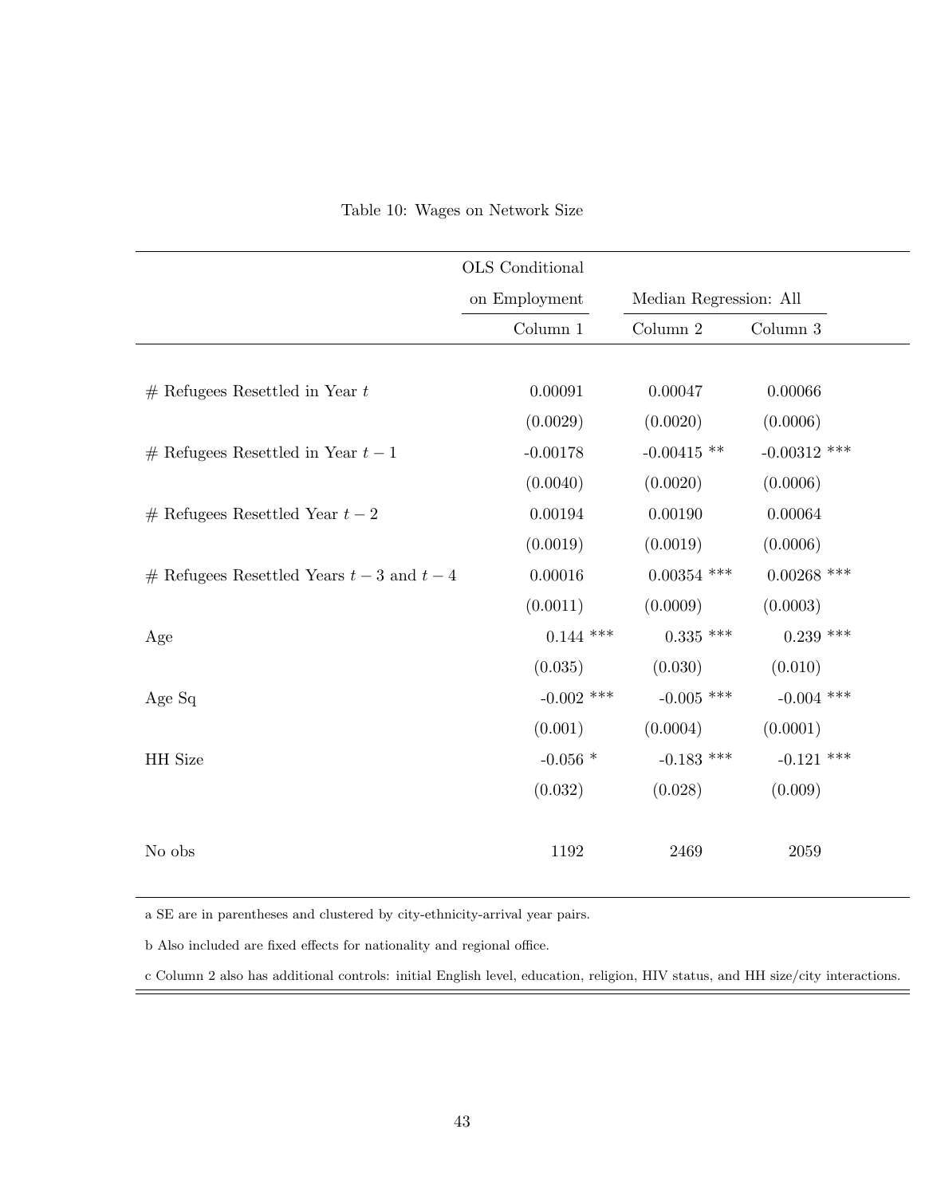Table 10: Wages on Network Size

| | OLS Conditional on Employment | Median Regression: All | |
|---|---|---|---|
| | Column 1 | Column 2 | Column 3 |
| # Refugees Resettled in Year $t$ | 0.00091 | 0.00047 | 0.00066 |
| | (0.0029) | (0.0020) | (0.0006) |
| # Refugees Resettled in Year $t-1$ | -0.00178 | -0.00415 ** | -0.00312 *** |
| | (0.0040) | (0.0020) | (0.0006) |
| # Refugees Resettled Year $t-2$ | 0.00194 | 0.00190 | 0.00064 |
| | (0.0019) | (0.0019) | (0.0006) |
| # Refugees Resettled Years $t-3$ and $t-4$ | 0.00016 | 0.00354 *** | 0.00268 *** |
| | (0.0011) | (0.0009) | (0.0003) |
| Age | 0.144 *** | 0.335 *** | 0.239 *** |
| | (0.035) | (0.030) | (0.010) |
| Age Sq | -0.002 *** | -0.005 *** | -0.004 *** |
| | (0.001) | (0.0004) | (0.0001) |
| HH Size | -0.056 * | -0.183 *** | -0.121 *** |
| | (0.032) | (0.028) | (0.009) |
| No obs | 1192 | 2469 | 2059 |

a SE are in parentheses and clustered by city-ethnicity-arrival year pairs.

b Also included are fixed effects for nationality and regional office.

c Column 2 also has additional controls: initial English level, education, religion, HIV status, and HH size/city interactions.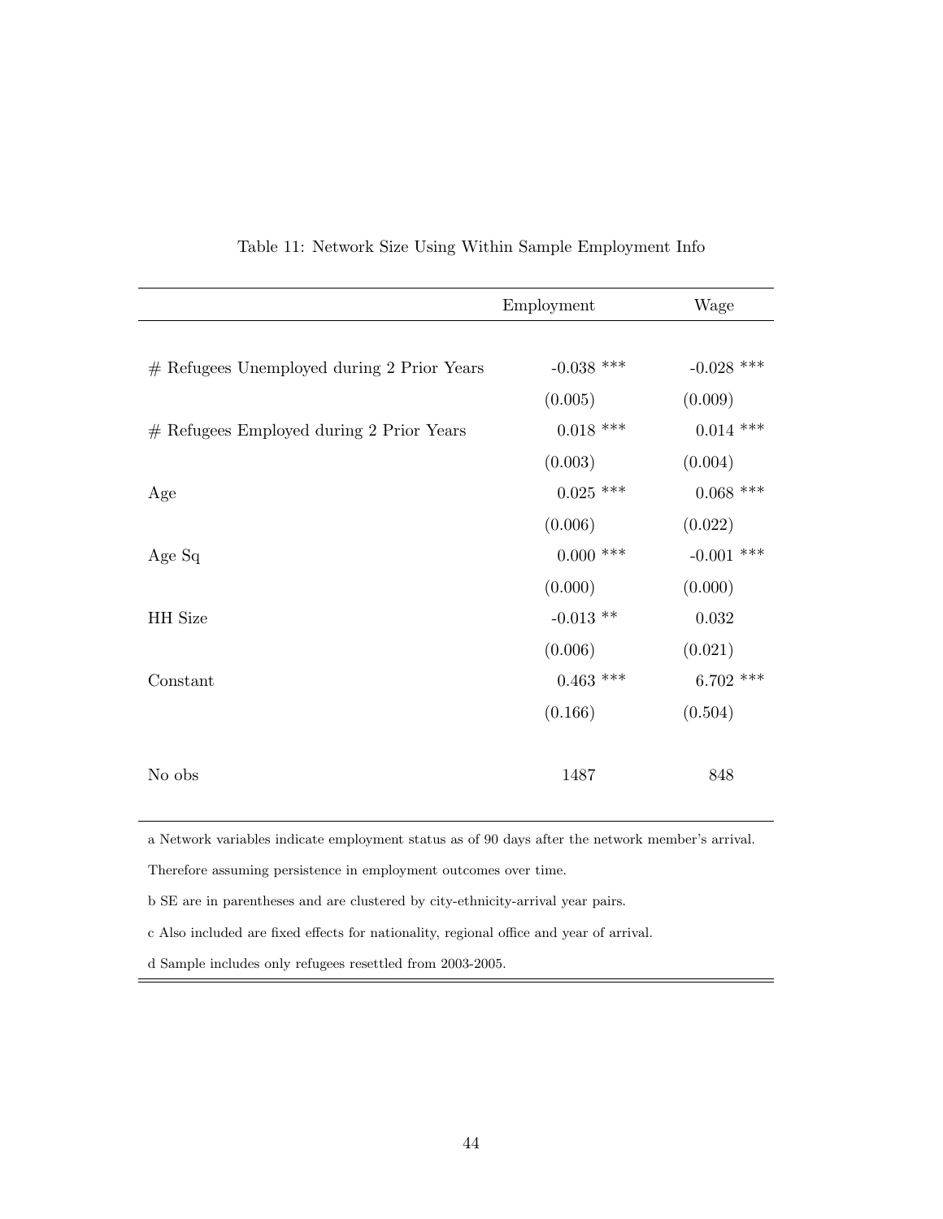Table 11: Network Size Using Within Sample Employment Info

| | Employment | Wage |
|---|---|---|
| # Refugees Unemployed during 2 Prior Years | -0.038 *** | -0.028 *** |
| | (0.005) | (0.009) |
| # Refugees Employed during 2 Prior Years | 0.018 *** | 0.014 *** |
| | (0.003) | (0.004) |
| Age | 0.025 *** | 0.068 *** |
| | (0.006) | (0.022) |
| Age Sq | 0.000 *** | -0.001 *** |
| | (0.000) | (0.000) |
| HH Size | -0.013 ** | 0.032 |
| | (0.006) | (0.021) |
| Constant | 0.463 *** | 6.702 *** |
| | (0.166) | (0.504) |
| No obs | 1487 | 848 |

a Network variables indicate employment status as of 90 days after the network member's arrival.

Therefore assuming persistence in employment outcomes over time.

b SE are in parentheses and are clustered by city-ethnicity-arrival year pairs.

c Also included are fixed effects for nationality, regional office and year of arrival.

d Sample includes only refugees resettled from 2003-2005.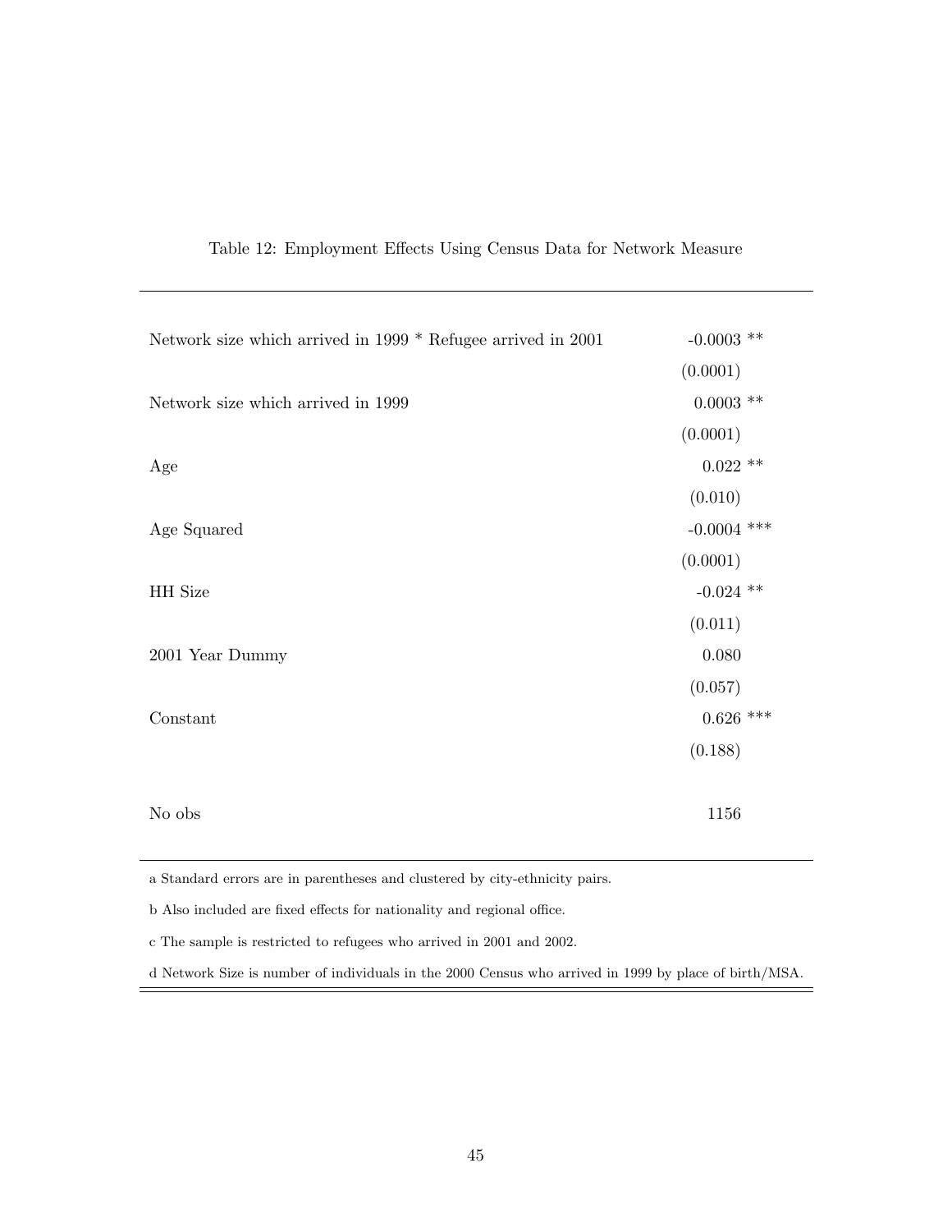Table 12: Employment Effects Using Census Data for Network Measure

| | |
|---|---|
| Network size which arrived in 1999 * Refugee arrived in 2001 | -0.0003 ** |
| | (0.0001) |
| Network size which arrived in 1999 | 0.0003 ** |
| | (0.0001) |
| Age | 0.022 ** |
| | (0.010) |
| Age Squared | -0.0004 *** |
| | (0.0001) |
| HH Size | -0.024 ** |
| | (0.011) |
| 2001 Year Dummy | 0.080 |
| | (0.057) |
| Constant | 0.626 *** |
| | (0.188) |
| No obs | 1156 |

a Standard errors are in parentheses and clustered by city-ethnicity pairs.

b Also included are fixed effects for nationality and regional office.

c The sample is restricted to refugees who arrived in 2001 and 2002.

d Network Size is number of individuals in the 2000 Census who arrived in 1999 by place of birth/MSA.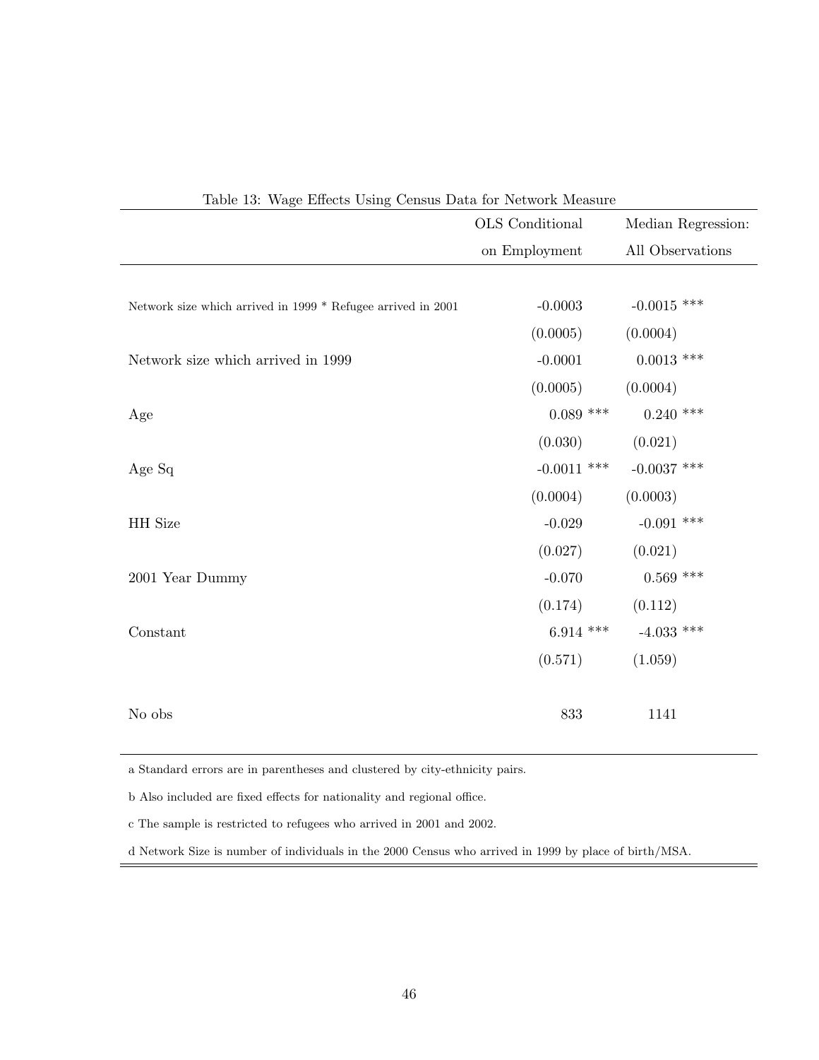Table 13: Wage Effects Using Census Data for Network Measure

| | OLS Conditional on Employment | Median Regression: All Observations |
|---|---|---|
| Network size which arrived in 1999 * Refugee arrived in 2001 | -0.0003 | -0.0015 *** |
| | (0.0005) | (0.0004) |
| Network size which arrived in 1999 | -0.0001 | 0.0013 *** |
| | (0.0005) | (0.0004) |
| Age | 0.089 *** | 0.240 *** |
| | (0.030) | (0.021) |
| Age Sq | -0.0011 *** | -0.0037 *** |
| | (0.0004) | (0.0003) |
| HH Size | -0.029 | -0.091 *** |
| | (0.027) | (0.021) |
| 2001 Year Dummy | -0.070 | 0.569 *** |
| | (0.174) | (0.112) |
| Constant | 6.914 *** | -4.033 *** |
| | (0.571) | (1.059) |
| No obs | 833 | 1141 |

a Standard errors are in parentheses and clustered by city-ethnicity pairs.

b Also included are fixed effects for nationality and regional office.

c The sample is restricted to refugees who arrived in 2001 and 2002.

d Network Size is number of individuals in the 2000 Census who arrived in 1999 by place of birth/MSA.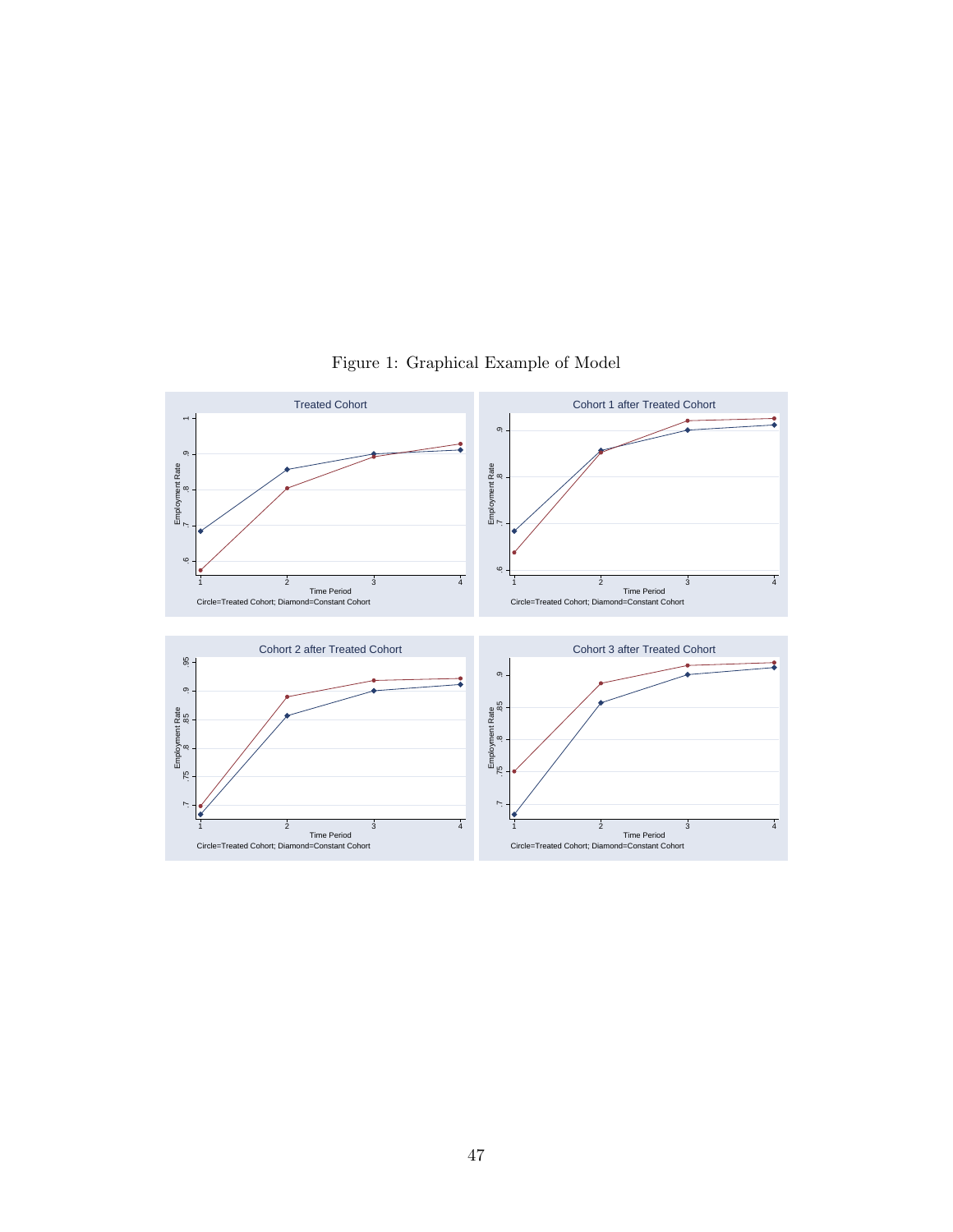Figure 1: Graphical Example of Model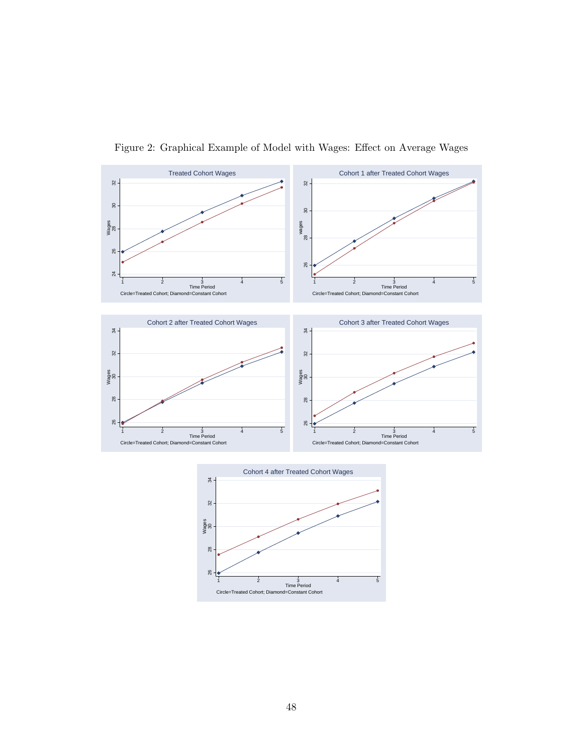Figure 2: Graphical Example of Model with Wages: Effect on Average Wages

Treated Cohort Wages

Cohort 1 after Treated Cohort Wages

Cohort 2 after Treated Cohort Wages

Cohort 3 after Treated Cohort Wages

Cohort 4 after Treated Cohort Wages

Circle=Treated Cohort; Diamond=Constant Cohort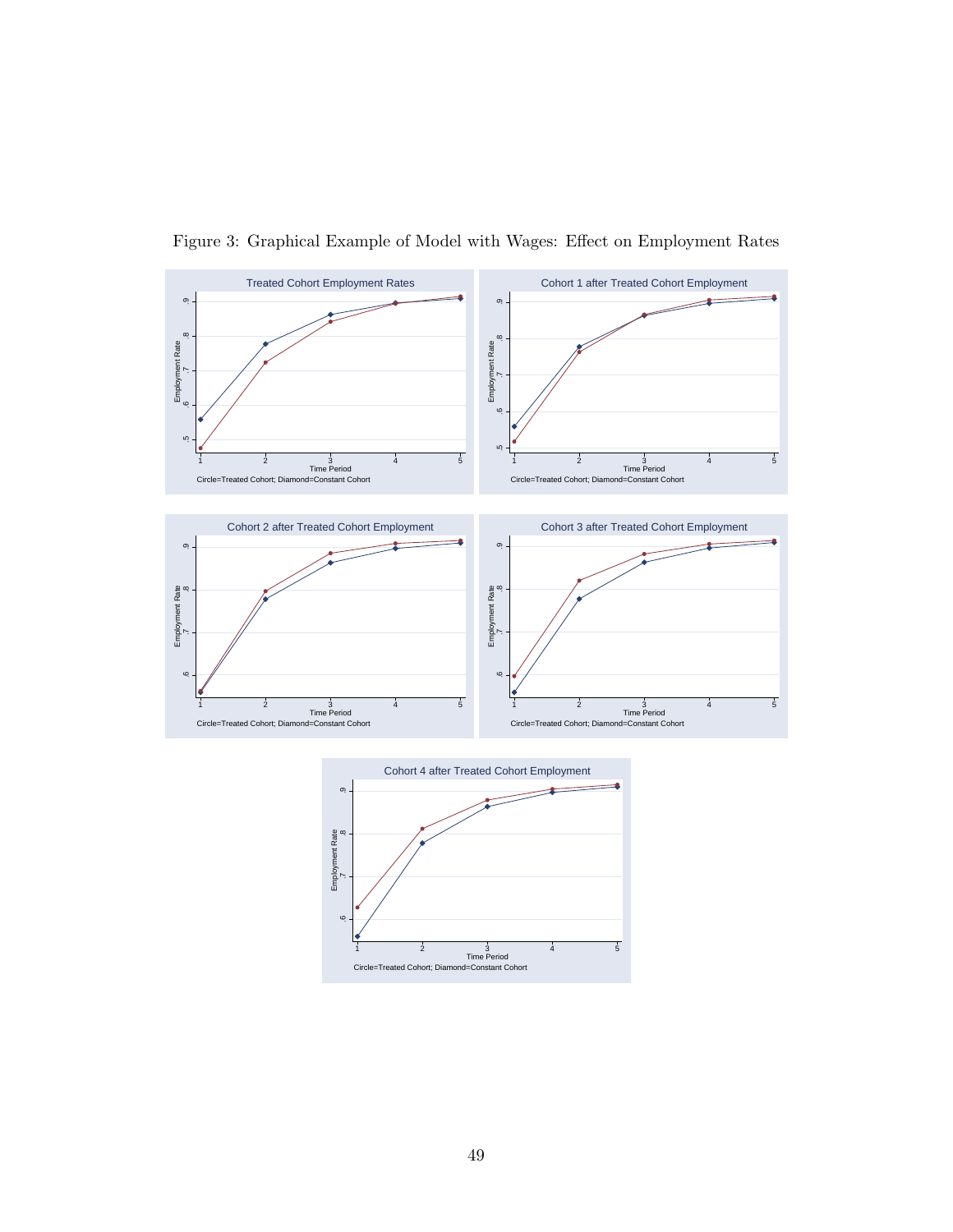Figure 3: Graphical Example of Model with Wages: Effect on Employment Rates

Treated Cohort Employment Rates

Cohort 1 after Treated Cohort Employment

Cohort 2 after Treated Cohort Employment

Cohort 3 after Treated Cohort Employment

Cohort 4 after Treated Cohort Employment

Circle=Treated Cohort; Diamond=Constant Cohort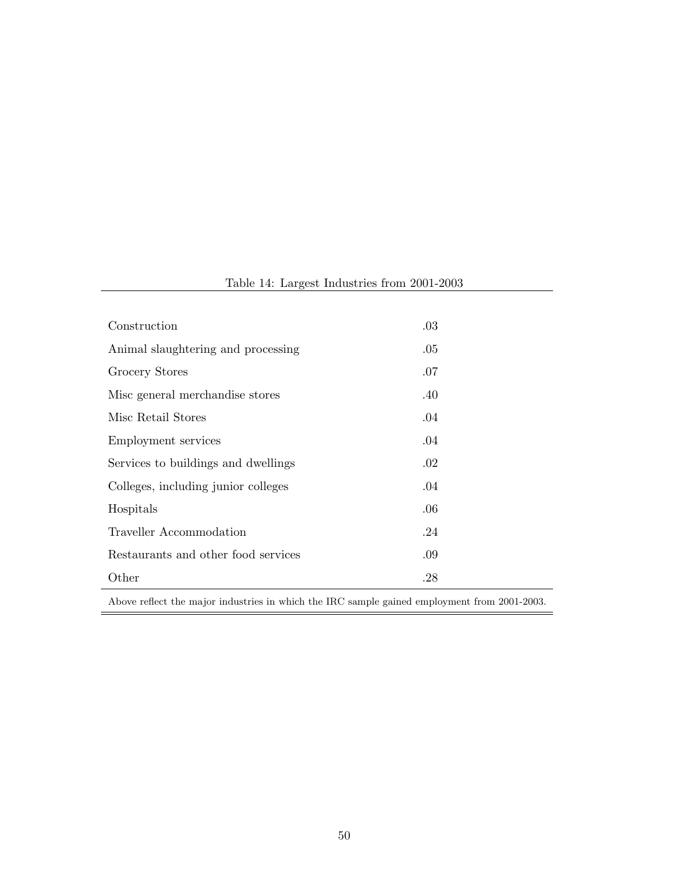Table 14: Largest Industries from 2001-2003

| | |
|---|---|
| Construction | .03 |
| Animal slaughtering and processing | .05 |
| Grocery Stores | .07 |
| Misc general merchandise stores | .40 |
| Misc Retail Stores | .04 |
| Employment services | .04 |
| Services to buildings and dwellings | .02 |
| Colleges, including junior colleges | .04 |
| Hospitals | .06 |
| Traveller Accommodation | .24 |
| Restaurants and other food services | .09 |
| Other | .28 |

Above reflect the major industries in which the IRC sample gained employment from 2001-2003.